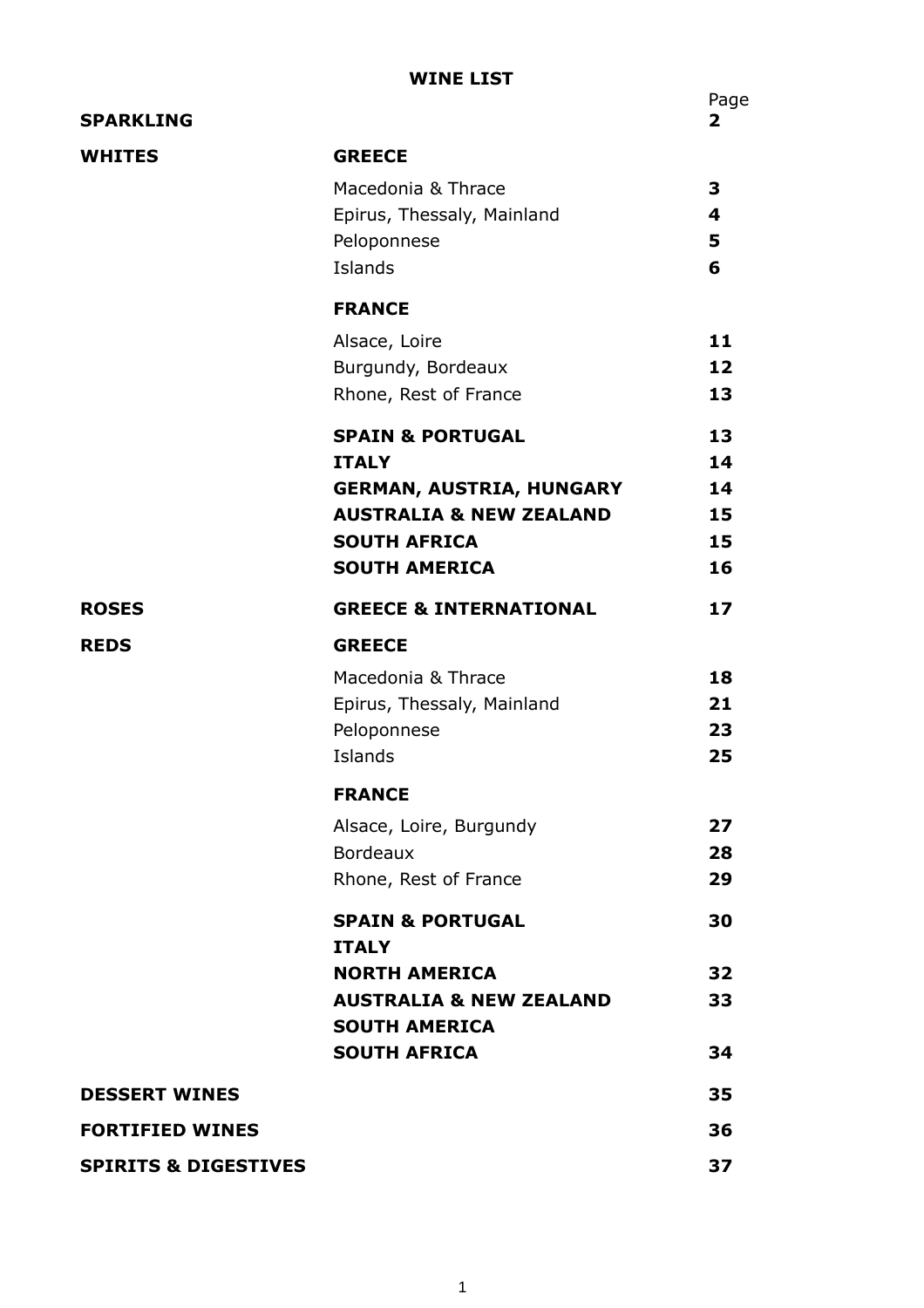# WINE LIST

| | | Page |
|---|---|---|
| **SPARKLING** | | **2** |
| **WHITES** | **GREECE** | |
| | Macedonia & Thrace | **3** |
| | Epirus, Thessaly, Mainland | **4** |
| | Peloponnese | **5** |
| | Islands | **6** |
| | **FRANCE** | |
| | Alsace, Loire | **11** |
| | Burgundy, Bordeaux | **12** |
| | Rhone, Rest of France | **13** |
| | **SPAIN & PORTUGAL** | **13** |
| | **ITALY** | **14** |
| | **GERMAN, AUSTRIA, HUNGARY** | **14** |
| | **AUSTRALIA & NEW ZEALAND** | **15** |
| | **SOUTH AFRICA** | **15** |
| | **SOUTH AMERICA** | **16** |
| **ROSES** | **GREECE & INTERNATIONAL** | **17** |
| **REDS** | **GREECE** | |
| | Macedonia & Thrace | **18** |
| | Epirus, Thessaly, Mainland | **21** |
| | Peloponnese | **23** |
| | Islands | **25** |
| | **FRANCE** | |
| | Alsace, Loire, Burgundy | **27** |
| | Bordeaux | **28** |
| | Rhone, Rest of France | **29** |
| | **SPAIN & PORTUGAL** | **30** |
| | **ITALY** | |
| | **NORTH AMERICA** | **32** |
| | **AUSTRALIA & NEW ZEALAND** | **33** |
| | **SOUTH AMERICA** | |
| | **SOUTH AFRICA** | **34** |
| **DESSERT WINES** | | **35** |
| **FORTIFIED WINES** | | **36** |
| **SPIRITS & DIGESTIVES** | | **37** |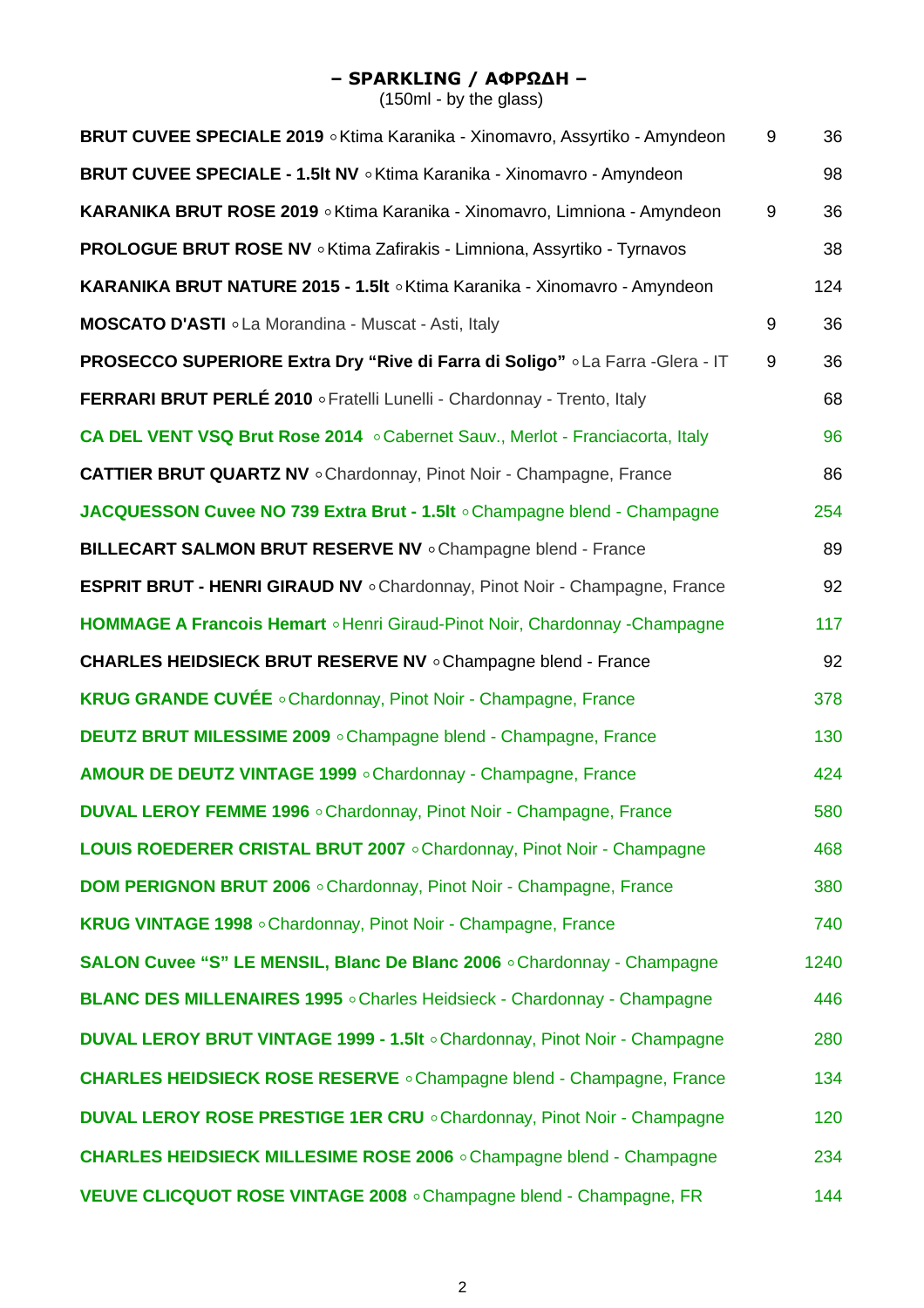## – SPARKLING / ΑΦΡΩΔΗ –

(150ml - by the glass)

| Wine | Glass | Bottle |
|---|---|---|
| **BRUT CUVEE SPECIALE 2019** ∘ Ktima Karanika - Xinomavro, Assyrtiko - Amyndeon | 9 | 36 |
| **BRUT CUVEE SPECIALE - 1.5lt NV** ∘ Ktima Karanika - Xinomavro - Amyndeon | | 98 |
| **KARANIKA BRUT ROSE 2019** ∘ Ktima Karanika - Xinomavro, Limniona - Amyndeon | 9 | 36 |
| **PROLOGUE BRUT ROSE NV** ∘ Ktima Zafirakis - Limniona, Assyrtiko - Tyrnavos | | 38 |
| **KARANIKA BRUT NATURE 2015 - 1.5lt** ∘ Ktima Karanika - Xinomavro - Amyndeon | | 124 |
| **MOSCATO D'ASTI** ∘ La Morandina - Muscat - Asti, Italy | 9 | 36 |
| **PROSECCO SUPERIORE Extra Dry “Rive di Farra di Soligo”** ∘ La Farra -Glera - IT | 9 | 36 |
| **FERRARI BRUT PERLÉ 2010** ∘ Fratelli Lunelli - Chardonnay - Trento, Italy | | 68 |
| **CA DEL VENT VSQ Brut Rose 2014** ∘ Cabernet Sauv., Merlot - Franciacorta, Italy | | 96 |
| **CATTIER BRUT QUARTZ NV** ∘ Chardonnay, Pinot Noir - Champagne, France | | 86 |
| **JACQUESSON Cuvee NO 739 Extra Brut - 1.5lt** ∘ Champagne blend - Champagne | | 254 |
| **BILLECART SALMON BRUT RESERVE NV** ∘ Champagne blend - France | | 89 |
| **ESPRIT BRUT - HENRI GIRAUD NV** ∘ Chardonnay, Pinot Noir - Champagne, France | | 92 |
| **HOMMAGE A Francois Hemart** ∘ Henri Giraud-Pinot Noir, Chardonnay -Champagne | | 117 |
| **CHARLES HEIDSIECK BRUT RESERVE NV** ∘ Champagne blend - France | | 92 |
| **KRUG GRANDE CUVÉE** ∘ Chardonnay, Pinot Noir - Champagne, France | | 378 |
| **DEUTZ BRUT MILESSIME 2009** ∘ Champagne blend - Champagne, France | | 130 |
| **AMOUR DE DEUTZ VINTAGE 1999** ∘ Chardonnay - Champagne, France | | 424 |
| **DUVAL LEROY FEMME 1996** ∘ Chardonnay, Pinot Noir - Champagne, France | | 580 |
| **LOUIS ROEDERER CRISTAL BRUT 2007** ∘ Chardonnay, Pinot Noir - Champagne | | 468 |
| **DOM PERIGNON BRUT 2006** ∘ Chardonnay, Pinot Noir - Champagne, France | | 380 |
| **KRUG VINTAGE 1998** ∘ Chardonnay, Pinot Noir - Champagne, France | | 740 |
| **SALON Cuvee “S” LE MENSIL, Blanc De Blanc 2006** ∘ Chardonnay - Champagne | | 1240 |
| **BLANC DES MILLENAIRES 1995** ∘ Charles Heidsieck - Chardonnay - Champagne | | 446 |
| **DUVAL LEROY BRUT VINTAGE 1999 - 1.5lt** ∘ Chardonnay, Pinot Noir - Champagne | | 280 |
| **CHARLES HEIDSIECK ROSE RESERVE** ∘ Champagne blend - Champagne, France | | 134 |
| **DUVAL LEROY ROSE PRESTIGE 1ER CRU** ∘ Chardonnay, Pinot Noir - Champagne | | 120 |
| **CHARLES HEIDSIECK MILLESIME ROSE 2006** ∘ Champagne blend - Champagne | | 234 |
| **VEUVE CLICQUOT ROSE VINTAGE 2008** ∘ Champagne blend - Champagne, FR | | 144 |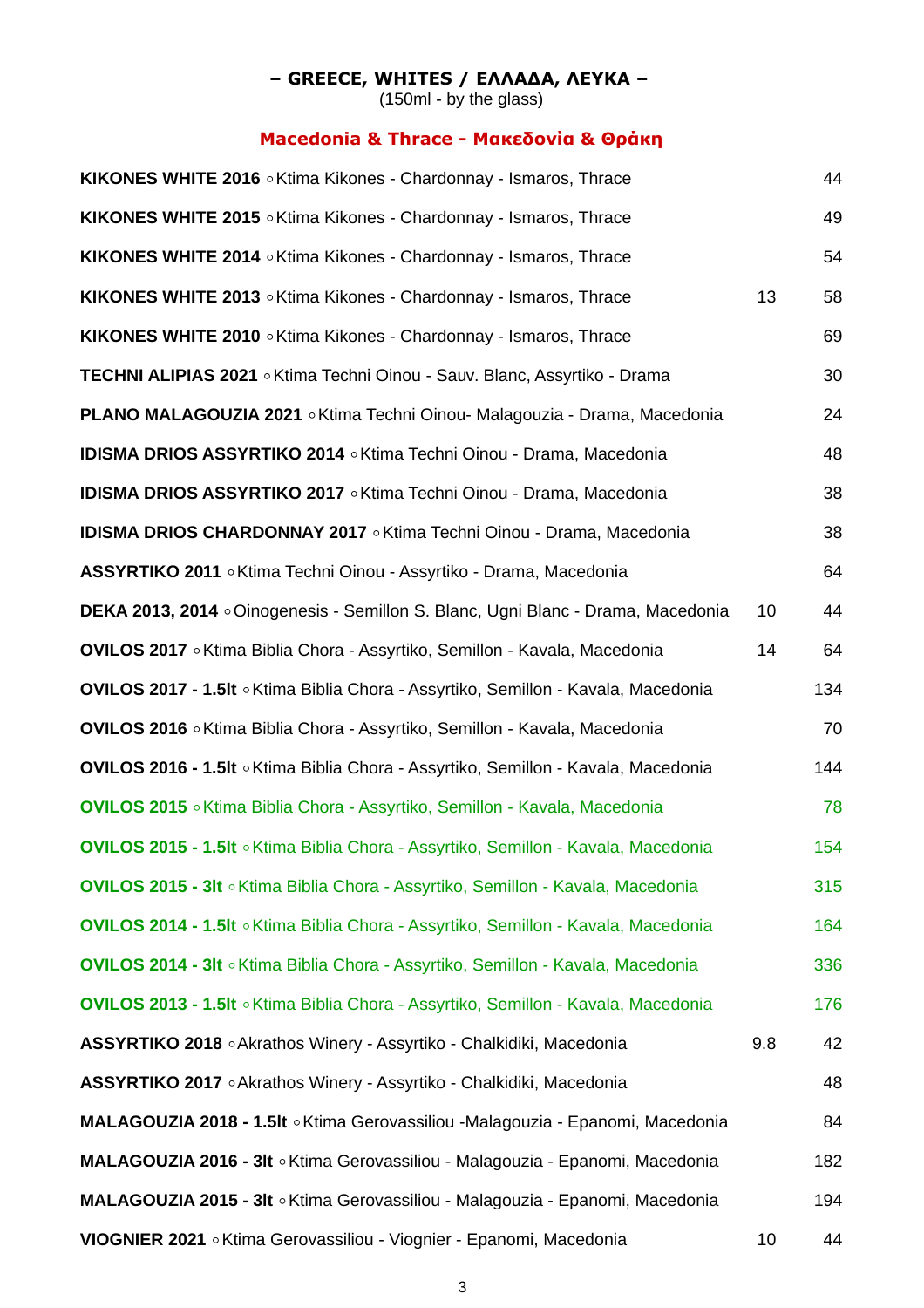## – GREECE, WHITES / ΕΛΛΑΔΑ, ΛΕΥΚΑ –

(150ml - by the glass)

### Macedonia & Thrace - Μακεδονία & Θράκη

| Wine | Glass | Bottle |
|---|---|---|
| **KIKONES WHITE 2016** ◦ Ktima Kikones - Chardonnay - Ismaros, Thrace | | 44 |
| **KIKONES WHITE 2015** ◦ Ktima Kikones - Chardonnay - Ismaros, Thrace | | 49 |
| **KIKONES WHITE 2014** ◦ Ktima Kikones - Chardonnay - Ismaros, Thrace | | 54 |
| **KIKONES WHITE 2013** ◦ Ktima Kikones - Chardonnay - Ismaros, Thrace | 13 | 58 |
| **KIKONES WHITE 2010** ◦ Ktima Kikones - Chardonnay - Ismaros, Thrace | | 69 |
| **TECHNI ALIPIAS 2021** ◦ Ktima Techni Oinou - Sauv. Blanc, Assyrtiko - Drama | | 30 |
| **PLANO MALAGOUZIA 2021** ◦ Ktima Techni Oinou- Malagouzia - Drama, Macedonia | | 24 |
| **IDISMA DRIOS ASSYRTIKO 2014** ◦ Ktima Techni Oinou - Drama, Macedonia | | 48 |
| **IDISMA DRIOS ASSYRTIKO 2017** ◦ Ktima Techni Oinou - Drama, Macedonia | | 38 |
| **IDISMA DRIOS CHARDONNAY 2017** ◦ Ktima Techni Oinou - Drama, Macedonia | | 38 |
| **ASSYRTIKO 2011** ◦ Ktima Techni Oinou - Assyrtiko - Drama, Macedonia | | 64 |
| **DEKA 2013, 2014** ◦ Oinogenesis - Semillon S. Blanc, Ugni Blanc - Drama, Macedonia | 10 | 44 |
| **OVILOS 2017** ◦ Ktima Biblia Chora - Assyrtiko, Semillon - Kavala, Macedonia | 14 | 64 |
| **OVILOS 2017 - 1.5lt** ◦ Ktima Biblia Chora - Assyrtiko, Semillon - Kavala, Macedonia | | 134 |
| **OVILOS 2016** ◦ Ktima Biblia Chora - Assyrtiko, Semillon - Kavala, Macedonia | | 70 |
| **OVILOS 2016 - 1.5lt** ◦ Ktima Biblia Chora - Assyrtiko, Semillon - Kavala, Macedonia | | 144 |
| **OVILOS 2015** ◦ Ktima Biblia Chora - Assyrtiko, Semillon - Kavala, Macedonia | | 78 |
| **OVILOS 2015 - 1.5lt** ◦ Ktima Biblia Chora - Assyrtiko, Semillon - Kavala, Macedonia | | 154 |
| **OVILOS 2015 - 3lt** ◦ Ktima Biblia Chora - Assyrtiko, Semillon - Kavala, Macedonia | | 315 |
| **OVILOS 2014 - 1.5lt** ◦ Ktima Biblia Chora - Assyrtiko, Semillon - Kavala, Macedonia | | 164 |
| **OVILOS 2014 - 3lt** ◦ Ktima Biblia Chora - Assyrtiko, Semillon - Kavala, Macedonia | | 336 |
| **OVILOS 2013 - 1.5lt** ◦ Ktima Biblia Chora - Assyrtiko, Semillon - Kavala, Macedonia | | 176 |
| **ASSYRTIKO 2018** ◦ Akrathos Winery - Assyrtiko - Chalkidiki, Macedonia | 9.8 | 42 |
| **ASSYRTIKO 2017** ◦ Akrathos Winery - Assyrtiko - Chalkidiki, Macedonia | | 48 |
| **MALAGOUZIA 2018 - 1.5lt** ◦ Ktima Gerovassiliou -Malagouzia - Epanomi, Macedonia | | 84 |
| **MALAGOUZIA 2016 - 3lt** ◦ Ktima Gerovassiliou - Malagouzia - Epanomi, Macedonia | | 182 |
| **MALAGOUZIA 2015 - 3lt** ◦ Ktima Gerovassiliou - Malagouzia - Epanomi, Macedonia | | 194 |
| **VIOGNIER 2021** ◦ Ktima Gerovassiliou - Viognier - Epanomi, Macedonia | 10 | 44 |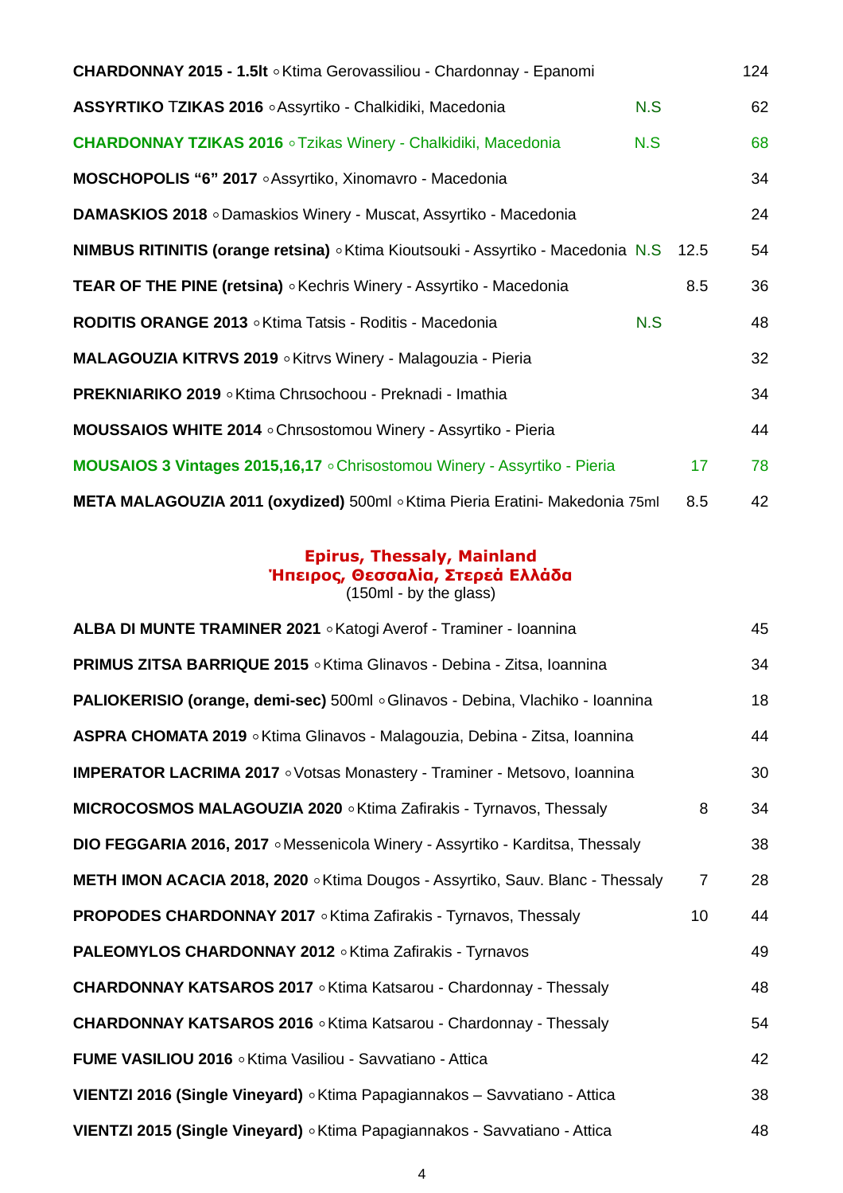| Wine | | Glass | Bottle |
|---|---|---|---|
| **CHARDONNAY 2015 - 1.5lt** ∘Ktima Gerovassiliou - Chardonnay - Epanomi | | | 124 |
| **ASSYRTIKO TZIKAS 2016** ∘Assyrtiko - Chalkidiki, Macedonia | N.S | | 62 |
| **CHARDONNAY TZIKAS 2016** ∘Tzikas Winery - Chalkidiki, Macedonia | N.S | | 68 |
| **MOSCHOPOLIS "6" 2017** ∘Assyrtiko, Xinomavro - Macedonia | | | 34 |
| **DAMASKIOS 2018** ∘Damaskios Winery - Muscat, Assyrtiko - Macedonia | | | 24 |
| **NIMBUS RITINITIS (orange retsina)** ∘Ktima Kioutsouki - Assyrtiko - Macedonia | N.S | 12.5 | 54 |
| **TEAR OF THE PINE (retsina)** ∘Kechris Winery - Assyrtiko - Macedonia | | 8.5 | 36 |
| **RODITIS ORANGE 2013** ∘Ktima Tatsis - Roditis - Macedonia | N.S | | 48 |
| **MALAGOUZIA KITRVS 2019** ∘Kitrvs Winery - Malagouzia - Pieria | | | 32 |
| **PREKNIARIKO 2019** ∘Ktima Chrιsochoou - Preknadi - Imathia | | | 34 |
| **MOUSSAIOS WHITE 2014** ∘Chrιsostomou Winery - Assyrtiko - Pieria | | | 44 |
| **MOUSAIOS 3 Vintages 2015,16,17** ∘Chrisostomou Winery - Assyrtiko - Pieria | | 17 | 78 |
| **META MALAGOUZIA 2011 (oxydized)** 500ml ∘Ktima Pieria Eratini- Makedonia 75ml | | 8.5 | 42 |

## Epirus, Thessaly, Mainland
## Ήπειρος, Θεσσαλία, Στερεά Ελλάδα

(150ml - by the glass)

| Wine | Glass | Bottle |
|---|---|---|
| **ALBA DI MUNTE TRAMINER 2021** ∘Katogi Averof - Traminer - Ioannina | | 45 |
| **PRIMUS ZITSA BARRIQUE 2015** ∘Ktima Glinavos - Debina - Zitsa, Ioannina | | 34 |
| **PALIOKERISIO (orange, demi-sec)** 500ml ∘Glinavos - Debina, Vlachiko - Ioannina | | 18 |
| **ASPRA CHOMATA 2019** ∘Ktima Glinavos - Malagouzia, Debina - Zitsa, Ioannina | | 44 |
| **IMPERATOR LACRIMA 2017** ∘Votsas Monastery - Traminer - Metsovo, Ioannina | | 30 |
| **MICROCOSMOS MALAGOUZIA 2020** ∘Ktima Zafirakis - Tyrnavos, Thessaly | 8 | 34 |
| **DIO FEGGARIA 2016, 2017** ∘Messenicola Winery - Assyrtiko - Karditsa, Thessaly | | 38 |
| **METH IMON ACACIA 2018, 2020** ∘Ktima Dougos - Assyrtiko, Sauv. Blanc - Thessaly | 7 | 28 |
| **PROPODES CHARDONNAY 2017** ∘Ktima Zafirakis - Tyrnavos, Thessaly | 10 | 44 |
| **PALEOMYLOS CHARDONNAY 2012** ∘Ktima Zafirakis - Tyrnavos | | 49 |
| **CHARDONNAY KATSAROS 2017** ∘Ktima Katsarou - Chardonnay - Thessaly | | 48 |
| **CHARDONNAY KATSAROS 2016** ∘Ktima Katsarou - Chardonnay - Thessaly | | 54 |
| **FUME VASILIOU 2016** ∘Ktima Vasiliou - Savvatiano - Attica | | 42 |
| **VIENTZI 2016 (Single Vineyard)** ∘Ktima Papagiannakos – Savvatiano - Attica | | 38 |
| **VIENTZI 2015 (Single Vineyard)** ∘Ktima Papagiannakos - Savvatiano - Attica | | 48 |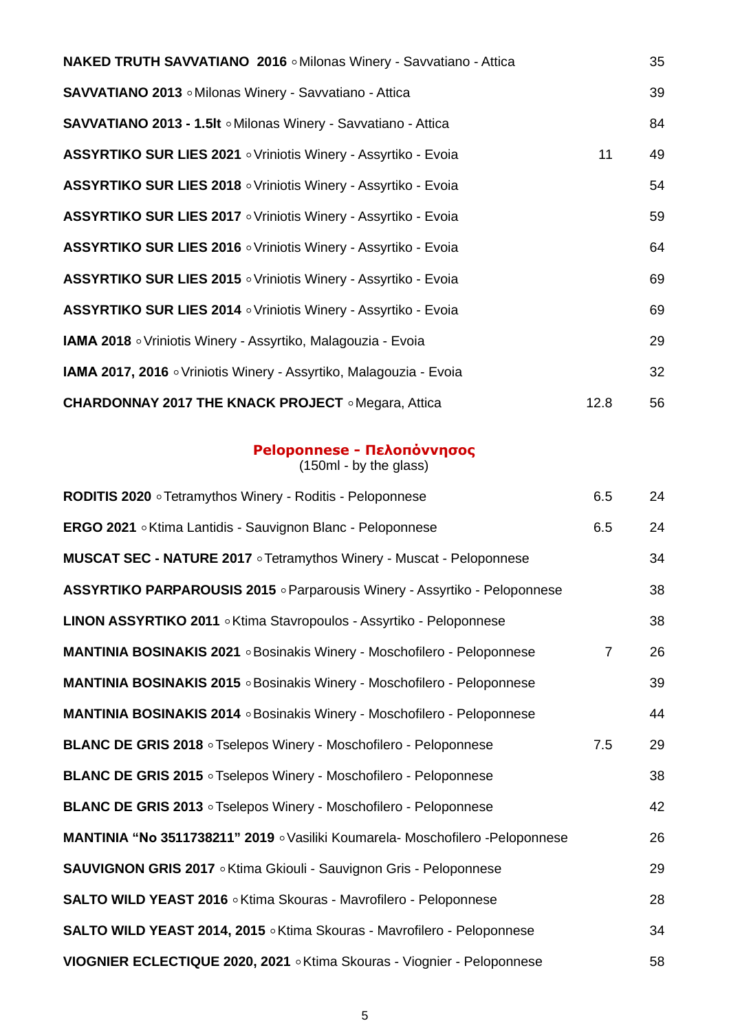| Wine | Glass | Bottle |
|---|---|---|
| **NAKED TRUTH SAVVATIANO 2016** ◦ Milonas Winery - Savvatiano - Attica | | 35 |
| **SAVVATIANO 2013** ◦ Milonas Winery - Savvatiano - Attica | | 39 |
| **SAVVATIANO 2013 - 1.5lt** ◦ Milonas Winery - Savvatiano - Attica | | 84 |
| **ASSYRTIKO SUR LIES 2021** ◦ Vriniotis Winery - Assyrtiko - Evoia | 11 | 49 |
| **ASSYRTIKO SUR LIES 2018** ◦ Vriniotis Winery - Assyrtiko - Evoia | | 54 |
| **ASSYRTIKO SUR LIES 2017** ◦ Vriniotis Winery - Assyrtiko - Evoia | | 59 |
| **ASSYRTIKO SUR LIES 2016** ◦ Vriniotis Winery - Assyrtiko - Evoia | | 64 |
| **ASSYRTIKO SUR LIES 2015** ◦ Vriniotis Winery - Assyrtiko - Evoia | | 69 |
| **ASSYRTIKO SUR LIES 2014** ◦ Vriniotis Winery - Assyrtiko - Evoia | | 69 |
| **IAMA 2018** ◦ Vriniotis Winery - Assyrtiko, Malagouzia - Evoia | | 29 |
| **IAMA 2017, 2016** ◦ Vriniotis Winery - Assyrtiko, Malagouzia - Evoia | | 32 |
| **CHARDONNAY 2017 THE KNACK PROJECT** ◦ Megara, Attica | 12.8 | 56 |

## Peloponnese - Πελοπόννησος

(150ml - by the glass)

| Wine | Glass | Bottle |
|---|---|---|
| **RODITIS 2020** ◦ Tetramythos Winery - Roditis - Peloponnese | 6.5 | 24 |
| **ERGO 2021** ◦ Ktima Lantidis - Sauvignon Blanc - Peloponnese | 6.5 | 24 |
| **MUSCAT SEC - NATURE 2017** ◦ Tetramythos Winery - Muscat - Peloponnese | | 34 |
| **ASSYRTIKO PARPAROUSIS 2015** ◦ Parparousis Winery - Assyrtiko - Peloponnese | | 38 |
| **LINON ASSYRTIKO 2011** ◦ Ktima Stavropoulos - Assyrtiko - Peloponnese | | 38 |
| **MANTINIA BOSINAKIS 2021** ◦ Bosinakis Winery - Moschofilero - Peloponnese | 7 | 26 |
| **MANTINIA BOSINAKIS 2015** ◦ Bosinakis Winery - Moschofilero - Peloponnese | | 39 |
| **MANTINIA BOSINAKIS 2014** ◦ Bosinakis Winery - Moschofilero - Peloponnese | | 44 |
| **BLANC DE GRIS 2018** ◦ Tselepos Winery - Moschofilero - Peloponnese | 7.5 | 29 |
| **BLANC DE GRIS 2015** ◦ Tselepos Winery - Moschofilero - Peloponnese | | 38 |
| **BLANC DE GRIS 2013** ◦ Tselepos Winery - Moschofilero - Peloponnese | | 42 |
| **MANTINIA "No 3511738211" 2019** ◦ Vasiliki Koumarela- Moschofilero -Peloponnese | | 26 |
| **SAUVIGNON GRIS 2017** ◦ Ktima Gkiouli - Sauvignon Gris - Peloponnese | | 29 |
| **SALTO WILD YEAST 2016** ◦ Ktima Skouras - Mavrofilero - Peloponnese | | 28 |
| **SALTO WILD YEAST 2014, 2015** ◦ Ktima Skouras - Mavrofilero - Peloponnese | | 34 |
| **VIOGNIER ECLECTIQUE 2020, 2021** ◦ Ktima Skouras - Viognier - Peloponnese | | 58 |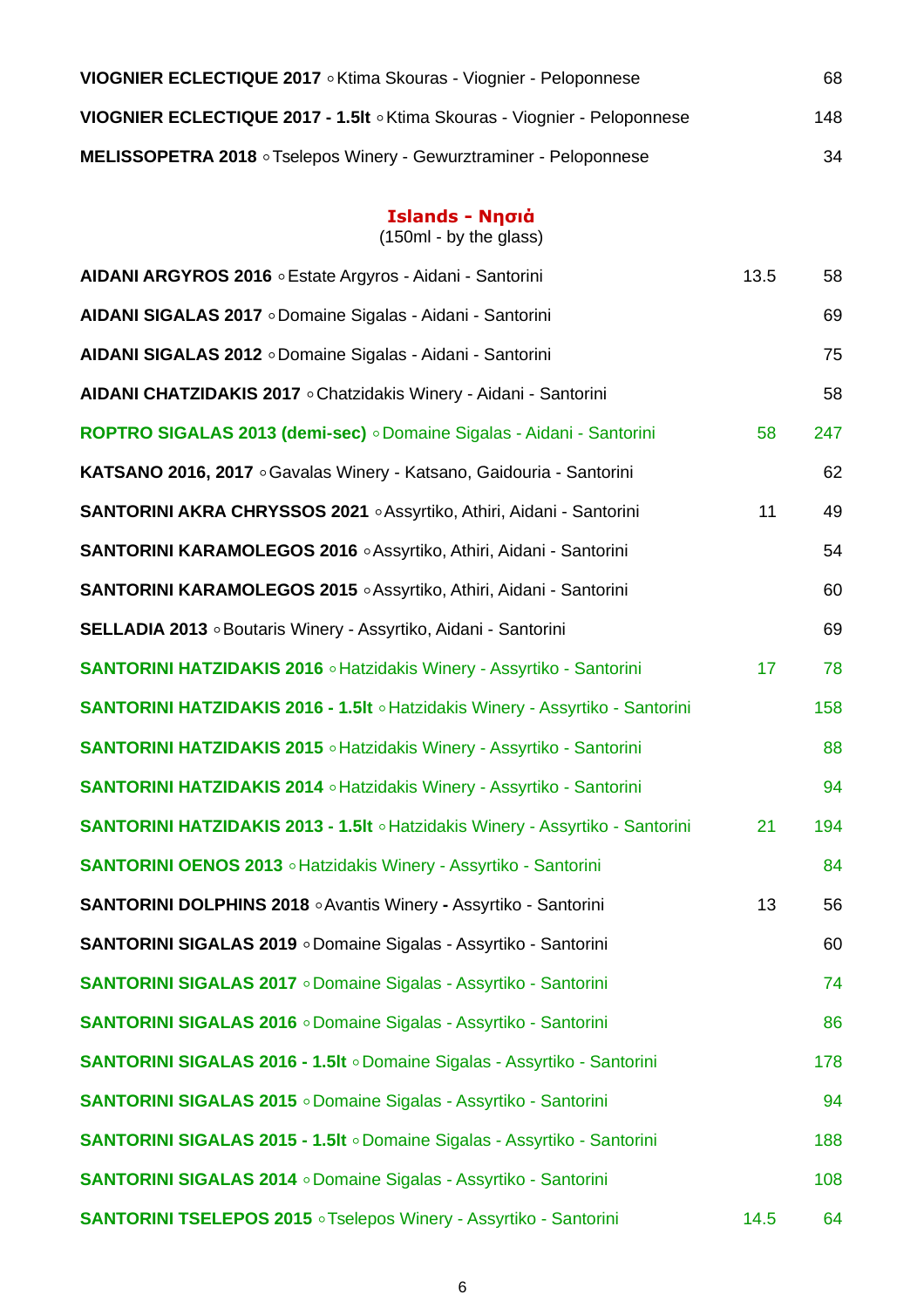| Wine | Glass | Bottle |
|---|---|---|
| **VIOGNIER ECLECTIQUE 2017** ◦ Ktima Skouras - Viognier - Peloponnese | | 68 |
| **VIOGNIER ECLECTIQUE 2017 - 1.5lt** ◦ Ktima Skouras - Viognier - Peloponnese | | 148 |
| **MELISSOPETRA 2018** ◦ Tselepos Winery - Gewurztraminer - Peloponnese | | 34 |

## Islands - Νησιά

(150ml - by the glass)

| Wine | Glass | Bottle |
|---|---|---|
| **AIDANI ARGYROS 2016** ◦ Estate Argyros - Aidani - Santorini | 13.5 | 58 |
| **AIDANI SIGALAS 2017** ◦ Domaine Sigalas - Aidani - Santorini | | 69 |
| **AIDANI SIGALAS 2012** ◦ Domaine Sigalas - Aidani - Santorini | | 75 |
| **AIDANI CHATZIDAKIS 2017** ◦ Chatzidakis Winery - Aidani - Santorini | | 58 |
| **ROPTRO SIGALAS 2013 (demi-sec)** ◦ Domaine Sigalas - Aidani - Santorini | 58 | 247 |
| **KATSANO 2016, 2017** ◦ Gavalas Winery - Katsano, Gaidouria - Santorini | | 62 |
| **SANTORINI AKRA CHRYSSOS 2021** ◦ Assyrtiko, Athiri, Aidani - Santorini | 11 | 49 |
| **SANTORINI KARAMOLEGOS 2016** ◦ Assyrtiko, Athiri, Aidani - Santorini | | 54 |
| **SANTORINI KARAMOLEGOS 2015** ◦ Assyrtiko, Athiri, Aidani - Santorini | | 60 |
| **SELLADIA 2013** ◦ Boutaris Winery - Assyrtiko, Aidani - Santorini | | 69 |
| **SANTORINI HATZIDAKIS 2016** ◦ Hatzidakis Winery - Assyrtiko - Santorini | 17 | 78 |
| **SANTORINI HATZIDAKIS 2016 - 1.5lt** ◦ Hatzidakis Winery - Assyrtiko - Santorini | | 158 |
| **SANTORINI HATZIDAKIS 2015** ◦ Hatzidakis Winery - Assyrtiko - Santorini | | 88 |
| **SANTORINI HATZIDAKIS 2014** ◦ Hatzidakis Winery - Assyrtiko - Santorini | | 94 |
| **SANTORINI HATZIDAKIS 2013 - 1.5lt** ◦ Hatzidakis Winery - Assyrtiko - Santorini | 21 | 194 |
| **SANTORINI OENOS 2013** ◦ Hatzidakis Winery - Assyrtiko - Santorini | | 84 |
| **SANTORINI DOLPHINS 2018** ◦ Avantis Winery **-** Assyrtiko - Santorini | 13 | 56 |
| **SANTORINI SIGALAS 2019** ◦ Domaine Sigalas - Assyrtiko - Santorini | | 60 |
| **SANTORINI SIGALAS 2017** ◦ Domaine Sigalas - Assyrtiko - Santorini | | 74 |
| **SANTORINI SIGALAS 2016** ◦ Domaine Sigalas - Assyrtiko - Santorini | | 86 |
| **SANTORINI SIGALAS 2016 - 1.5lt** ◦ Domaine Sigalas - Assyrtiko - Santorini | | 178 |
| **SANTORINI SIGALAS 2015** ◦ Domaine Sigalas - Assyrtiko - Santorini | | 94 |
| **SANTORINI SIGALAS 2015 - 1.5lt** ◦ Domaine Sigalas - Assyrtiko - Santorini | | 188 |
| **SANTORINI SIGALAS 2014** ◦ Domaine Sigalas - Assyrtiko - Santorini | | 108 |
| **SANTORINI TSELEPOS 2015** ◦ Tselepos Winery - Assyrtiko - Santorini | 14.5 | 64 |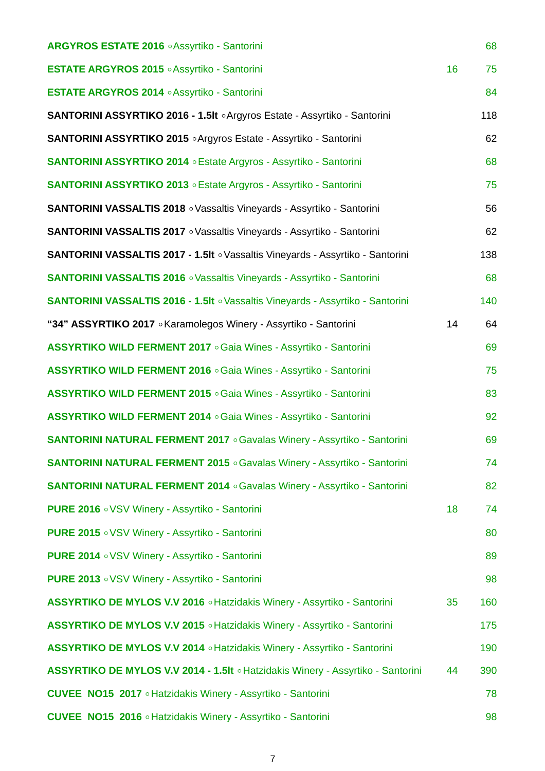| Wine | | |
|---|---|---|
| **ARGYROS ESTATE 2016** ◦Assyrtiko - Santorini | | 68 |
| **ESTATE ARGYROS 2015** ◦Assyrtiko - Santorini | 16 | 75 |
| **ESTATE ARGYROS 2014** ◦Assyrtiko - Santorini | | 84 |
| **SANTORINI ASSYRTIKO 2016 - 1.5lt** ◦Argyros Estate - Assyrtiko - Santorini | | 118 |
| **SANTORINI ASSYRTIKO 2015** ◦Argyros Estate - Assyrtiko - Santorini | | 62 |
| **SANTORINI ASSYRTIKO 2014** ◦Estate Argyros - Assyrtiko - Santorini | | 68 |
| **SANTORINI ASSYRTIKO 2013** ◦Estate Argyros - Assyrtiko - Santorini | | 75 |
| **SANTORINI VASSALTIS 2018** ◦Vassaltis Vineyards - Assyrtiko - Santorini | | 56 |
| **SANTORINI VASSALTIS 2017** ◦Vassaltis Vineyards - Assyrtiko - Santorini | | 62 |
| **SANTORINI VASSALTIS 2017 - 1.5lt** ◦Vassaltis Vineyards - Assyrtiko - Santorini | | 138 |
| **SANTORINI VASSALTIS 2016** ◦Vassaltis Vineyards - Assyrtiko - Santorini | | 68 |
| **SANTORINI VASSALTIS 2016 - 1.5lt** ◦Vassaltis Vineyards - Assyrtiko - Santorini | | 140 |
| **"34" ASSYRTIKO 2017** ◦Karamolegos Winery - Assyrtiko - Santorini | 14 | 64 |
| **ASSYRTIKO WILD FERMENT 2017** ◦Gaia Wines - Assyrtiko - Santorini | | 69 |
| **ASSYRTIKO WILD FERMENT 2016** ◦Gaia Wines - Assyrtiko - Santorini | | 75 |
| **ASSYRTIKO WILD FERMENT 2015** ◦Gaia Wines - Assyrtiko - Santorini | | 83 |
| **ASSYRTIKO WILD FERMENT 2014** ◦Gaia Wines - Assyrtiko - Santorini | | 92 |
| **SANTORINI NATURAL FERMENT 2017** ◦Gavalas Winery - Assyrtiko - Santorini | | 69 |
| **SANTORINI NATURAL FERMENT 2015** ◦Gavalas Winery - Assyrtiko - Santorini | | 74 |
| **SANTORINI NATURAL FERMENT 2014** ◦Gavalas Winery - Assyrtiko - Santorini | | 82 |
| **PURE 2016** ◦VSV Winery - Assyrtiko - Santorini | 18 | 74 |
| **PURE 2015** ◦VSV Winery - Assyrtiko - Santorini | | 80 |
| **PURE 2014** ◦VSV Winery - Assyrtiko - Santorini | | 89 |
| **PURE 2013** ◦VSV Winery - Assyrtiko - Santorini | | 98 |
| **ASSYRTIKO DE MYLOS V.V 2016** ◦Hatzidakis Winery - Assyrtiko - Santorini | 35 | 160 |
| **ASSYRTIKO DE MYLOS V.V 2015** ◦Hatzidakis Winery - Assyrtiko - Santorini | | 175 |
| **ASSYRTIKO DE MYLOS V.V 2014** ◦Hatzidakis Winery - Assyrtiko - Santorini | | 190 |
| **ASSYRTIKO DE MYLOS V.V 2014 - 1.5lt** ◦Hatzidakis Winery - Assyrtiko - Santorini | 44 | 390 |
| **CUVEE NO15 2017** ◦Hatzidakis Winery - Assyrtiko - Santorini | | 78 |
| **CUVEE NO15 2016** ◦Hatzidakis Winery - Assyrtiko - Santorini | | 98 |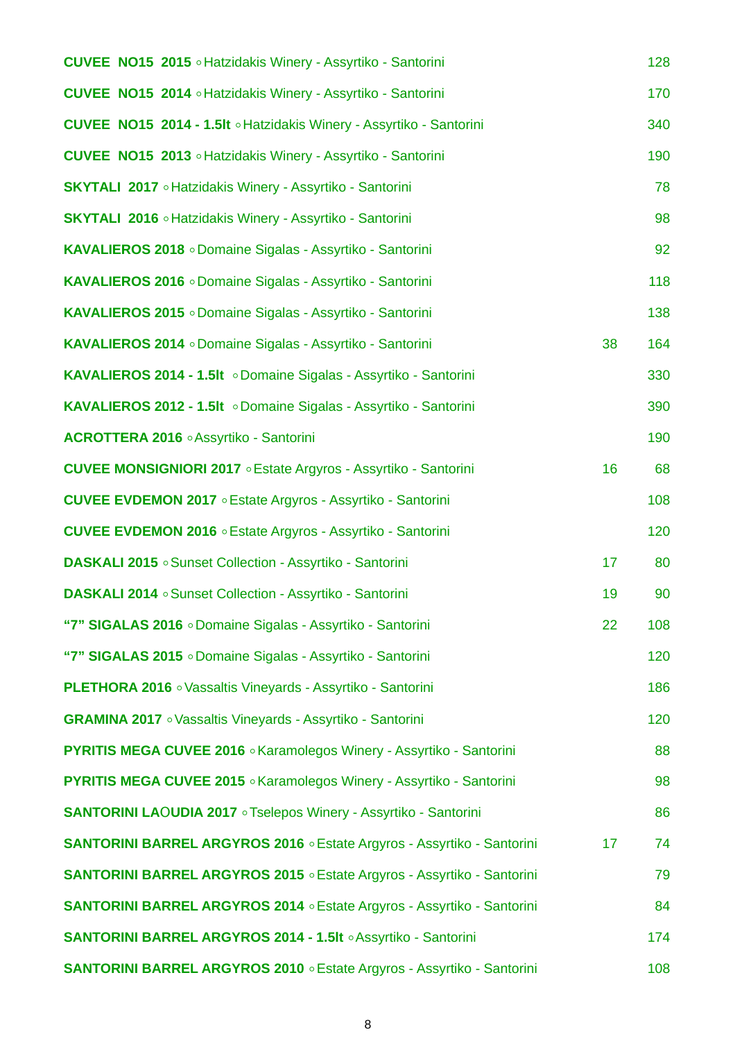| Wine | | |
|---|---|---|
| **CUVEE NO15 2015** ◦ Hatzidakis Winery - Assyrtiko - Santorini | | 128 |
| **CUVEE NO15 2014** ◦ Hatzidakis Winery - Assyrtiko - Santorini | | 170 |
| **CUVEE NO15 2014 - 1.5lt** ◦ Hatzidakis Winery - Assyrtiko - Santorini | | 340 |
| **CUVEE NO15 2013** ◦ Hatzidakis Winery - Assyrtiko - Santorini | | 190 |
| **SKYTALI 2017** ◦ Hatzidakis Winery - Assyrtiko - Santorini | | 78 |
| **SKYTALI 2016** ◦ Hatzidakis Winery - Assyrtiko - Santorini | | 98 |
| **KAVALIEROS 2018** ◦ Domaine Sigalas - Assyrtiko - Santorini | | 92 |
| **KAVALIEROS 2016** ◦ Domaine Sigalas - Assyrtiko - Santorini | | 118 |
| **KAVALIEROS 2015** ◦ Domaine Sigalas - Assyrtiko - Santorini | | 138 |
| **KAVALIEROS 2014** ◦ Domaine Sigalas - Assyrtiko - Santorini | 38 | 164 |
| **KAVALIEROS 2014 - 1.5lt** ◦ Domaine Sigalas - Assyrtiko - Santorini | | 330 |
| **KAVALIEROS 2012 - 1.5lt** ◦ Domaine Sigalas - Assyrtiko - Santorini | | 390 |
| **ACROTTERA 2016** ◦ Assyrtiko - Santorini | | 190 |
| **CUVEE MONSIGNIORI 2017** ◦ Estate Argyros - Assyrtiko - Santorini | 16 | 68 |
| **CUVEE EVDEMON 2017** ◦ Estate Argyros - Assyrtiko - Santorini | | 108 |
| **CUVEE EVDEMON 2016** ◦ Estate Argyros - Assyrtiko - Santorini | | 120 |
| **DASKALI 2015** ◦ Sunset Collection - Assyrtiko - Santorini | 17 | 80 |
| **DASKALI 2014** ◦ Sunset Collection - Assyrtiko - Santorini | 19 | 90 |
| **“7” SIGALAS 2016** ◦ Domaine Sigalas - Assyrtiko - Santorini | 22 | 108 |
| **“7” SIGALAS 2015** ◦ Domaine Sigalas - Assyrtiko - Santorini | | 120 |
| **PLETHORA 2016** ◦ Vassaltis Vineyards - Assyrtiko - Santorini | | 186 |
| **GRAMINA 2017** ◦ Vassaltis Vineyards - Assyrtiko - Santorini | | 120 |
| **PYRITIS MEGA CUVEE 2016** ◦ Karamolegos Winery - Assyrtiko - Santorini | | 88 |
| **PYRITIS MEGA CUVEE 2015** ◦ Karamolegos Winery - Assyrtiko - Santorini | | 98 |
| **SANTORINI LAOUDIA 2017** ◦ Tselepos Winery - Assyrtiko - Santorini | | 86 |
| **SANTORINI BARREL ARGYROS 2016** ◦ Estate Argyros - Assyrtiko - Santorini | 17 | 74 |
| **SANTORINI BARREL ARGYROS 2015** ◦ Estate Argyros - Assyrtiko - Santorini | | 79 |
| **SANTORINI BARREL ARGYROS 2014** ◦ Estate Argyros - Assyrtiko - Santorini | | 84 |
| **SANTORINI BARREL ARGYROS 2014 - 1.5lt** ◦ Assyrtiko - Santorini | | 174 |
| **SANTORINI BARREL ARGYROS 2010** ◦ Estate Argyros - Assyrtiko - Santorini | | 108 |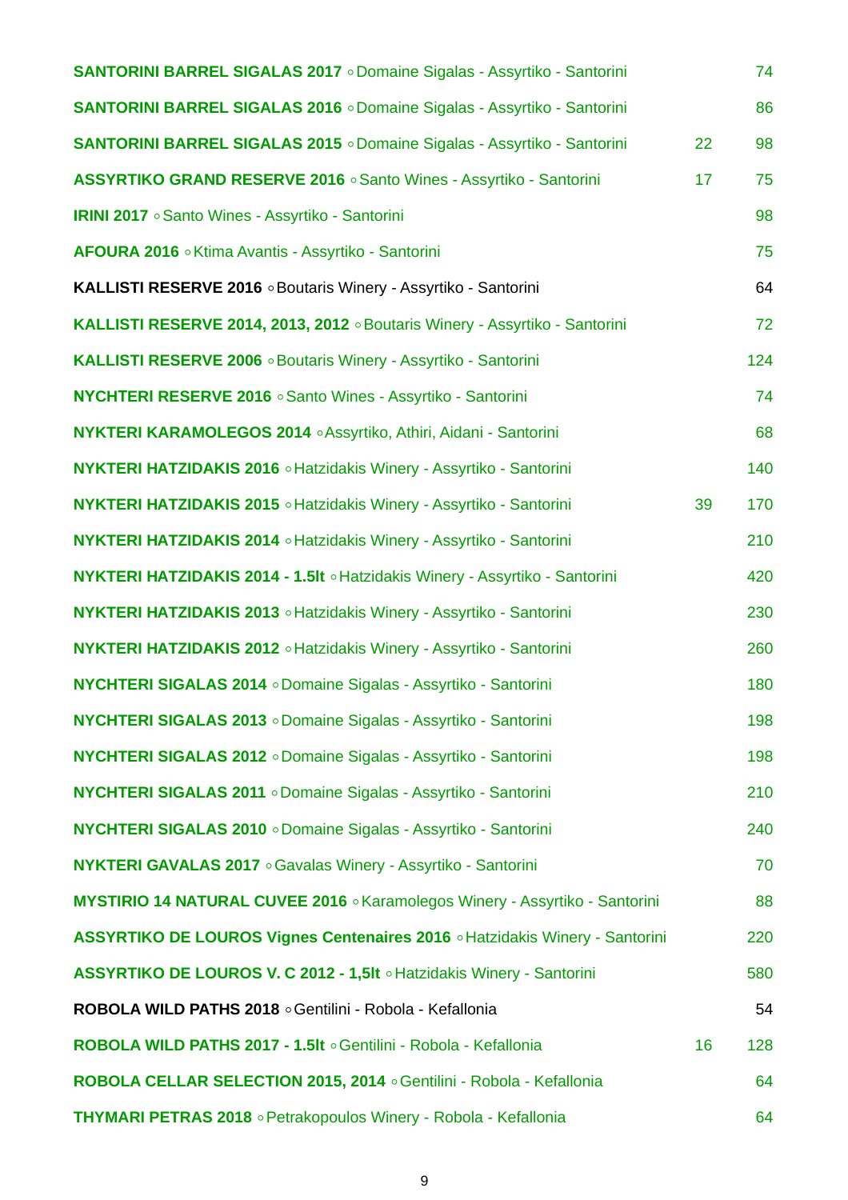| Wine | Glass | Bottle |
|---|---|---|
| **SANTORINI BARREL SIGALAS 2017** ◦ Domaine Sigalas - Assyrtiko - Santorini | | 74 |
| **SANTORINI BARREL SIGALAS 2016** ◦ Domaine Sigalas - Assyrtiko - Santorini | | 86 |
| **SANTORINI BARREL SIGALAS 2015** ◦ Domaine Sigalas - Assyrtiko - Santorini | 22 | 98 |
| **ASSYRTIKO GRAND RESERVE 2016** ◦ Santo Wines - Assyrtiko - Santorini | 17 | 75 |
| **IRINI 2017** ◦ Santo Wines - Assyrtiko - Santorini | | 98 |
| **AFOURA 2016** ◦ Ktima Avantis - Assyrtiko - Santorini | | 75 |
| **KALLISTI RESERVE 2016** ◦ Boutaris Winery - Assyrtiko - Santorini | | 64 |
| **KALLISTI RESERVE 2014, 2013, 2012** ◦ Boutaris Winery - Assyrtiko - Santorini | | 72 |
| **KALLISTI RESERVE 2006** ◦ Boutaris Winery - Assyrtiko - Santorini | | 124 |
| **NYCHTERI RESERVE 2016** ◦ Santo Wines - Assyrtiko - Santorini | | 74 |
| **NYKTERI KARAMOLEGOS 2014** ◦ Assyrtiko, Athiri, Aidani - Santorini | | 68 |
| **NYKTERI HATZIDAKIS 2016** ◦ Hatzidakis Winery - Assyrtiko - Santorini | | 140 |
| **NYKTERI HATZIDAKIS 2015** ◦ Hatzidakis Winery - Assyrtiko - Santorini | 39 | 170 |
| **NYKTERI HATZIDAKIS 2014** ◦ Hatzidakis Winery - Assyrtiko - Santorini | | 210 |
| **NYKTERI HATZIDAKIS 2014 - 1.5lt** ◦ Hatzidakis Winery - Assyrtiko - Santorini | | 420 |
| **NYKTERI HATZIDAKIS 2013** ◦ Hatzidakis Winery - Assyrtiko - Santorini | | 230 |
| **NYKTERI HATZIDAKIS 2012** ◦ Hatzidakis Winery - Assyrtiko - Santorini | | 260 |
| **NYCHTERI SIGALAS 2014** ◦ Domaine Sigalas - Assyrtiko - Santorini | | 180 |
| **NYCHTERI SIGALAS 2013** ◦ Domaine Sigalas - Assyrtiko - Santorini | | 198 |
| **NYCHTERI SIGALAS 2012** ◦ Domaine Sigalas - Assyrtiko - Santorini | | 198 |
| **NYCHTERI SIGALAS 2011** ◦ Domaine Sigalas - Assyrtiko - Santorini | | 210 |
| **NYCHTERI SIGALAS 2010** ◦ Domaine Sigalas - Assyrtiko - Santorini | | 240 |
| **NYKTERI GAVALAS 2017** ◦ Gavalas Winery - Assyrtiko - Santorini | | 70 |
| **MYSTIRIO 14 NATURAL CUVEE 2016** ◦ Karamolegos Winery - Assyrtiko - Santorini | | 88 |
| **ASSYRTIKO DE LOUROS Vignes Centenaires 2016** ◦ Hatzidakis Winery - Santorini | | 220 |
| **ASSYRTIKO DE LOUROS V. C 2012 - 1,5lt** ◦ Hatzidakis Winery - Santorini | | 580 |
| **ROBOLA WILD PATHS 2018** ◦ Gentilini - Robola - Kefallonia | | 54 |
| **ROBOLA WILD PATHS 2017 - 1.5lt** ◦ Gentilini - Robola - Kefallonia | 16 | 128 |
| **ROBOLA CELLAR SELECTION 2015, 2014** ◦ Gentilini - Robola - Kefallonia | | 64 |
| **THYMARI PETRAS 2018** ◦ Petrakopoulos Winery - Robola - Kefallonia | | 64 |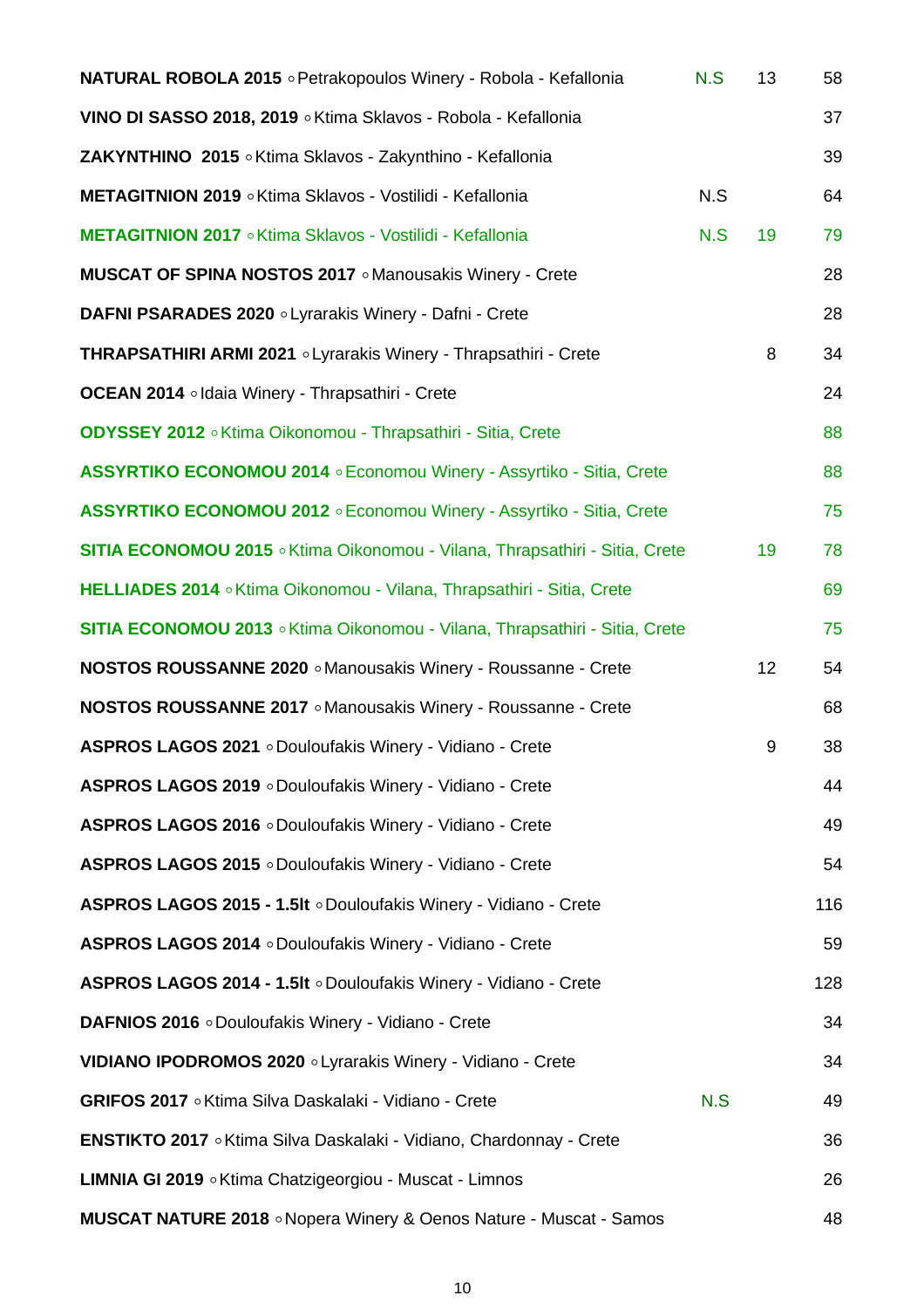| Wine | | | |
|---|---|---|---|
| **NATURAL ROBOLA 2015** ◦ Petrakopoulos Winery - Robola - Kefallonia | N.S | 13 | 58 |
| **VINO DI SASSO 2018, 2019** ◦ Ktima Sklavos - Robola - Kefallonia | | | 37 |
| **ZAKYNTHINO 2015** ◦ Ktima Sklavos - Zakynthino - Kefallonia | | | 39 |
| **METAGITNION 2019** ◦ Ktima Sklavos - Vostilidi - Kefallonia | N.S | | 64 |
| **METAGITNION 2017** ◦ Ktima Sklavos - Vostilidi - Kefallonia | N.S | 19 | 79 |
| **MUSCAT OF SPINA NOSTOS 2017** ◦ Manousakis Winery - Crete | | | 28 |
| **DAFNI PSARADES 2020** ◦ Lyrarakis Winery - Dafni - Crete | | | 28 |
| **THRAPSATHIRI ARMI 2021** ◦ Lyrarakis Winery - Thrapsathiri - Crete | | 8 | 34 |
| **OCEAN 2014** ◦ Idaia Winery - Thrapsathiri - Crete | | | 24 |
| **ODYSSEY 2012** ◦ Ktima Oikonomou - Thrapsathiri - Sitia, Crete | | | 88 |
| **ASSYRTIKO ECONOMOU 2014** ◦ Economou Winery - Assyrtiko - Sitia, Crete | | | 88 |
| **ASSYRTIKO ECONOMOU 2012** ◦ Economou Winery - Assyrtiko - Sitia, Crete | | | 75 |
| **SITIA ECONOMOU 2015** ◦ Ktima Oikonomou - Vilana, Thrapsathiri - Sitia, Crete | | 19 | 78 |
| **HELLIADES 2014** ◦ Ktima Oikonomou - Vilana, Thrapsathiri - Sitia, Crete | | | 69 |
| **SITIA ECONOMOU 2013** ◦ Ktima Oikonomou - Vilana, Thrapsathiri - Sitia, Crete | | | 75 |
| **NOSTOS ROUSSANNE 2020** ◦ Manousakis Winery - Roussanne - Crete | | 12 | 54 |
| **NOSTOS ROUSSANNE 2017** ◦ Manousakis Winery - Roussanne - Crete | | | 68 |
| **ASPROS LAGOS 2021** ◦ Douloufakis Winery - Vidiano - Crete | | 9 | 38 |
| **ASPROS LAGOS 2019** ◦ Douloufakis Winery - Vidiano - Crete | | | 44 |
| **ASPROS LAGOS 2016** ◦ Douloufakis Winery - Vidiano - Crete | | | 49 |
| **ASPROS LAGOS 2015** ◦ Douloufakis Winery - Vidiano - Crete | | | 54 |
| **ASPROS LAGOS 2015 - 1.5lt** ◦ Douloufakis Winery - Vidiano - Crete | | | 116 |
| **ASPROS LAGOS 2014** ◦ Douloufakis Winery - Vidiano - Crete | | | 59 |
| **ASPROS LAGOS 2014 - 1.5lt** ◦ Douloufakis Winery - Vidiano - Crete | | | 128 |
| **DAFNIOS 2016** ◦ Douloufakis Winery - Vidiano - Crete | | | 34 |
| **VIDIANO IPODROMOS 2020** ◦ Lyrarakis Winery - Vidiano - Crete | | | 34 |
| **GRIFOS 2017** ◦ Ktima Silva Daskalaki - Vidiano - Crete | N.S | | 49 |
| **ENSTIKTO 2017** ◦ Ktima Silva Daskalaki - Vidiano, Chardonnay - Crete | | | 36 |
| **LIMNIA GI 2019** ◦ Ktima Chatzigeorgiou - Muscat - Limnos | | | 26 |
| **MUSCAT NATURE 2018** ◦ Nopera Winery & Oenos Nature - Muscat - Samos | | | 48 |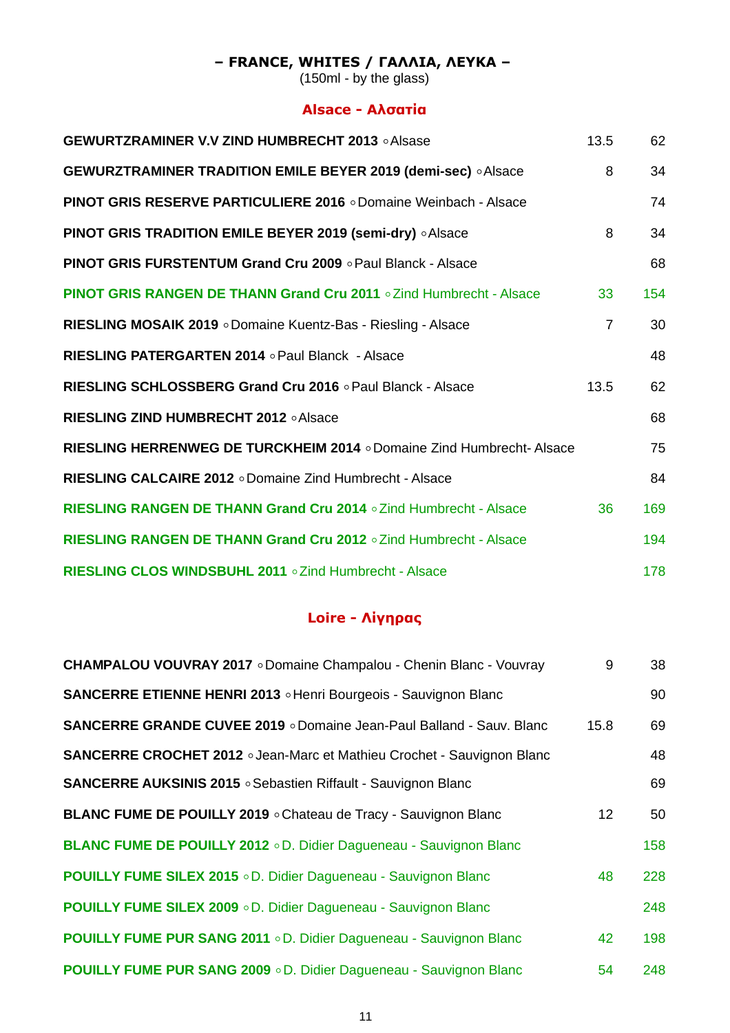## – FRANCE, WHITES / ΓΑΛΛΙΑ, ΛΕΥΚΑ –

(150ml - by the glass)

### Alsace - Αλσατία

| | | |
|---|---|---|
| **GEWURTZRAMINER V.V ZIND HUMBRECHT 2013** ◦Alsase | 13.5 | 62 |
| **GEWURZTRAMINER TRADITION EMILE BEYER 2019 (demi-sec)** ◦Alsace | 8 | 34 |
| **PINOT GRIS RESERVE PARTICULIERE 2016** ◦Domaine Weinbach - Alsace | | 74 |
| **PINOT GRIS TRADITION EMILE BEYER 2019 (semi-dry)** ◦Alsace | 8 | 34 |
| **PINOT GRIS FURSTENTUM Grand Cru 2009** ◦Paul Blanck - Alsace | | 68 |
| **PINOT GRIS RANGEN DE THANN Grand Cru 2011** ◦Zind Humbrecht - Alsace | 33 | 154 |
| **RIESLING MOSAIK 2019** ◦Domaine Kuentz-Bas - Riesling - Alsace | 7 | 30 |
| **RIESLING PATERGARTEN 2014** ◦Paul Blanck - Alsace | | 48 |
| **RIESLING SCHLOSSBERG Grand Cru 2016** ◦Paul Blanck - Alsace | 13.5 | 62 |
| **RIESLING ZIND HUMBRECHT 2012** ◦Alsace | | 68 |
| **RIESLING HERRENWEG DE TURCKHEIM 2014** ◦Domaine Zind Humbrecht- Alsace | | 75 |
| **RIESLING CALCAIRE 2012** ◦Domaine Zind Humbrecht - Alsace | | 84 |
| **RIESLING RANGEN DE THANN Grand Cru 2014** ◦Zind Humbrecht - Alsace | 36 | 169 |
| **RIESLING RANGEN DE THANN Grand Cru 2012** ◦Zind Humbrecht - Alsace | | 194 |
| **RIESLING CLOS WINDSBUHL 2011** ◦Zind Humbrecht - Alsace | | 178 |

### Loire - Λίγηρας

| | | |
|---|---|---|
| **CHAMPALOU VOUVRAY 2017** ◦Domaine Champalou - Chenin Blanc - Vouvray | 9 | 38 |
| **SANCERRE ETIENNE HENRI 2013** ◦Henri Bourgeois - Sauvignon Blanc | | 90 |
| **SANCERRE GRANDE CUVEE 2019** ◦Domaine Jean-Paul Balland - Sauv. Blanc | 15.8 | 69 |
| **SANCERRE CROCHET 2012** ◦Jean-Marc et Mathieu Crochet - Sauvignon Blanc | | 48 |
| **SANCERRE AUKSINIS 2015** ◦Sebastien Riffault - Sauvignon Blanc | | 69 |
| **BLANC FUME DE POUILLY 2019** ◦Chateau de Tracy - Sauvignon Blanc | 12 | 50 |
| **BLANC FUME DE POUILLY 2012** ◦D. Didier Dagueneau - Sauvignon Blanc | | 158 |
| **POUILLY FUME SILEX 2015** ◦D. Didier Dagueneau - Sauvignon Blanc | 48 | 228 |
| **POUILLY FUME SILEX 2009** ◦D. Didier Dagueneau - Sauvignon Blanc | | 248 |
| **POUILLY FUME PUR SANG 2011** ◦D. Didier Dagueneau - Sauvignon Blanc | 42 | 198 |
| **POUILLY FUME PUR SANG 2009** ◦D. Didier Dagueneau - Sauvignon Blanc | 54 | 248 |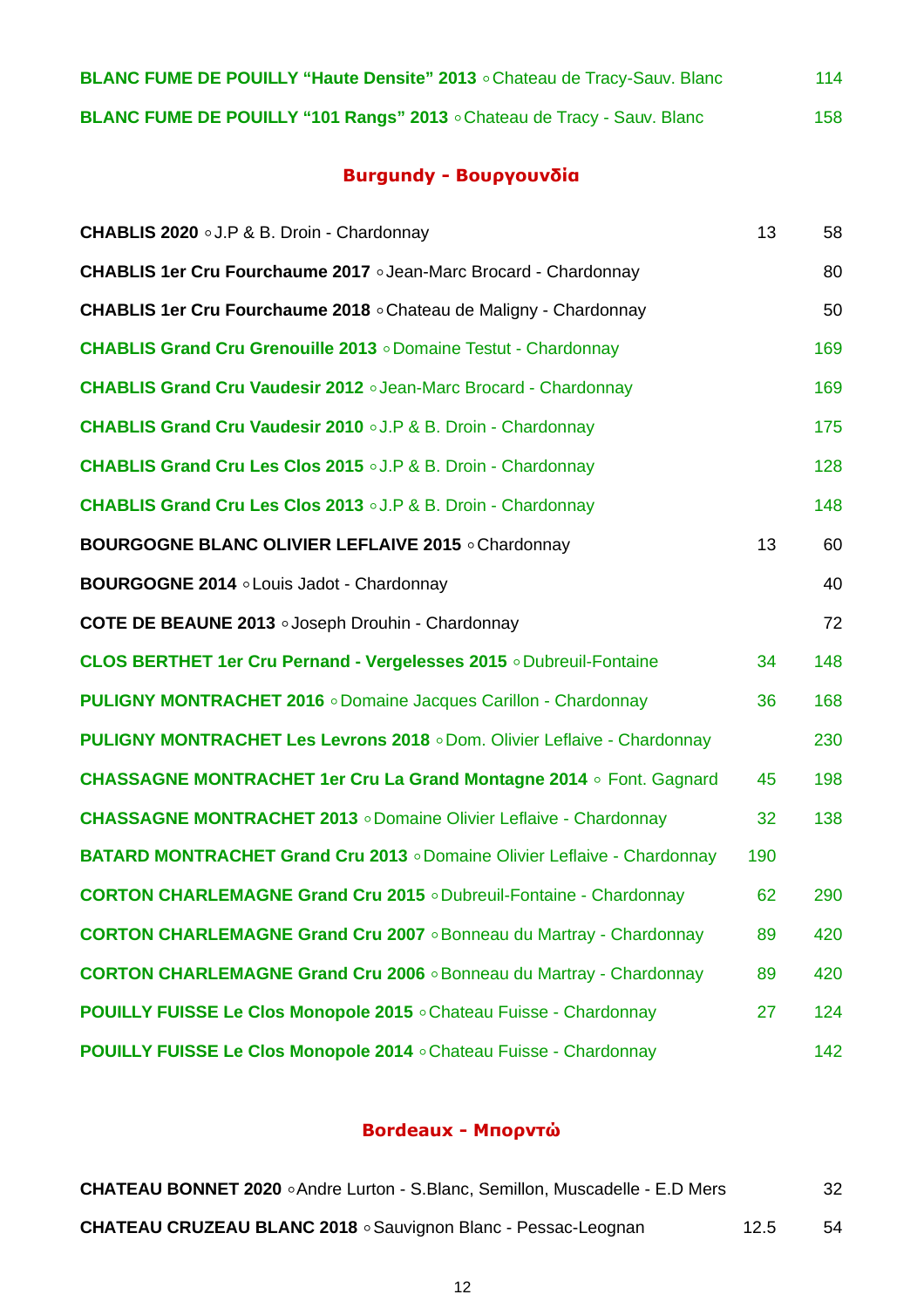| | | |
|---|---|---|
| **BLANC FUME DE POUILLY “Haute Densite” 2013** ◦Chateau de Tracy-Sauv. Blanc | | 114 |
| **BLANC FUME DE POUILLY “101 Rangs” 2013** ◦Chateau de Tracy - Sauv. Blanc | | 158 |

## Burgundy - Βουργουνδία

| | | |
|---|---|---|
| **CHABLIS 2020** ◦J.P & B. Droin - Chardonnay | 13 | 58 |
| **CHABLIS 1er Cru Fourchaume 2017** ◦Jean-Marc Brocard - Chardonnay | | 80 |
| **CHABLIS 1er Cru Fourchaume 2018** ◦Chateau de Maligny - Chardonnay | | 50 |
| **CHABLIS Grand Cru Grenouille 2013** ◦Domaine Testut - Chardonnay | | 169 |
| **CHABLIS Grand Cru Vaudesir 2012** ◦Jean-Marc Brocard - Chardonnay | | 169 |
| **CHABLIS Grand Cru Vaudesir 2010** ◦J.P & B. Droin - Chardonnay | | 175 |
| **CHABLIS Grand Cru Les Clos 2015** ◦J.P & B. Droin - Chardonnay | | 128 |
| **CHABLIS Grand Cru Les Clos 2013** ◦J.P & B. Droin - Chardonnay | | 148 |
| **BOURGOGNE BLANC OLIVIER LEFLAIVE 2015** ◦Chardonnay | 13 | 60 |
| **BOURGOGNE 2014** ◦Louis Jadot - Chardonnay | | 40 |
| **COTE DE BEAUNE 2013** ◦Joseph Drouhin - Chardonnay | | 72 |
| **CLOS BERTHET 1er Cru Pernand - Vergelesses 2015** ◦Dubreuil-Fontaine | 34 | 148 |
| **PULIGNY MONTRACHET 2016** ◦Domaine Jacques Carillon - Chardonnay | 36 | 168 |
| **PULIGNY MONTRACHET Les Levrons 2018** ◦Dom. Olivier Leflaive - Chardonnay | | 230 |
| **CHASSAGNE MONTRACHET 1er Cru La Grand Montagne 2014** ◦ Font. Gagnard | 45 | 198 |
| **CHASSAGNE MONTRACHET 2013** ◦Domaine Olivier Leflaive - Chardonnay | 32 | 138 |
| **BATARD MONTRACHET Grand Cru 2013** ◦Domaine Olivier Leflaive - Chardonnay | 190 | |
| **CORTON CHARLEMAGNE Grand Cru 2015** ◦Dubreuil-Fontaine - Chardonnay | 62 | 290 |
| **CORTON CHARLEMAGNE Grand Cru 2007** ◦Bonneau du Martray - Chardonnay | 89 | 420 |
| **CORTON CHARLEMAGNE Grand Cru 2006** ◦Bonneau du Martray - Chardonnay | 89 | 420 |
| **POUILLY FUISSE Le Clos Monopole 2015** ◦Chateau Fuisse - Chardonnay | 27 | 124 |
| **POUILLY FUISSE Le Clos Monopole 2014** ◦Chateau Fuisse - Chardonnay | | 142 |

## Bordeaux - Μπορντώ

| | | |
|---|---|---|
| **CHATEAU BONNET 2020** ◦Andre Lurton - S.Blanc, Semillon, Muscadelle - E.D Mers | | 32 |
| **CHATEAU CRUZEAU BLANC 2018** ◦Sauvignon Blanc - Pessac-Leognan | 12.5 | 54 |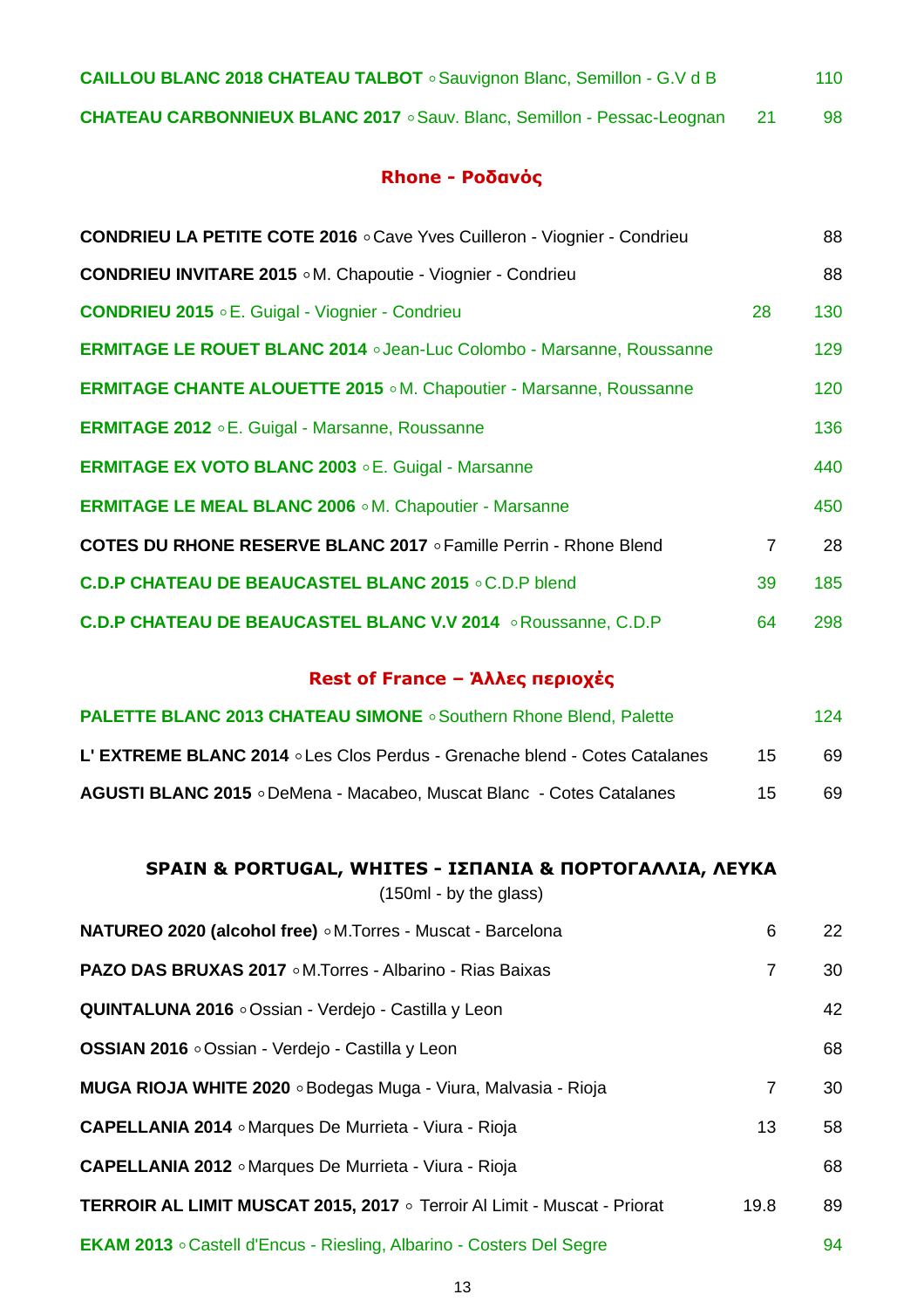| | | |
|---|---|---|
| **CAILLOU BLANC 2018 CHATEAU TALBOT** ◦ Sauvignon Blanc, Semillon - G.V d B | | 110 |
| **CHATEAU CARBONNIEUX BLANC 2017** ◦ Sauv. Blanc, Semillon - Pessac-Leognan | 21 | 98 |

## Rhone - Ροδανός

| | | |
|---|---|---|
| **CONDRIEU LA PETITE COTE 2016** ◦ Cave Yves Cuilleron - Viognier - Condrieu | | 88 |
| **CONDRIEU INVITARE 2015** ◦ M. Chapoutie - Viognier - Condrieu | | 88 |
| **CONDRIEU 2015** ◦ E. Guigal - Viognier - Condrieu | 28 | 130 |
| **ERMITAGE LE ROUET BLANC 2014** ◦ Jean-Luc Colombo - Marsanne, Roussanne | | 129 |
| **ERMITAGE CHANTE ALOUETTE 2015** ◦ M. Chapoutier - Marsanne, Roussanne | | 120 |
| **ERMITAGE 2012** ◦ E. Guigal - Marsanne, Roussanne | | 136 |
| **ERMITAGE EX VOTO BLANC 2003** ◦ E. Guigal - Marsanne | | 440 |
| **ERMITAGE LE MEAL BLANC 2006** ◦ M. Chapoutier - Marsanne | | 450 |
| **COTES DU RHONE RESERVE BLANC 2017** ◦ Famille Perrin - Rhone Blend | 7 | 28 |
| **C.D.P CHATEAU DE BEAUCASTEL BLANC 2015** ◦ C.D.P blend | 39 | 185 |
| **C.D.P CHATEAU DE BEAUCASTEL BLANC V.V 2014** ◦ Roussanne, C.D.P | 64 | 298 |

## Rest of France – Άλλες περιοχές

| | | |
|---|---|---|
| **PALETTE BLANC 2013 CHATEAU SIMONE** ◦ Southern Rhone Blend, Palette | | 124 |
| **L' EXTREME BLANC 2014** ◦ Les Clos Perdus - Grenache blend - Cotes Catalanes | 15 | 69 |
| **AGUSTI BLANC 2015** ◦ DeMena - Macabeo, Muscat Blanc - Cotes Catalanes | 15 | 69 |

## SPAIN & PORTUGAL, WHITES - ΙΣΠΑΝΙΑ & ΠΟΡΤΟΓΑΛΛΙΑ, ΛΕΥΚΑ

(150ml - by the glass)

| | | |
|---|---|---|
| **NATUREO 2020 (alcohol free)** ◦ M.Torres - Muscat - Barcelona | 6 | 22 |
| **PAZO DAS BRUXAS 2017** ◦ M.Torres - Albarino - Rias Baixas | 7 | 30 |
| **QUINTALUNA 2016** ◦ Ossian - Verdejo - Castilla y Leon | | 42 |
| **OSSIAN 2016** ◦ Ossian - Verdejo - Castilla y Leon | | 68 |
| **MUGA RIOJA WHITE 2020** ◦ Bodegas Muga - Viura, Malvasia - Rioja | 7 | 30 |
| **CAPELLANIA 2014** ◦ Marques De Murrieta - Viura - Rioja | 13 | 58 |
| **CAPELLANIA 2012** ◦ Marques De Murrieta - Viura - Rioja | | 68 |
| **TERROIR AL LIMIT MUSCAT 2015, 2017** ◦ Terroir Al Limit - Muscat - Priorat | 19.8 | 89 |
| **EKAM 2013** ◦ Castell d'Encus - Riesling, Albarino - Costers Del Segre | | 94 |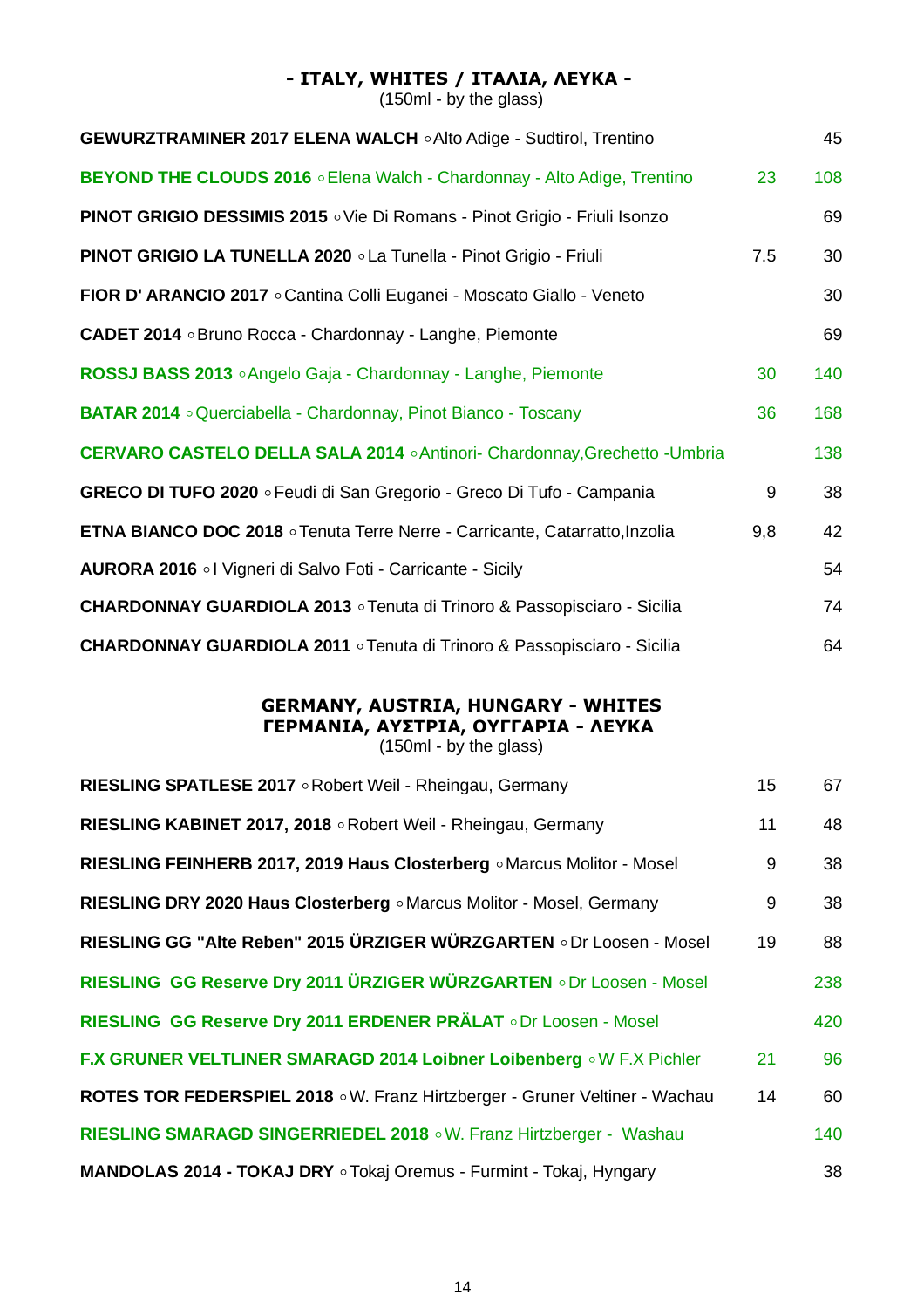## - ITALY, WHITES / ΙΤΑΛΙΑ, ΛΕΥΚΑ -

(150ml - by the glass)

| Wine | Glass | Bottle |
|---|---|---|
| **GEWURZTRAMINER 2017 ELENA WALCH** ◦ Alto Adige - Sudtirol, Trentino | | 45 |
| **BEYOND THE CLOUDS 2016** ◦ Elena Walch - Chardonnay - Alto Adige, Trentino | 23 | 108 |
| **PINOT GRIGIO DESSIMIS 2015** ◦ Vie Di Romans - Pinot Grigio - Friuli Isonzo | | 69 |
| **PINOT GRIGIO LA TUNELLA 2020** ◦ La Tunella - Pinot Grigio - Friuli | 7.5 | 30 |
| **FIOR D' ARANCIO 2017** ◦ Cantina Colli Euganei - Moscato Giallo - Veneto | | 30 |
| **CADET 2014** ◦ Bruno Rocca - Chardonnay - Langhe, Piemonte | | 69 |
| **ROSSJ BASS 2013** ◦ Angelo Gaja - Chardonnay - Langhe, Piemonte | 30 | 140 |
| **BATAR 2014** ◦ Querciabella - Chardonnay, Pinot Bianco - Toscany | 36 | 168 |
| **CERVARO CASTELO DELLA SALA 2014** ◦ Antinori- Chardonnay,Grechetto -Umbria | | 138 |
| **GRECO DI TUFO 2020** ◦ Feudi di San Gregorio - Greco Di Tufo - Campania | 9 | 38 |
| **ETNA BIANCO DOC 2018** ◦ Tenuta Terre Nerre - Carricante, Catarratto,Inzolia | 9,8 | 42 |
| **AURORA 2016** ◦ I Vigneri di Salvo Foti - Carricante - Sicily | | 54 |
| **CHARDONNAY GUARDIOLA 2013** ◦ Tenuta di Trinoro & Passopisciaro - Sicilia | | 74 |
| **CHARDONNAY GUARDIOLA 2011** ◦ Tenuta di Trinoro & Passopisciaro - Sicilia | | 64 |

## GERMANY, AUSTRIA, HUNGARY - WHITES
## ΓΕΡΜΑΝΙΑ, ΑΥΣΤΡΙΑ, ΟΥΓΓΑΡΙΑ - ΛΕΥΚΑ

(150ml - by the glass)

| Wine | Glass | Bottle |
|---|---|---|
| **RIESLING SPATLESE 2017** ◦ Robert Weil - Rheingau, Germany | 15 | 67 |
| **RIESLING KABINET 2017, 2018** ◦ Robert Weil - Rheingau, Germany | 11 | 48 |
| **RIESLING FEINHERB 2017, 2019 Haus Closterberg** ◦ Marcus Molitor - Mosel | 9 | 38 |
| **RIESLING DRY 2020 Haus Closterberg** ◦ Marcus Molitor - Mosel, Germany | 9 | 38 |
| **RIESLING GG "Alte Reben" 2015 ÜRZIGER WÜRZGARTEN** ◦ Dr Loosen - Mosel | 19 | 88 |
| **RIESLING GG Reserve Dry 2011 ÜRZIGER WÜRZGARTEN** ◦ Dr Loosen - Mosel | | 238 |
| **RIESLING GG Reserve Dry 2011 ERDENER PRÄLAT** ◦ Dr Loosen - Mosel | | 420 |
| **F.X GRUNER VELTLINER SMARAGD 2014 Loibner Loibenberg** ◦ W F.X Pichler | 21 | 96 |
| **ROTES TOR FEDERSPIEL 2018** ◦ W. Franz Hirtzberger - Gruner Veltiner - Wachau | 14 | 60 |
| **RIESLING SMARAGD SINGERRIEDEL 2018** ◦ W. Franz Hirtzberger - Washau | | 140 |
| **MANDOLAS 2014 - TOKAJ DRY** ◦ Tokaj Oremus - Furmint - Tokaj, Hyngary | | 38 |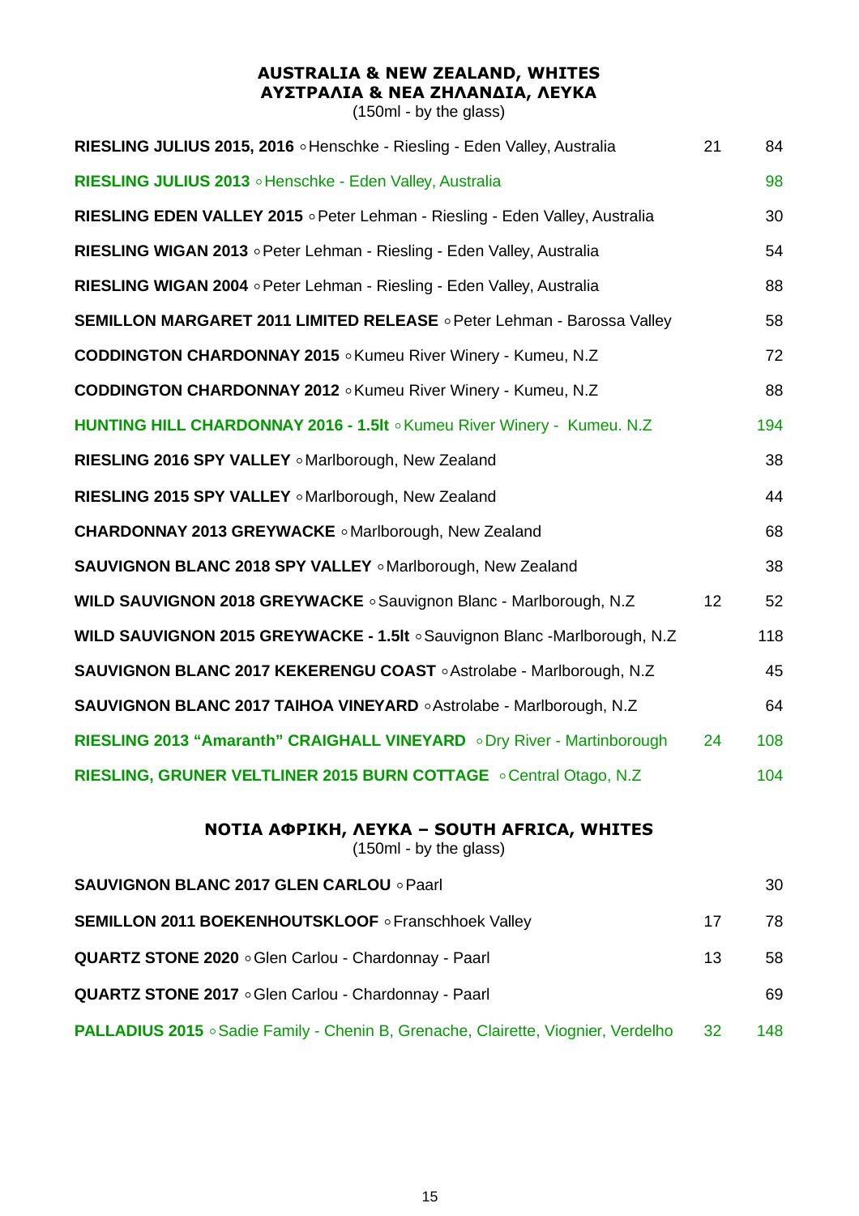## AUSTRALIA & NEW ZEALAND, WHITES
## ΑΥΣΤΡΑΛΙΑ & ΝΕΑ ΖΗΛΑΝΔΙΑ, ΛΕΥΚΑ

(150ml - by the glass)

| Wine | Glass | Bottle |
|---|---|---|
| **RIESLING JULIUS 2015, 2016** ◦ Henschke - Riesling - Eden Valley, Australia | 21 | 84 |
| **RIESLING JULIUS 2013** ◦ Henschke - Eden Valley, Australia | | 98 |
| **RIESLING EDEN VALLEY 2015** ◦ Peter Lehman - Riesling - Eden Valley, Australia | | 30 |
| **RIESLING WIGAN 2013** ◦ Peter Lehman - Riesling - Eden Valley, Australia | | 54 |
| **RIESLING WIGAN 2004** ◦ Peter Lehman - Riesling - Eden Valley, Australia | | 88 |
| **SEMILLON MARGARET 2011 LIMITED RELEASE** ◦ Peter Lehman - Barossa Valley | | 58 |
| **CODDINGTON CHARDONNAY 2015** ◦ Kumeu River Winery - Kumeu, N.Z | | 72 |
| **CODDINGTON CHARDONNAY 2012** ◦ Kumeu River Winery - Kumeu, N.Z | | 88 |
| **HUNTING HILL CHARDONNAY 2016 - 1.5lt** ◦ Kumeu River Winery - Kumeu. N.Z | | 194 |
| **RIESLING 2016 SPY VALLEY** ◦ Marlborough, New Zealand | | 38 |
| **RIESLING 2015 SPY VALLEY** ◦ Marlborough, New Zealand | | 44 |
| **CHARDONNAY 2013 GREYWACKE** ◦ Marlborough, New Zealand | | 68 |
| **SAUVIGNON BLANC 2018 SPY VALLEY** ◦ Marlborough, New Zealand | | 38 |
| **WILD SAUVIGNON 2018 GREYWACKE** ◦ Sauvignon Blanc - Marlborough, N.Z | 12 | 52 |
| **WILD SAUVIGNON 2015 GREYWACKE - 1.5lt** ◦ Sauvignon Blanc -Marlborough, N.Z | | 118 |
| **SAUVIGNON BLANC 2017 KEKERENGU COAST** ◦ Astrolabe - Marlborough, N.Z | | 45 |
| **SAUVIGNON BLANC 2017 TAIHOA VINEYARD** ◦ Astrolabe - Marlborough, N.Z | | 64 |
| **RIESLING 2013 "Amaranth" CRAIGHALL VINEYARD** ◦ Dry River - Martinborough | 24 | 108 |
| **RIESLING, GRUNER VELTLINER 2015 BURN COTTAGE** ◦ Central Otago, N.Z | | 104 |

## ΝΟΤΙΑ ΑΦΡΙΚΗ, ΛΕΥΚΑ – SOUTH AFRICA, WHITES

(150ml - by the glass)

| Wine | Glass | Bottle |
|---|---|---|
| **SAUVIGNON BLANC 2017 GLEN CARLOU** ◦ Paarl | | 30 |
| **SEMILLON 2011 BOEKENHOUTSKLOOF** ◦ Franschhoek Valley | 17 | 78 |
| **QUARTZ STONE 2020** ◦ Glen Carlou - Chardonnay - Paarl | 13 | 58 |
| **QUARTZ STONE 2017** ◦ Glen Carlou - Chardonnay - Paarl | | 69 |
| **PALLADIUS 2015** ◦ Sadie Family - Chenin B, Grenache, Clairette, Viognier, Verdelho | 32 | 148 |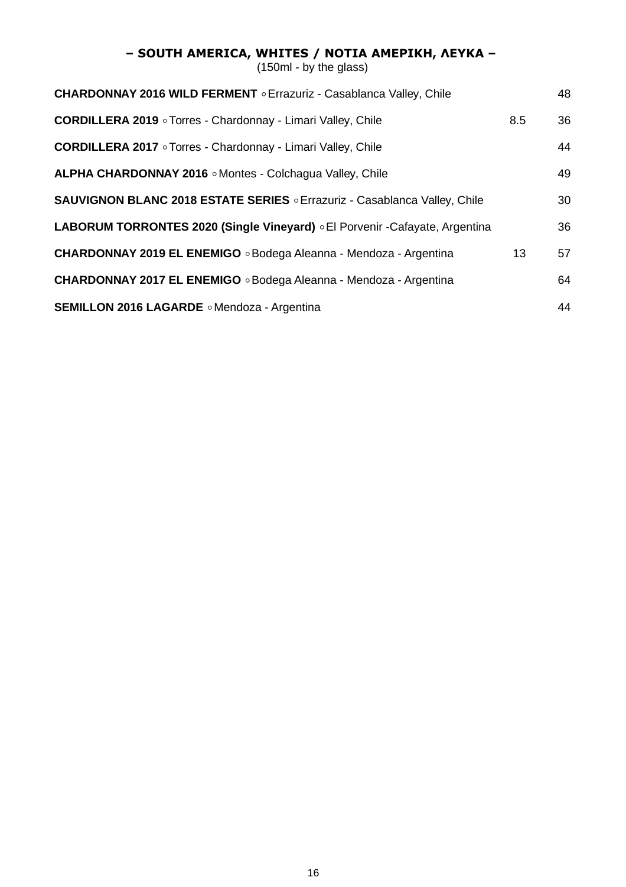### – SOUTH AMERICA, WHITES / ΝΟΤΙΑ ΑΜΕΡΙΚΗ, ΛΕΥΚΑ –

(150ml - by the glass)

| Wine | Glass | Bottle |
| --- | --- | --- |
| **CHARDONNAY 2016 WILD FERMENT** ◦ Errazuriz - Casablanca Valley, Chile | | 48 |
| **CORDILLERA 2019** ◦ Torres - Chardonnay - Limari Valley, Chile | 8.5 | 36 |
| **CORDILLERA 2017** ◦ Torres - Chardonnay - Limari Valley, Chile | | 44 |
| **ALPHA CHARDONNAY 2016** ◦ Montes - Colchagua Valley, Chile | | 49 |
| **SAUVIGNON BLANC 2018 ESTATE SERIES** ◦ Errazuriz - Casablanca Valley, Chile | | 30 |
| **LABORUM TORRONTES 2020 (Single Vineyard)** ◦ El Porvenir -Cafayate, Argentina | | 36 |
| **CHARDONNAY 2019 EL ENEMIGO** ◦ Bodega Aleanna - Mendoza - Argentina | 13 | 57 |
| **CHARDONNAY 2017 EL ENEMIGO** ◦ Bodega Aleanna - Mendoza - Argentina | | 64 |
| **SEMILLON 2016 LAGARDE** ◦ Mendoza - Argentina | | 44 |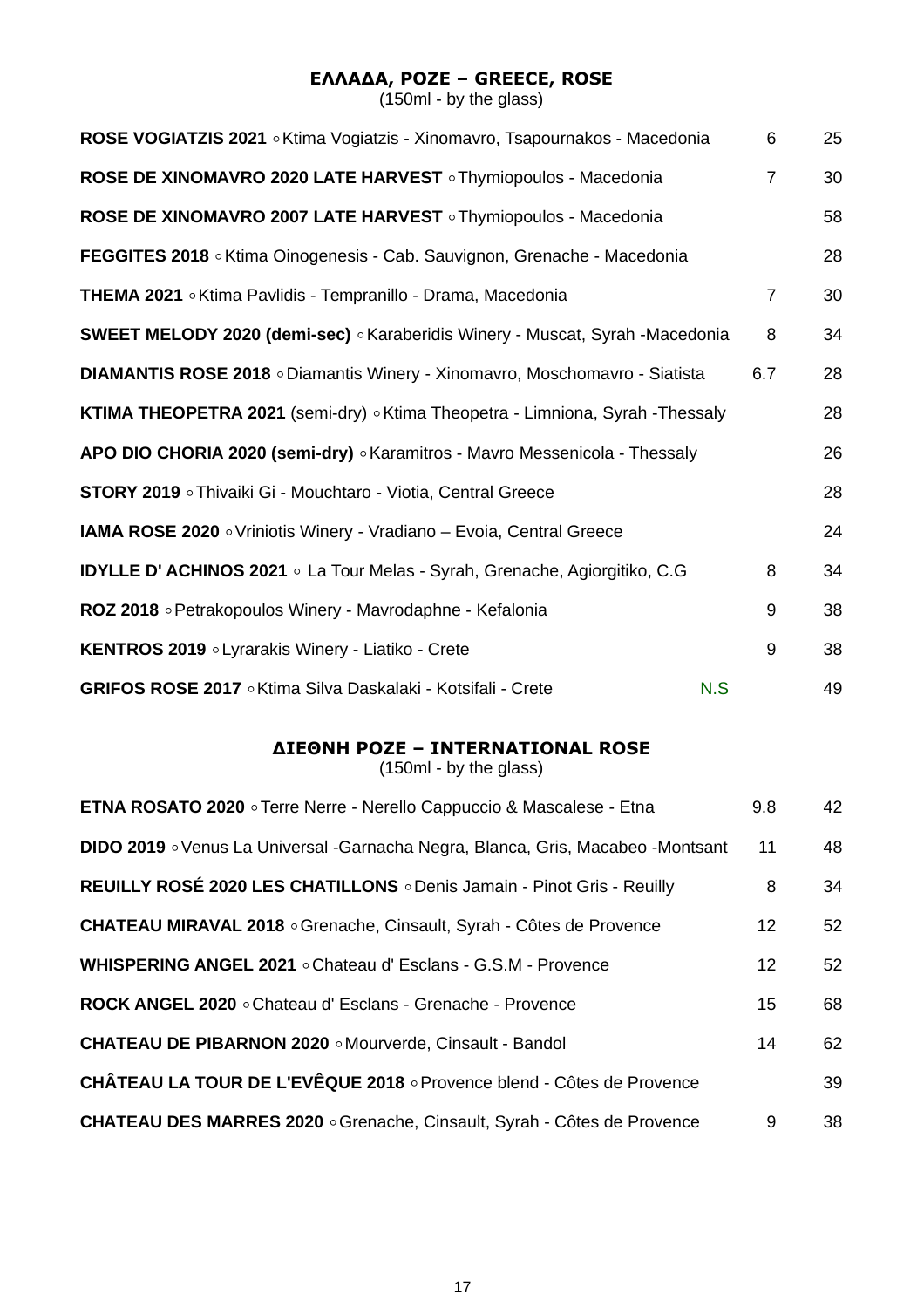## ΕΛΛΑΔΑ, ΡΟΖΕ – GREECE, ROSE

(150ml - by the glass)

| Wine | Glass | Bottle |
|---|---|---|
| **ROSE VOGIATZIS 2021** ◦ Ktima Vogiatzis - Xinomavro, Tsapournakos - Macedonia | 6 | 25 |
| **ROSE DE XINOMAVRO 2020 LATE HARVEST** ◦ Thymiopoulos - Macedonia | 7 | 30 |
| **ROSE DE XINOMAVRO 2007 LATE HARVEST** ◦ Thymiopoulos - Macedonia | | 58 |
| **FEGGITES 2018** ◦ Ktima Oinogenesis - Cab. Sauvignon, Grenache - Macedonia | | 28 |
| **THEMA 2021** ◦ Ktima Pavlidis - Tempranillo - Drama, Macedonia | 7 | 30 |
| **SWEET MELODY 2020 (demi-sec)** ◦ Karaberidis Winery - Muscat, Syrah -Macedonia | 8 | 34 |
| **DIAMANTIS ROSE 2018** ◦ Diamantis Winery - Xinomavro, Moschomavro - Siatista | 6.7 | 28 |
| **KTIMA THEOPETRA 2021** (semi-dry) ◦ Ktima Theopetra - Limniona, Syrah -Thessaly | | 28 |
| **APO DIO CHORIA 2020 (semi-dry)** ◦ Karamitros - Mavro Messenicola - Thessaly | | 26 |
| **STORY 2019** ◦ Thivaiki Gi - Mouchtaro - Viotia, Central Greece | | 28 |
| **IAMA ROSE 2020** ◦ Vriniotis Winery - Vradiano – Evoia, Central Greece | | 24 |
| **IDYLLE D' ACHINOS 2021** ◦ La Tour Melas - Syrah, Grenache, Agiorgitiko, C.G | 8 | 34 |
| **ROZ 2018** ◦ Petrakopoulos Winery - Mavrodaphne - Kefalonia | 9 | 38 |
| **KENTROS 2019** ◦ Lyrarakis Winery - Liatiko - Crete | 9 | 38 |
| **GRIFOS ROSE 2017** ◦ Ktima Silva Daskalaki - Kotsifali - Crete N.S | | 49 |

## ΔΙΕΘΝΗ ΡΟΖΕ – INTERNATIONAL ROSE

(150ml - by the glass)

| Wine | Glass | Bottle |
|---|---|---|
| **ETNA ROSATO 2020** ◦ Terre Nerre - Nerello Cappuccio & Mascalese - Etna | 9.8 | 42 |
| **DIDO 2019** ◦ Venus La Universal -Garnacha Negra, Blanca, Gris, Macabeo -Montsant | 11 | 48 |
| **REUILLY ROSÉ 2020 LES CHATILLONS** ◦ Denis Jamain - Pinot Gris - Reuilly | 8 | 34 |
| **CHATEAU MIRAVAL 2018** ◦ Grenache, Cinsault, Syrah - Côtes de Provence | 12 | 52 |
| **WHISPERING ANGEL 2021** ◦ Chateau d' Esclans - G.S.M - Provence | 12 | 52 |
| **ROCK ANGEL 2020** ◦ Chateau d' Esclans - Grenache - Provence | 15 | 68 |
| **CHATEAU DE PIBARNON 2020** ◦ Mourverde, Cinsault - Bandol | 14 | 62 |
| **CHÂTEAU LA TOUR DE L'EVÊQUE 2018** ◦ Provence blend - Côtes de Provence | | 39 |
| **CHATEAU DES MARRES 2020** ◦ Grenache, Cinsault, Syrah - Côtes de Provence | 9 | 38 |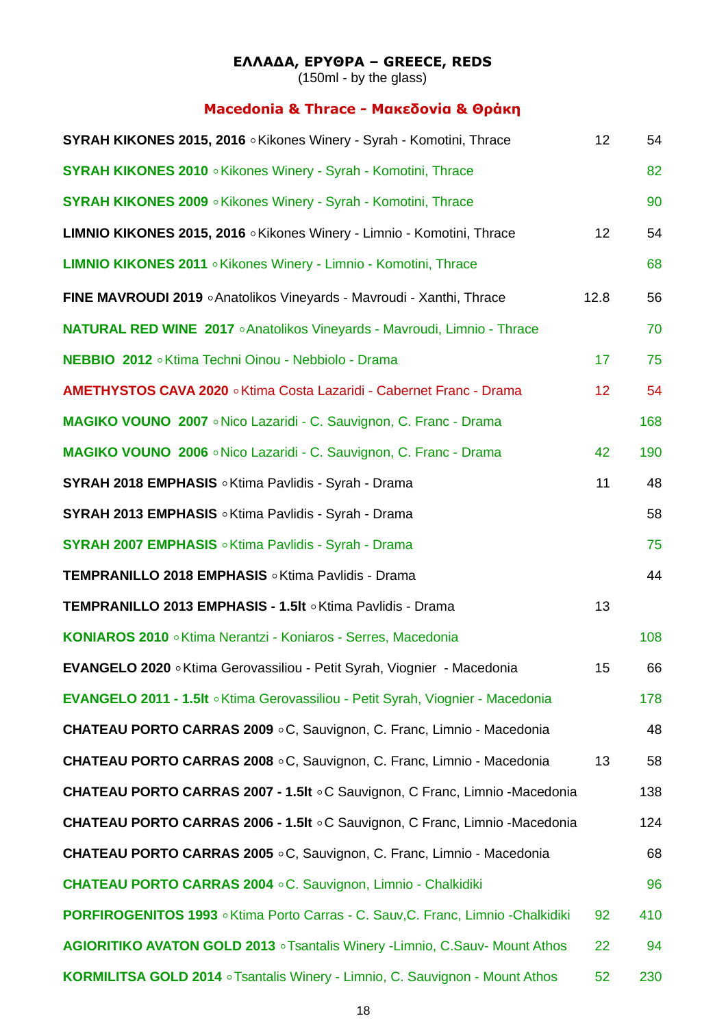## ΕΛΛΑΔΑ, ΕΡΥΘΡΑ – GREECE, REDS

(150ml - by the glass)

### Macedonia & Thrace - Μακεδονία & Θράκη

| Wine | Glass | Bottle |
|---|---|---|
| **SYRAH KIKONES 2015, 2016** ◦ Kikones Winery - Syrah - Komotini, Thrace | 12 | 54 |
| **SYRAH KIKONES 2010** ◦ Kikones Winery - Syrah - Komotini, Thrace | | 82 |
| **SYRAH KIKONES 2009** ◦ Kikones Winery - Syrah - Komotini, Thrace | | 90 |
| **LIMNIO KIKONES 2015, 2016** ◦ Kikones Winery - Limnio - Komotini, Thrace | 12 | 54 |
| **LIMNIO KIKONES 2011** ◦ Kikones Winery - Limnio - Komotini, Thrace | | 68 |
| **FINE MAVROUDI 2019** ◦ Anatolikos Vineyards - Mavroudi - Xanthi, Thrace | 12.8 | 56 |
| **NATURAL RED WINE 2017** ◦ Anatolikos Vineyards - Mavroudi, Limnio - Thrace | | 70 |
| **NEBBIO 2012** ◦ Ktima Techni Oinou - Nebbiolo - Drama | 17 | 75 |
| **AMETHYSTOS CAVA 2020** ◦ Ktima Costa Lazaridi - Cabernet Franc - Drama | 12 | 54 |
| **MAGIKO VOUNO 2007** ◦ Nico Lazaridi - C. Sauvignon, C. Franc - Drama | | 168 |
| **MAGIKO VOUNO 2006** ◦ Nico Lazaridi - C. Sauvignon, C. Franc - Drama | 42 | 190 |
| **SYRAH 2018 EMPHASIS** ◦ Ktima Pavlidis - Syrah - Drama | 11 | 48 |
| **SYRAH 2013 EMPHASIS** ◦ Ktima Pavlidis - Syrah - Drama | | 58 |
| **SYRAH 2007 EMPHASIS** ◦ Ktima Pavlidis - Syrah - Drama | | 75 |
| **TEMPRANILLO 2018 EMPHASIS** ◦ Ktima Pavlidis - Drama | | 44 |
| **TEMPRANILLO 2013 EMPHASIS - 1.5lt** ◦ Ktima Pavlidis - Drama | 13 | |
| **KONIAROS 2010** ◦ Ktima Nerantzi - Koniaros - Serres, Macedonia | | 108 |
| **EVANGELO 2020** ◦ Ktima Gerovassiliou - Petit Syrah, Viognier - Macedonia | 15 | 66 |
| **EVANGELO 2011 - 1.5lt** ◦ Ktima Gerovassiliou - Petit Syrah, Viognier - Macedonia | | 178 |
| **CHATEAU PORTO CARRAS 2009** ◦ C, Sauvignon, C. Franc, Limnio - Macedonia | | 48 |
| **CHATEAU PORTO CARRAS 2008** ◦ C, Sauvignon, C. Franc, Limnio - Macedonia | 13 | 58 |
| **CHATEAU PORTO CARRAS 2007 - 1.5lt** ◦ C Sauvignon, C Franc, Limnio -Macedonia | | 138 |
| **CHATEAU PORTO CARRAS 2006 - 1.5lt** ◦ C Sauvignon, C Franc, Limnio -Macedonia | | 124 |
| **CHATEAU PORTO CARRAS 2005** ◦ C, Sauvignon, C. Franc, Limnio - Macedonia | | 68 |
| **CHATEAU PORTO CARRAS 2004** ◦ C. Sauvignon, Limnio - Chalkidiki | | 96 |
| **PORFIROGENITOS 1993** ◦ Ktima Porto Carras - C. Sauv,C. Franc, Limnio -Chalkidiki | 92 | 410 |
| **AGIORITIKO AVATON GOLD 2013** ◦ Tsantalis Winery -Limnio, C.Sauv- Mount Athos | 22 | 94 |
| **KORMILITSA GOLD 2014** ◦ Tsantalis Winery - Limnio, C. Sauvignon - Mount Athos | 52 | 230 |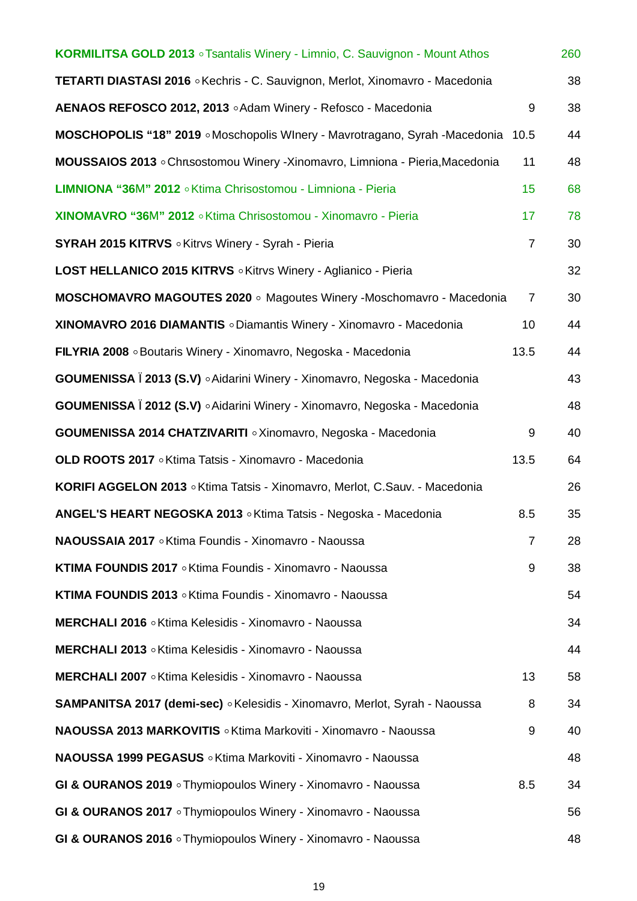| Wine | Glass | Bottle |
|---|---|---|
| **KORMILITSA GOLD 2013** ◦ Tsantalis Winery - Limnio, C. Sauvignon - Mount Athos | | 260 |
| **TETARTI DIASTASI 2016** ◦ Kechris - C. Sauvignon, Merlot, Xinomavro - Macedonia | | 38 |
| **AENAOS REFOSCO 2012, 2013** ◦ Adam Winery - Refosco - Macedonia | 9 | 38 |
| **MOSCHOPOLIS “18” 2019** ◦ Moschopolis WInery - Mavrotragano, Syrah -Macedonia | 10.5 | 44 |
| **MOUSSAIOS 2013** ◦ Chrısostomou Winery -Xinomavro, Limniona - Pieria,Macedonia | 11 | 48 |
| **LIMNIONA “36M” 2012** ◦ Ktima Chrisostomou - Limniona - Pieria | 15 | 68 |
| **XINOMAVRO “36M” 2012** ◦ Ktima Chrisostomou - Xinomavro - Pieria | 17 | 78 |
| **SYRAH 2015 KITRVS** ◦ Kitrvs Winery - Syrah - Pieria | 7 | 30 |
| **LOST HELLANICO 2015 KITRVS** ◦ Kitrvs Winery - Aglianico - Pieria | | 32 |
| **MOSCHOMAVRO MAGOUTES 2020** ◦ Magoutes Winery -Moschomavro - Macedonia | 7 | 30 |
| **XINOMAVRO 2016 DIAMANTIS** ◦ Diamantis Winery - Xinomavro - Macedonia | 10 | 44 |
| **FILYRIA 2008** ◦ Boutaris Winery - Xinomavro, Negoska - Macedonia | 13.5 | 44 |
| **GOUMENISSA Ϊ 2013 (S.V)** ◦ Aidarini Winery - Xinomavro, Negoska - Macedonia | | 43 |
| **GOUMENISSA Ϊ 2012 (S.V)** ◦ Aidarini Winery - Xinomavro, Negoska - Macedonia | | 48 |
| **GOUMENISSA 2014 CHATZIVARITI** ◦ Xinomavro, Negoska - Macedonia | 9 | 40 |
| **OLD ROOTS 2017** ◦ Ktima Tatsis - Xinomavro - Macedonia | 13.5 | 64 |
| **KORIFI AGGELON 2013** ◦ Ktima Tatsis - Xinomavro, Merlot, C.Sauv. - Macedonia | | 26 |
| **ANGEL'S HEART NEGOSKA 2013** ◦ Ktima Tatsis - Negoska - Macedonia | 8.5 | 35 |
| **NAOUSSAIA 2017** ◦ Ktima Foundis - Xinomavro - Naoussa | 7 | 28 |
| **KTIMA FOUNDIS 2017** ◦ Ktima Foundis - Xinomavro - Naoussa | 9 | 38 |
| **KTIMA FOUNDIS 2013** ◦ Ktima Foundis - Xinomavro - Naoussa | | 54 |
| **MERCHALI 2016** ◦ Ktima Kelesidis - Xinomavro - Naoussa | | 34 |
| **MERCHALI 2013** ◦ Ktima Kelesidis - Xinomavro - Naoussa | | 44 |
| **MERCHALI 2007** ◦ Ktima Kelesidis - Xinomavro - Naoussa | 13 | 58 |
| **SAMPANITSA 2017 (demi-sec)** ◦ Kelesidis - Xinomavro, Merlot, Syrah - Naoussa | 8 | 34 |
| **NAOUSSA 2013 MARKOVITIS** ◦ Ktima Markoviti - Xinomavro - Naoussa | 9 | 40 |
| **NAOUSSA 1999 PEGASUS** ◦ Ktima Markoviti - Xinomavro - Naoussa | | 48 |
| **GI & OURANOS 2019** ◦ Thymiopoulos Winery - Xinomavro - Naoussa | 8.5 | 34 |
| **GI & OURANOS 2017** ◦ Thymiopoulos Winery - Xinomavro - Naoussa | | 56 |
| **GI & OURANOS 2016** ◦ Thymiopoulos Winery - Xinomavro - Naoussa | | 48 |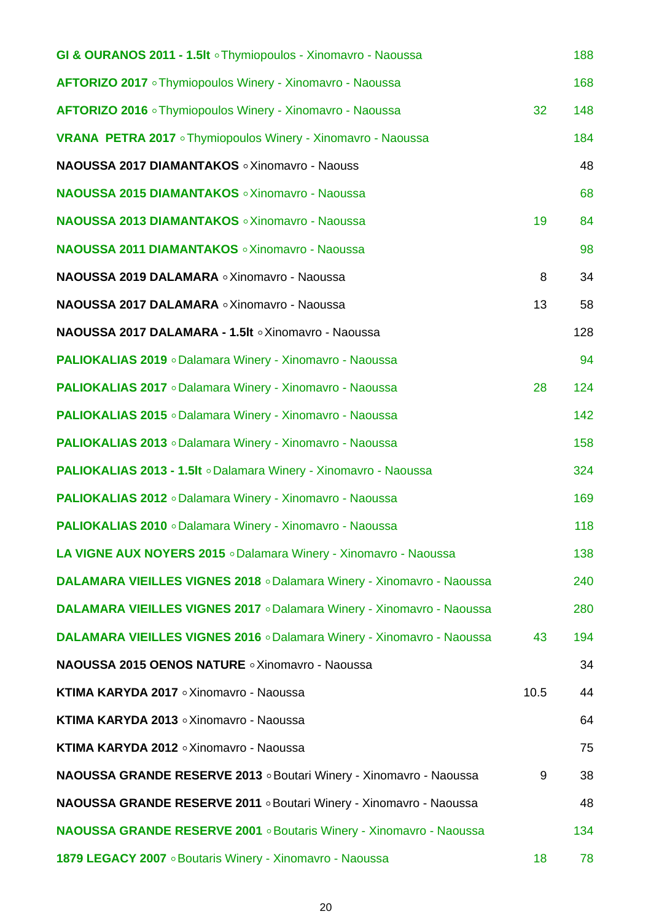| Wine | Glass | Bottle |
|---|---|---|
| **GI & OURANOS 2011 - 1.5lt** ◦ Thymiopoulos - Xinomavro - Naoussa | | 188 |
| **AFTORIZO 2017** ◦ Thymiopoulos Winery - Xinomavro - Naoussa | | 168 |
| **AFTORIZO 2016** ◦ Thymiopoulos Winery - Xinomavro - Naoussa | 32 | 148 |
| **VRANA PETRA 2017** ◦ Thymiopoulos Winery - Xinomavro - Naoussa | | 184 |
| **NAOUSSA 2017 DIAMANTAKOS** ◦ Xinomavro - Naouss | | 48 |
| **NAOUSSA 2015 DIAMANTAKOS** ◦ Xinomavro - Naoussa | | 68 |
| **NAOUSSA 2013 DIAMANTAKOS** ◦ Xinomavro - Naoussa | 19 | 84 |
| **NAOUSSA 2011 DIAMANTAKOS** ◦ Xinomavro - Naoussa | | 98 |
| **NAOUSSA 2019 DALAMARA** ◦ Xinomavro - Naoussa | 8 | 34 |
| **NAOUSSA 2017 DALAMARA** ◦ Xinomavro - Naoussa | 13 | 58 |
| **NAOUSSA 2017 DALAMARA - 1.5lt** ◦ Xinomavro - Naoussa | | 128 |
| **PALIOKALIAS 2019** ◦ Dalamara Winery - Xinomavro - Naoussa | | 94 |
| **PALIOKALIAS 2017** ◦ Dalamara Winery - Xinomavro - Naoussa | 28 | 124 |
| **PALIOKALIAS 2015** ◦ Dalamara Winery - Xinomavro - Naoussa | | 142 |
| **PALIOKALIAS 2013** ◦ Dalamara Winery - Xinomavro - Naoussa | | 158 |
| **PALIOKALIAS 2013 - 1.5lt** ◦ Dalamara Winery - Xinomavro - Naoussa | | 324 |
| **PALIOKALIAS 2012** ◦ Dalamara Winery - Xinomavro - Naoussa | | 169 |
| **PALIOKALIAS 2010** ◦ Dalamara Winery - Xinomavro - Naoussa | | 118 |
| **LA VIGNE AUX NOYERS 2015** ◦ Dalamara Winery - Xinomavro - Naoussa | | 138 |
| **DALAMARA VIEILLES VIGNES 2018** ◦ Dalamara Winery - Xinomavro - Naoussa | | 240 |
| **DALAMARA VIEILLES VIGNES 2017** ◦ Dalamara Winery - Xinomavro - Naoussa | | 280 |
| **DALAMARA VIEILLES VIGNES 2016** ◦ Dalamara Winery - Xinomavro - Naoussa | 43 | 194 |
| **NAOUSSA 2015 OENOS NATURE** ◦ Xinomavro - Naoussa | | 34 |
| **KTIMA KARYDA 2017** ◦ Xinomavro - Naoussa | 10.5 | 44 |
| **KTIMA KARYDA 2013** ◦ Xinomavro - Naoussa | | 64 |
| **KTIMA KARYDA 2012** ◦ Xinomavro - Naoussa | | 75 |
| **NAOUSSA GRANDE RESERVE 2013** ◦ Boutari Winery - Xinomavro - Naoussa | 9 | 38 |
| **NAOUSSA GRANDE RESERVE 2011** ◦ Boutari Winery - Xinomavro - Naoussa | | 48 |
| **NAOUSSA GRANDE RESERVE 2001** ◦ Boutaris Winery - Xinomavro - Naoussa | | 134 |
| **1879 LEGACY 2007** ◦ Boutaris Winery - Xinomavro - Naoussa | 18 | 78 |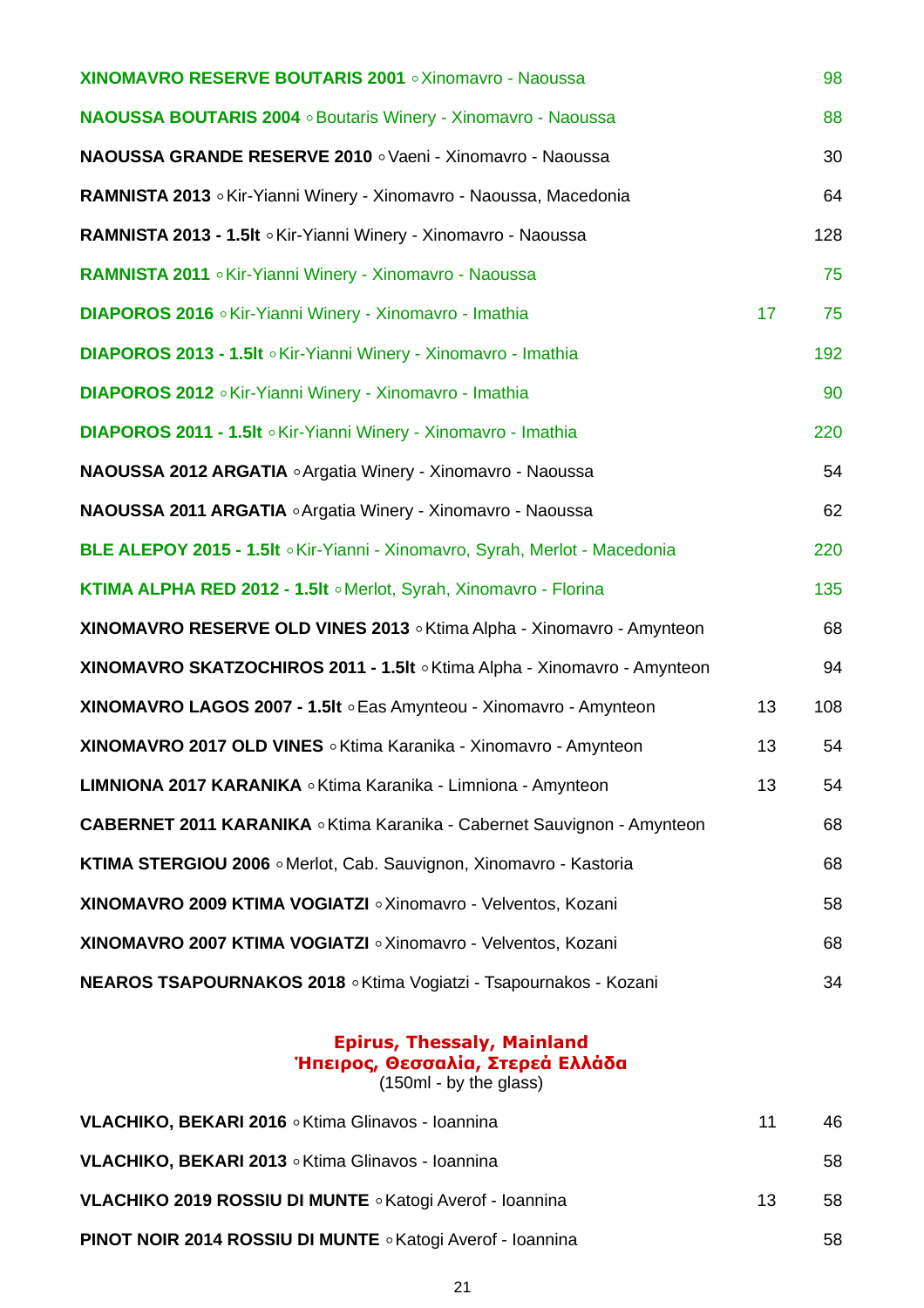| Wine | Glass | Bottle |
|---|---|---|
| **XINOMAVRO RESERVE BOUTARIS 2001** ◦ Xinomavro - Naoussa | | 98 |
| **NAOUSSA BOUTARIS 2004** ◦ Boutaris Winery - Xinomavro - Naoussa | | 88 |
| **NAOUSSA GRANDE RESERVE 2010** ◦ Vaeni - Xinomavro - Naoussa | | 30 |
| **RAMNISTA 2013** ◦ Kir-Yianni Winery - Xinomavro - Naoussa, Macedonia | | 64 |
| **RAMNISTA 2013 - 1.5lt** ◦ Kir-Yianni Winery - Xinomavro - Naoussa | | 128 |
| **RAMNISTA 2011** ◦ Kir-Yianni Winery - Xinomavro - Naoussa | | 75 |
| **DIAPOROS 2016** ◦ Kir-Yianni Winery - Xinomavro - Imathia | 17 | 75 |
| **DIAPOROS 2013 - 1.5lt** ◦ Kir-Yianni Winery - Xinomavro - Imathia | | 192 |
| **DIAPOROS 2012** ◦ Kir-Yianni Winery - Xinomavro - Imathia | | 90 |
| **DIAPOROS 2011 - 1.5lt** ◦ Kir-Yianni Winery - Xinomavro - Imathia | | 220 |
| **NAOUSSA 2012 ARGATIA** ◦ Argatia Winery - Xinomavro - Naoussa | | 54 |
| **NAOUSSA 2011 ARGATIA** ◦ Argatia Winery - Xinomavro - Naoussa | | 62 |
| **BLE ALEPOY 2015 - 1.5lt** ◦ Kir-Yianni - Xinomavro, Syrah, Merlot - Macedonia | | 220 |
| **KTIMA ALPHA RED 2012 - 1.5lt** ◦ Merlot, Syrah, Xinomavro - Florina | | 135 |
| **XINOMAVRO RESERVE OLD VINES 2013** ◦ Ktima Alpha - Xinomavro - Amynteon | | 68 |
| **XINOMAVRO SKATZOCHIROS 2011 - 1.5lt** ◦ Ktima Alpha - Xinomavro - Amynteon | | 94 |
| **XINOMAVRO LAGOS 2007 - 1.5lt** ◦ Eas Amynteou - Xinomavro - Amynteon | 13 | 108 |
| **XINOMAVRO 2017 OLD VINES** ◦ Ktima Karanika - Xinomavro - Amynteon | 13 | 54 |
| **LIMNIONA 2017 KARANIKA** ◦ Ktima Karanika - Limniona - Amynteon | 13 | 54 |
| **CABERNET 2011 KARANIKA** ◦ Ktima Karanika - Cabernet Sauvignon - Amynteon | | 68 |
| **KTIMA STERGIOU 2006** ◦ Merlot, Cab. Sauvignon, Xinomavro - Kastoria | | 68 |
| **XINOMAVRO 2009 KTIMA VOGIATZI** ◦ Xinomavro - Velventos, Kozani | | 58 |
| **XINOMAVRO 2007 KTIMA VOGIATZI** ◦ Xinomavro - Velventos, Kozani | | 68 |
| **NEAROS TSAPOURNAKOS 2018** ◦ Ktima Vogiatzi - Tsapournakos - Kozani | | 34 |

## Epirus, Thessaly, Mainland
## Ήπειρος, Θεσσαλία, Στερεά Ελλάδα

(150ml - by the glass)

| Wine | Glass | Bottle |
|---|---|---|
| **VLACHIKO, BEKARI 2016** ◦ Ktima Glinavos - Ioannina | 11 | 46 |
| **VLACHIKO, BEKARI 2013** ◦ Ktima Glinavos - Ioannina | | 58 |
| **VLACHIKO 2019 ROSSIU DI MUNTE** ◦ Katogi Averof - Ioannina | 13 | 58 |
| **PINOT NOIR 2014 ROSSIU DI MUNTE** ◦ Katogi Averof - Ioannina | | 58 |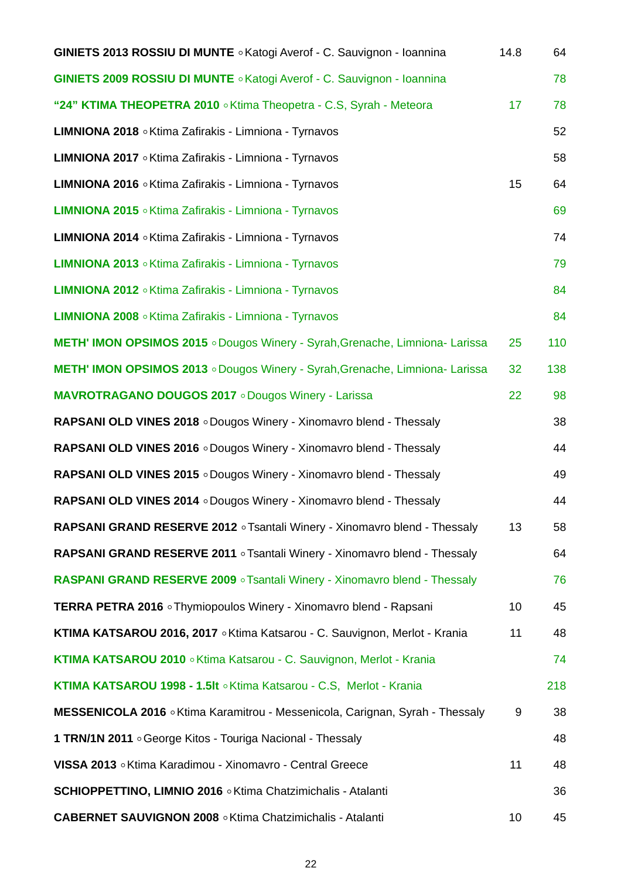| Wine | | |
|---|---|---|
| **GINIETS 2013 ROSSIU DI MUNTE** ∘ Katogi Averof - C. Sauvignon - Ioannina | 14.8 | 64 |
| **GINIETS 2009 ROSSIU DI MUNTE** ∘ Katogi Averof - C. Sauvignon - Ioannina | | 78 |
| **"24" KTIMA THEOPETRA 2010** ∘ Ktima Theopetra - C.S, Syrah - Meteora | 17 | 78 |
| **LIMNIONA 2018** ∘ Ktima Zafirakis - Limniona - Tyrnavos | | 52 |
| **LIMNIONA 2017** ∘ Ktima Zafirakis - Limniona - Tyrnavos | | 58 |
| **LIMNIONA 2016** ∘ Ktima Zafirakis - Limniona - Tyrnavos | 15 | 64 |
| **LIMNIONA 2015** ∘ Ktima Zafirakis - Limniona - Tyrnavos | | 69 |
| **LIMNIONA 2014** ∘ Ktima Zafirakis - Limniona - Tyrnavos | | 74 |
| **LIMNIONA 2013** ∘ Ktima Zafirakis - Limniona - Tyrnavos | | 79 |
| **LIMNIONA 2012** ∘ Ktima Zafirakis - Limniona - Tyrnavos | | 84 |
| **LIMNIONA 2008** ∘ Ktima Zafirakis - Limniona - Tyrnavos | | 84 |
| **METH' IMON OPSIMOS 2015** ∘ Dougos Winery - Syrah,Grenache, Limniona- Larissa | 25 | 110 |
| **METH' IMON OPSIMOS 2013** ∘ Dougos Winery - Syrah,Grenache, Limniona- Larissa | 32 | 138 |
| **MAVROTRAGANO DOUGOS 2017** ∘ Dougos Winery - Larissa | 22 | 98 |
| **RAPSANI OLD VINES 2018** ∘ Dougos Winery - Xinomavro blend - Thessaly | | 38 |
| **RAPSANI OLD VINES 2016** ∘ Dougos Winery - Xinomavro blend - Thessaly | | 44 |
| **RAPSANI OLD VINES 2015** ∘ Dougos Winery - Xinomavro blend - Thessaly | | 49 |
| **RAPSANI OLD VINES 2014** ∘ Dougos Winery - Xinomavro blend - Thessaly | | 44 |
| **RAPSANI GRAND RESERVE 2012** ∘ Tsantali Winery - Xinomavro blend - Thessaly | 13 | 58 |
| **RAPSANI GRAND RESERVE 2011** ∘ Tsantali Winery - Xinomavro blend - Thessaly | | 64 |
| **RASPANI GRAND RESERVE 2009** ∘ Tsantali Winery - Xinomavro blend - Thessaly | | 76 |
| **TERRA PETRA 2016** ∘ Thymiopoulos Winery - Xinomavro blend - Rapsani | 10 | 45 |
| **KTIMA KATSAROU 2016, 2017** ∘ Ktima Katsarou - C. Sauvignon, Merlot - Krania | 11 | 48 |
| **KTIMA KATSAROU 2010** ∘ Ktima Katsarou - C. Sauvignon, Merlot - Krania | | 74 |
| **KTIMA KATSAROU 1998 - 1.5lt** ∘ Ktima Katsarou - C.S, Merlot - Krania | | 218 |
| **MESSENICOLA 2016** ∘ Ktima Karamitrou - Messenicola, Carignan, Syrah - Thessaly | 9 | 38 |
| **1 TRN/1N 2011** ∘ George Kitos - Touriga Nacional - Thessaly | | 48 |
| **VISSA 2013** ∘ Ktima Karadimou - Xinomavro - Central Greece | 11 | 48 |
| **SCHIOPPETTINO, LIMNIO 2016** ∘ Ktima Chatzimichalis - Atalanti | | 36 |
| **CABERNET SAUVIGNON 2008** ∘ Ktima Chatzimichalis - Atalanti | 10 | 45 |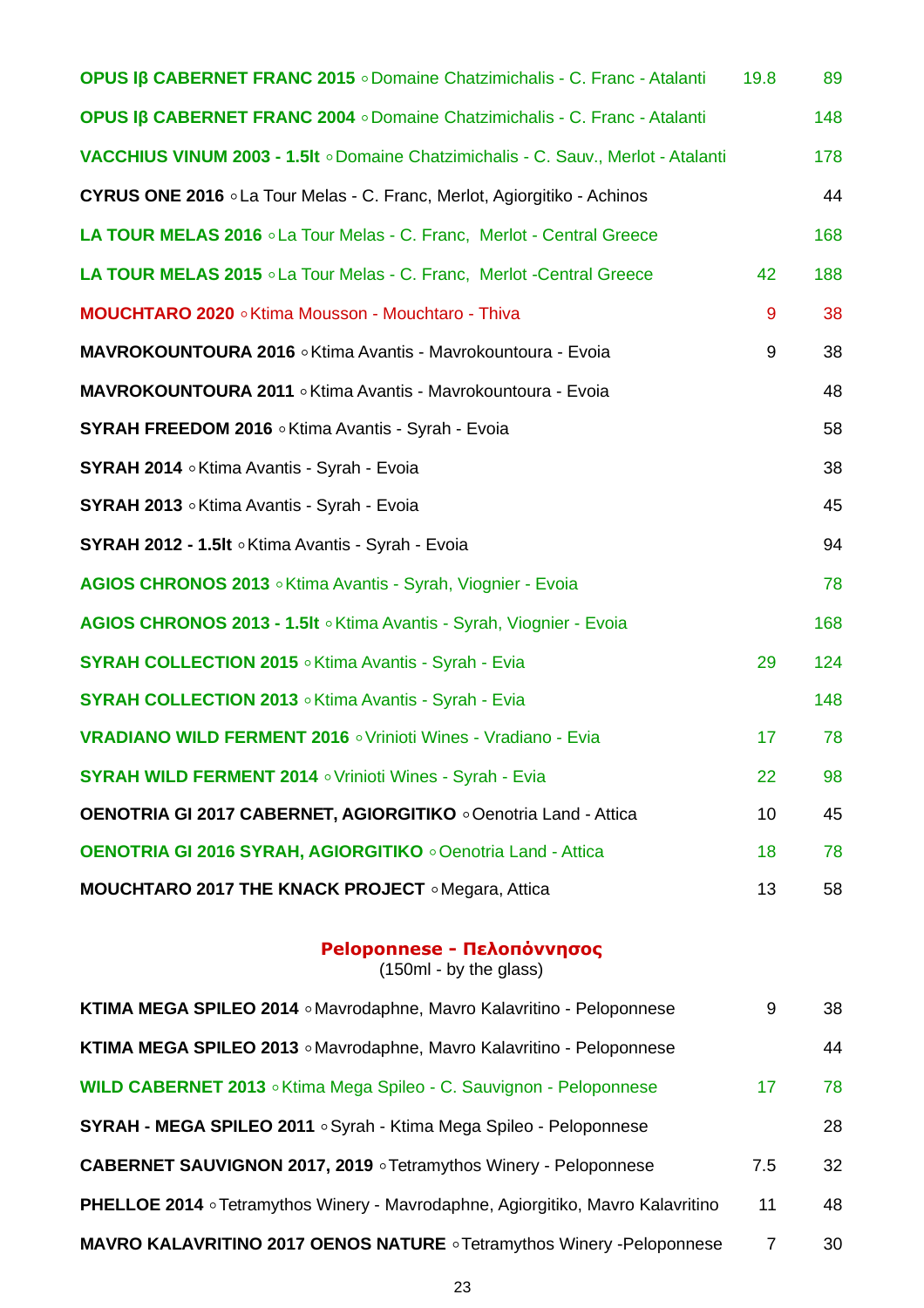| Wine | Glass | Bottle |
|---|---|---|
| **OPUS Iβ CABERNET FRANC 2015** ◦ Domaine Chatzimichalis - C. Franc - Atalanti | 19.8 | 89 |
| **OPUS Iβ CABERNET FRANC 2004** ◦ Domaine Chatzimichalis - C. Franc - Atalanti | | 148 |
| **VACCHIUS VINUM 2003 - 1.5lt** ◦ Domaine Chatzimichalis - C. Sauv., Merlot - Atalanti | | 178 |
| **CYRUS ONE 2016** ◦ La Tour Melas - C. Franc, Merlot, Agiorgitiko - Achinos | | 44 |
| **LA TOUR MELAS 2016** ◦ La Tour Melas - C. Franc, Merlot - Central Greece | | 168 |
| **LA TOUR MELAS 2015** ◦ La Tour Melas - C. Franc, Merlot -Central Greece | 42 | 188 |
| **MOUCHTARO 2020** ◦ Ktima Mousson - Mouchtaro - Thiva | 9 | 38 |
| **MAVROKOUNTOURA 2016** ◦ Ktima Avantis - Mavrokountoura - Evoia | 9 | 38 |
| **MAVROKOUNTOURA 2011** ◦ Ktima Avantis - Mavrokountoura - Evoia | | 48 |
| **SYRAH FREEDOM 2016** ◦ Ktima Avantis - Syrah - Evoia | | 58 |
| **SYRAH 2014** ◦ Ktima Avantis - Syrah - Evoia | | 38 |
| **SYRAH 2013** ◦ Ktima Avantis - Syrah - Evoia | | 45 |
| **SYRAH 2012 - 1.5lt** ◦ Ktima Avantis - Syrah - Evoia | | 94 |
| **AGIOS CHRONOS 2013** ◦ Ktima Avantis - Syrah, Viognier - Evoia | | 78 |
| **AGIOS CHRONOS 2013 - 1.5lt** ◦ Ktima Avantis - Syrah, Viognier - Evoia | | 168 |
| **SYRAH COLLECTION 2015** ◦ Ktima Avantis - Syrah - Evia | 29 | 124 |
| **SYRAH COLLECTION 2013** ◦ Ktima Avantis - Syrah - Evia | | 148 |
| **VRADIANO WILD FERMENT 2016** ◦ Vrinioti Wines - Vradiano - Evia | 17 | 78 |
| **SYRAH WILD FERMENT 2014** ◦ Vrinioti Wines - Syrah - Evia | 22 | 98 |
| **OENOTRIA GI 2017 CABERNET, AGIORGITIKO** ◦ Oenotria Land - Attica | 10 | 45 |
| **OENOTRIA GI 2016 SYRAH, AGIORGITIKO** ◦ Oenotria Land - Attica | 18 | 78 |
| **MOUCHTARO 2017 THE KNACK PROJECT** ◦ Megara, Attica | 13 | 58 |

## Peloponnese - Πελοπόννησος

(150ml - by the glass)

| Wine | Glass | Bottle |
|---|---|---|
| **KTIMA MEGA SPILEO 2014** ◦ Mavrodaphne, Mavro Kalavritino - Peloponnese | 9 | 38 |
| **KTIMA MEGA SPILEO 2013** ◦ Mavrodaphne, Mavro Kalavritino - Peloponnese | | 44 |
| **WILD CABERNET 2013** ◦ Ktima Mega Spileo - C. Sauvignon - Peloponnese | 17 | 78 |
| **SYRAH - MEGA SPILEO 2011** ◦ Syrah - Ktima Mega Spileo - Peloponnese | | 28 |
| **CABERNET SAUVIGNON 2017, 2019** ◦ Tetramythos Winery - Peloponnese | 7.5 | 32 |
| **PHELLOE 2014** ◦ Tetramythos Winery - Mavrodaphne, Agiorgitiko, Mavro Kalavritino | 11 | 48 |
| **MAVRO KALAVRITINO 2017 OENOS NATURE** ◦ Tetramythos Winery -Peloponnese | 7 | 30 |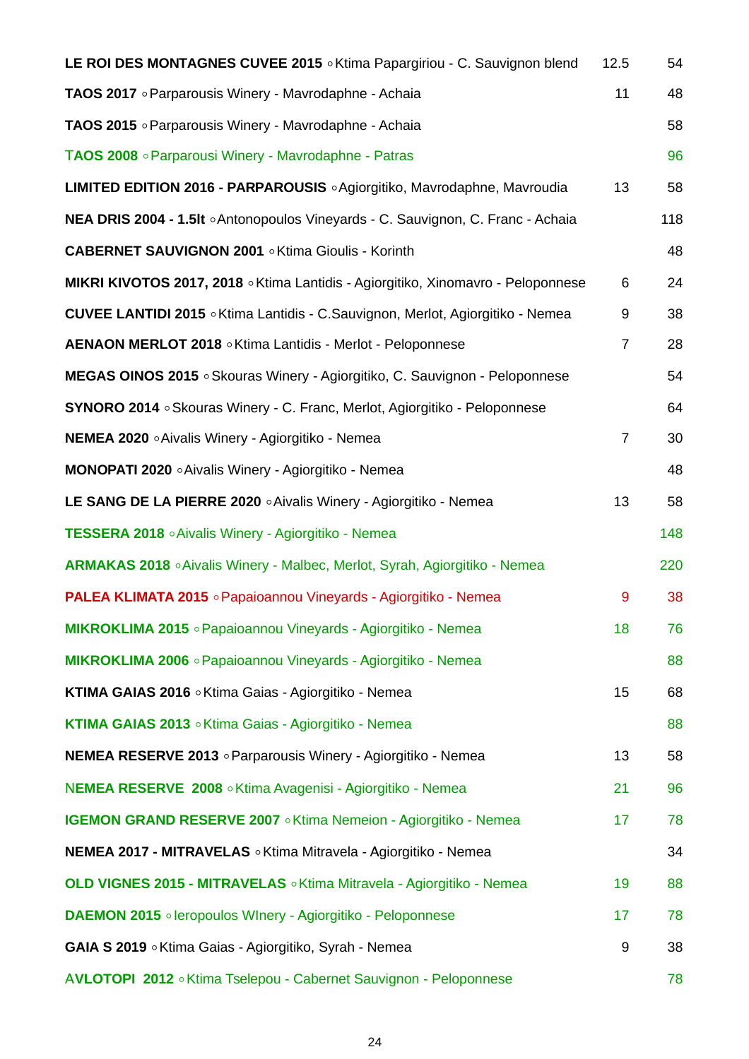| | | |
|---|---|---|
| **LE ROI DES MONTAGNES CUVEE 2015** ◦Ktima Papargiriou - C. Sauvignon blend | 12.5 | 54 |
| **TAOS 2017** ◦Parparousis Winery - Mavrodaphne - Achaia | 11 | 48 |
| **TAOS 2015** ◦Parparousis Winery - Mavrodaphne - Achaia | | 58 |
| **TAOS 2008** ◦Parparousi Winery - Mavrodaphne - Patras | | 96 |
| **LIMITED EDITION 2016 - PARPAROUSIS** ◦Agiorgitiko, Mavrodaphne, Mavroudia | 13 | 58 |
| **NEA DRIS 2004 - 1.5lt** ◦Antonopoulos Vineyards - C. Sauvignon, C. Franc - Achaia | | 118 |
| **CABERNET SAUVIGNON 2001** ◦Ktima Gioulis - Korinth | | 48 |
| **MIKRI KIVOTOS 2017, 2018** ◦Ktima Lantidis - Agiorgitiko, Xinomavro - Peloponnese | 6 | 24 |
| **CUVEE LANTIDI 2015** ◦Ktima Lantidis - C.Sauvignon, Merlot, Agiorgitiko - Nemea | 9 | 38 |
| **AENAON MERLOT 2018** ◦Ktima Lantidis - Merlot - Peloponnese | 7 | 28 |
| **MEGAS OINOS 2015** ◦Skouras Winery - Agiorgitiko, C. Sauvignon - Peloponnese | | 54 |
| **SYNORO 2014** ◦Skouras Winery - C. Franc, Merlot, Agiorgitiko - Peloponnese | | 64 |
| **NEMEA 2020** ◦Aivalis Winery - Agiorgitiko - Nemea | 7 | 30 |
| **MONOPATI 2020** ◦Aivalis Winery - Agiorgitiko - Nemea | | 48 |
| **LE SANG DE LA PIERRE 2020** ◦Aivalis Winery - Agiorgitiko - Nemea | 13 | 58 |
| **TESSERA 2018** ◦Aivalis Winery - Agiorgitiko - Nemea | | 148 |
| **ARMAKAS 2018** ◦Aivalis Winery - Malbec, Merlot, Syrah, Agiorgitiko - Nemea | | 220 |
| **PALEA KLIMATA 2015** ◦Papaioannou Vineyards - Agiorgitiko - Nemea | 9 | 38 |
| **MIKROKLIMA 2015** ◦Papaioannou Vineyards - Agiorgitiko - Nemea | 18 | 76 |
| **MIKROKLIMA 2006** ◦Papaioannou Vineyards - Agiorgitiko - Nemea | | 88 |
| **KTIMA GAIAS 2016** ◦Ktima Gaias - Agiorgitiko - Nemea | 15 | 68 |
| **KTIMA GAIAS 2013** ◦Ktima Gaias - Agiorgitiko - Nemea | | 88 |
| **NEMEA RESERVE 2013** ◦Parparousis Winery - Agiorgitiko - Nemea | 13 | 58 |
| **NEMEA RESERVE 2008** ◦Ktima Avagenisi - Agiorgitiko - Nemea | 21 | 96 |
| **IGEMON GRAND RESERVE 2007** ◦Ktima Nemeion - Agiorgitiko - Nemea | 17 | 78 |
| **NEMEA 2017 - MITRAVELAS** ◦Ktima Mitravela - Agiorgitiko - Nemea | | 34 |
| **OLD VIGNES 2015 - MITRAVELAS** ◦Ktima Mitravela - Agiorgitiko - Nemea | 19 | 88 |
| **DAEMON 2015** ◦Ieropoulos WInery - Agiorgitiko - Peloponnese | 17 | 78 |
| **GAIA S 2019** ◦Ktima Gaias - Agiorgitiko, Syrah - Nemea | 9 | 38 |
| **AVLOTOPI 2012** ◦Ktima Tselepou - Cabernet Sauvignon - Peloponnese | | 78 |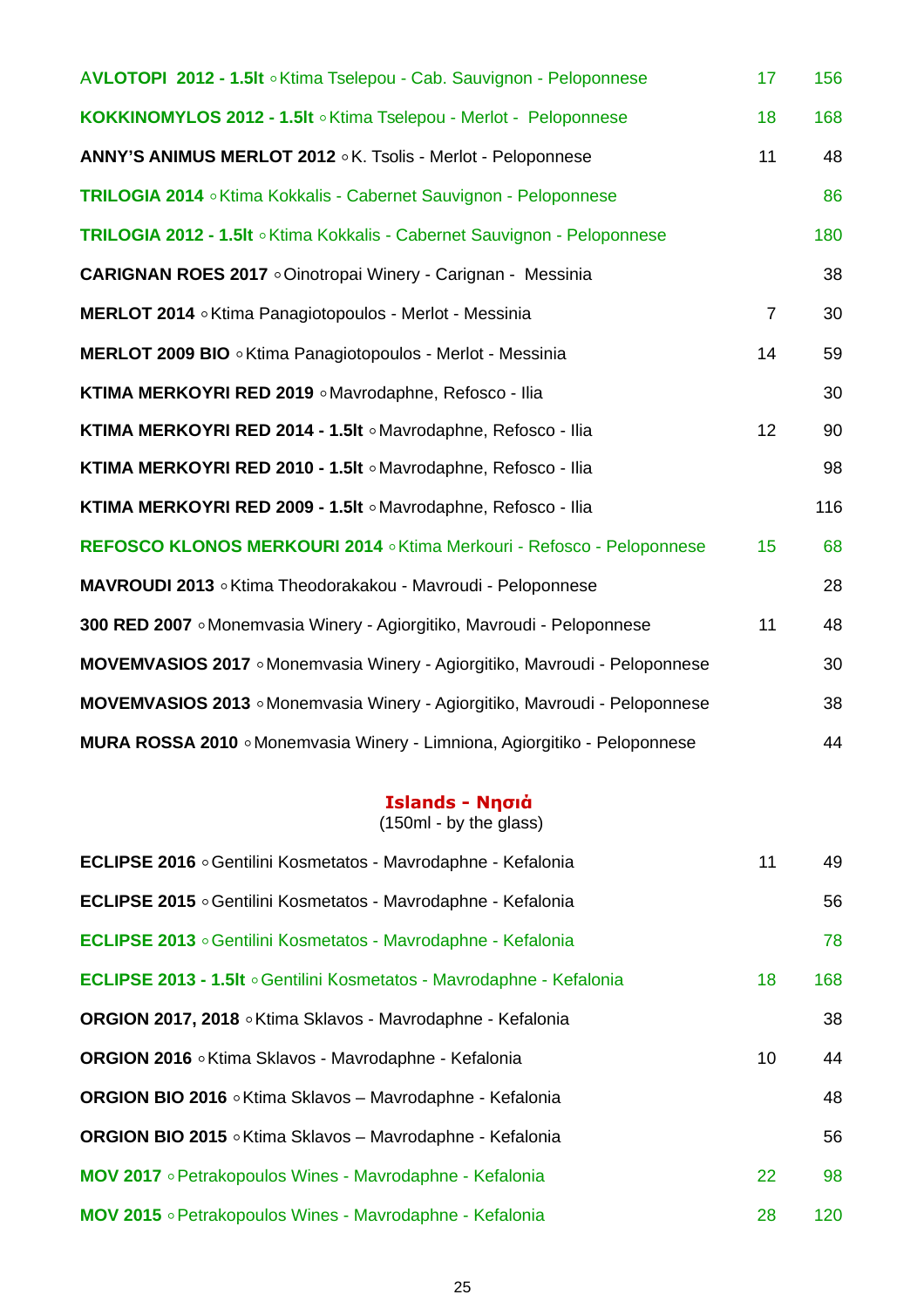| Wine | Glass | Bottle |
|---|---|---|
| **AVLOTOPI 2012 - 1.5lt** ◦ Ktima Tselepou - Cab. Sauvignon - Peloponnese | 17 | 156 |
| **KOKKINOMYLOS 2012 - 1.5lt** ◦ Ktima Tselepou - Merlot - Peloponnese | 18 | 168 |
| **ANNY'S ANIMUS MERLOT 2012** ◦ K. Tsolis - Merlot - Peloponnese | 11 | 48 |
| **TRILOGIA 2014** ◦ Ktima Kokkalis - Cabernet Sauvignon - Peloponnese | | 86 |
| **TRILOGIA 2012 - 1.5lt** ◦ Ktima Kokkalis - Cabernet Sauvignon - Peloponnese | | 180 |
| **CARIGNAN ROES 2017** ◦ Oinotropai Winery - Carignan - Messinia | | 38 |
| **MERLOT 2014** ◦ Ktima Panagiotopoulos - Merlot - Messinia | 7 | 30 |
| **MERLOT 2009 BIO** ◦ Ktima Panagiotopoulos - Merlot - Messinia | 14 | 59 |
| **KTIMA MERKOYRI RED 2019** ◦ Mavrodaphne, Refosco - Ilia | | 30 |
| **KTIMA MERKOYRI RED 2014 - 1.5lt** ◦ Mavrodaphne, Refosco - Ilia | 12 | 90 |
| **KTIMA MERKOYRI RED 2010 - 1.5lt** ◦ Mavrodaphne, Refosco - Ilia | | 98 |
| **KTIMA MERKOYRI RED 2009 - 1.5lt** ◦ Mavrodaphne, Refosco - Ilia | | 116 |
| **REFOSCO KLONOS MERKOURI 2014** ◦ Ktima Merkouri - Refosco - Peloponnese | 15 | 68 |
| **MAVROUDI 2013** ◦ Ktima Theodorakakou - Mavroudi - Peloponnese | | 28 |
| **300 RED 2007** ◦ Monemvasia Winery - Agiorgitiko, Mavroudi - Peloponnese | 11 | 48 |
| **MOVEMVASIOS 2017** ◦ Monemvasia Winery - Agiorgitiko, Mavroudi - Peloponnese | | 30 |
| **MOVEMVASIOS 2013** ◦ Monemvasia Winery - Agiorgitiko, Mavroudi - Peloponnese | | 38 |
| **MURA ROSSA 2010** ◦ Monemvasia Winery - Limniona, Agiorgitiko - Peloponnese | | 44 |

## Islands - Νησιά

(150ml - by the glass)

| Wine | Glass | Bottle |
|---|---|---|
| **ECLIPSE 2016** ◦ Gentilini Kosmetatos - Mavrodaphne - Kefalonia | 11 | 49 |
| **ECLIPSE 2015** ◦ Gentilini Kosmetatos - Mavrodaphne - Kefalonia | | 56 |
| **ECLIPSE 2013** ◦ Gentilini Kosmetatos - Mavrodaphne - Kefalonia | | 78 |
| **ECLIPSE 2013 - 1.5lt** ◦ Gentilini Kosmetatos - Mavrodaphne - Kefalonia | 18 | 168 |
| **ORGION 2017, 2018** ◦ Ktima Sklavos - Mavrodaphne - Kefalonia | | 38 |
| **ORGION 2016** ◦ Ktima Sklavos - Mavrodaphne - Kefalonia | 10 | 44 |
| **ORGION BIO 2016** ◦ Ktima Sklavos – Mavrodaphne - Kefalonia | | 48 |
| **ORGION BIO 2015** ◦ Ktima Sklavos – Mavrodaphne - Kefalonia | | 56 |
| **MOV 2017** ◦ Petrakopoulos Wines - Mavrodaphne - Kefalonia | 22 | 98 |
| **MOV 2015** ◦ Petrakopoulos Wines - Mavrodaphne - Kefalonia | 28 | 120 |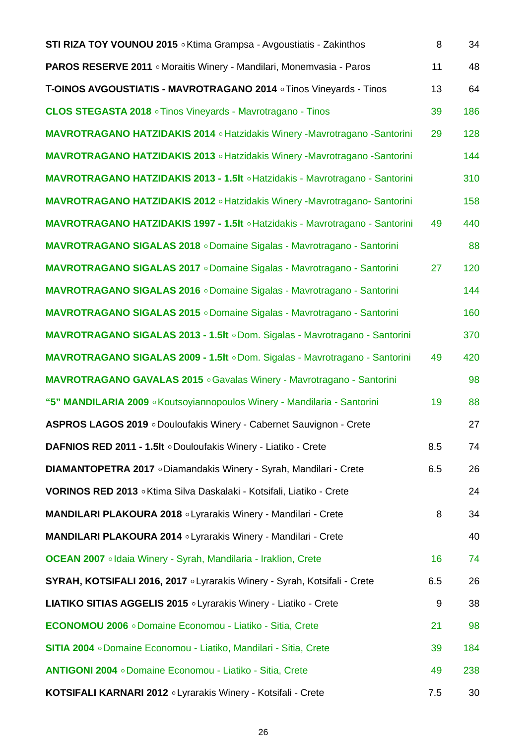| Wine | Glass | Bottle |
|---|---|---|
| **STI RIZA TOY VOUNOU 2015** ◦ Ktima Grampsa - Avgoustiatis - Zakinthos | 8 | 34 |
| **PAROS RESERVE 2011** ◦ Moraitis Winery - Mandilari, Monemvasia - Paros | 11 | 48 |
| T-**OINOS AVGOUSTIATIS - MAVROTRAGANO 2014** ◦ Tinos Vineyards - Tinos | 13 | 64 |
| **CLOS STEGASTA 2018** ◦ Tinos Vineyards - Mavrotragano - Tinos | 39 | 186 |
| **MAVROTRAGANO HATZIDAKIS 2014** ◦ Hatzidakis Winery -Mavrotragano -Santorini | 29 | 128 |
| **MAVROTRAGANO HATZIDAKIS 2013** ◦ Hatzidakis Winery -Mavrotragano -Santorini | | 144 |
| **MAVROTRAGANO HATZIDAKIS 2013 - 1.5lt** ◦ Hatzidakis - Mavrotragano - Santorini | | 310 |
| **MAVROTRAGANO HATZIDAKIS 2012** ◦ Hatzidakis Winery -Mavrotragano- Santorini | | 158 |
| **MAVROTRAGANO HATZIDAKIS 1997 - 1.5lt** ◦ Hatzidakis - Mavrotragano - Santorini | 49 | 440 |
| **MAVROTRAGANO SIGALAS 2018** ◦ Domaine Sigalas - Mavrotragano - Santorini | | 88 |
| **MAVROTRAGANO SIGALAS 2017** ◦ Domaine Sigalas - Mavrotragano - Santorini | 27 | 120 |
| **MAVROTRAGANO SIGALAS 2016** ◦ Domaine Sigalas - Mavrotragano - Santorini | | 144 |
| **MAVROTRAGANO SIGALAS 2015** ◦ Domaine Sigalas - Mavrotragano - Santorini | | 160 |
| **MAVROTRAGANO SIGALAS 2013 - 1.5lt** ◦ Dom. Sigalas - Mavrotragano - Santorini | | 370 |
| **MAVROTRAGANO SIGALAS 2009 - 1.5lt** ◦ Dom. Sigalas - Mavrotragano - Santorini | 49 | 420 |
| **MAVROTRAGANO GAVALAS 2015** ◦ Gavalas Winery - Mavrotragano - Santorini | | 98 |
| **"5" MANDILARIA 2009** ◦ Koutsoyiannopoulos Winery - Mandilaria - Santorini | 19 | 88 |
| **ASPROS LAGOS 2019** ◦ Douloufakis Winery - Cabernet Sauvignon - Crete | | 27 |
| **DAFNIOS RED 2011 - 1.5lt** ◦ Douloufakis Winery - Liatiko - Crete | 8.5 | 74 |
| **DIAMANTOPETRA 2017** ◦ Diamandakis Winery - Syrah, Mandilari - Crete | 6.5 | 26 |
| **VORINOS RED 2013** ◦ Ktima Silva Daskalaki - Kotsifali, Liatiko - Crete | | 24 |
| **MANDILARI PLAKOURA 2018** ◦ Lyrarakis Winery - Mandilari - Crete | 8 | 34 |
| **MANDILARI PLAKOURA 2014** ◦ Lyrarakis Winery - Mandilari - Crete | | 40 |
| **OCEAN 2007** ◦ Idaia Winery - Syrah, Mandilaria - Iraklion, Crete | 16 | 74 |
| **SYRAH, KOTSIFALI 2016, 2017** ◦ Lyrarakis Winery - Syrah, Kotsifali - Crete | 6.5 | 26 |
| **LIATIKO SITIAS AGGELIS 2015** ◦ Lyrarakis Winery - Liatiko - Crete | 9 | 38 |
| **ECONOMOU 2006** ◦ Domaine Economou - Liatiko - Sitia, Crete | 21 | 98 |
| **SITIA 2004** ◦ Domaine Economou - Liatiko, Mandilari - Sitia, Crete | 39 | 184 |
| **ANTIGONI 2004** ◦ Domaine Economou - Liatiko - Sitia, Crete | 49 | 238 |
| **KOTSIFALI KARNARI 2012** ◦ Lyrarakis Winery - Kotsifali - Crete | 7.5 | 30 |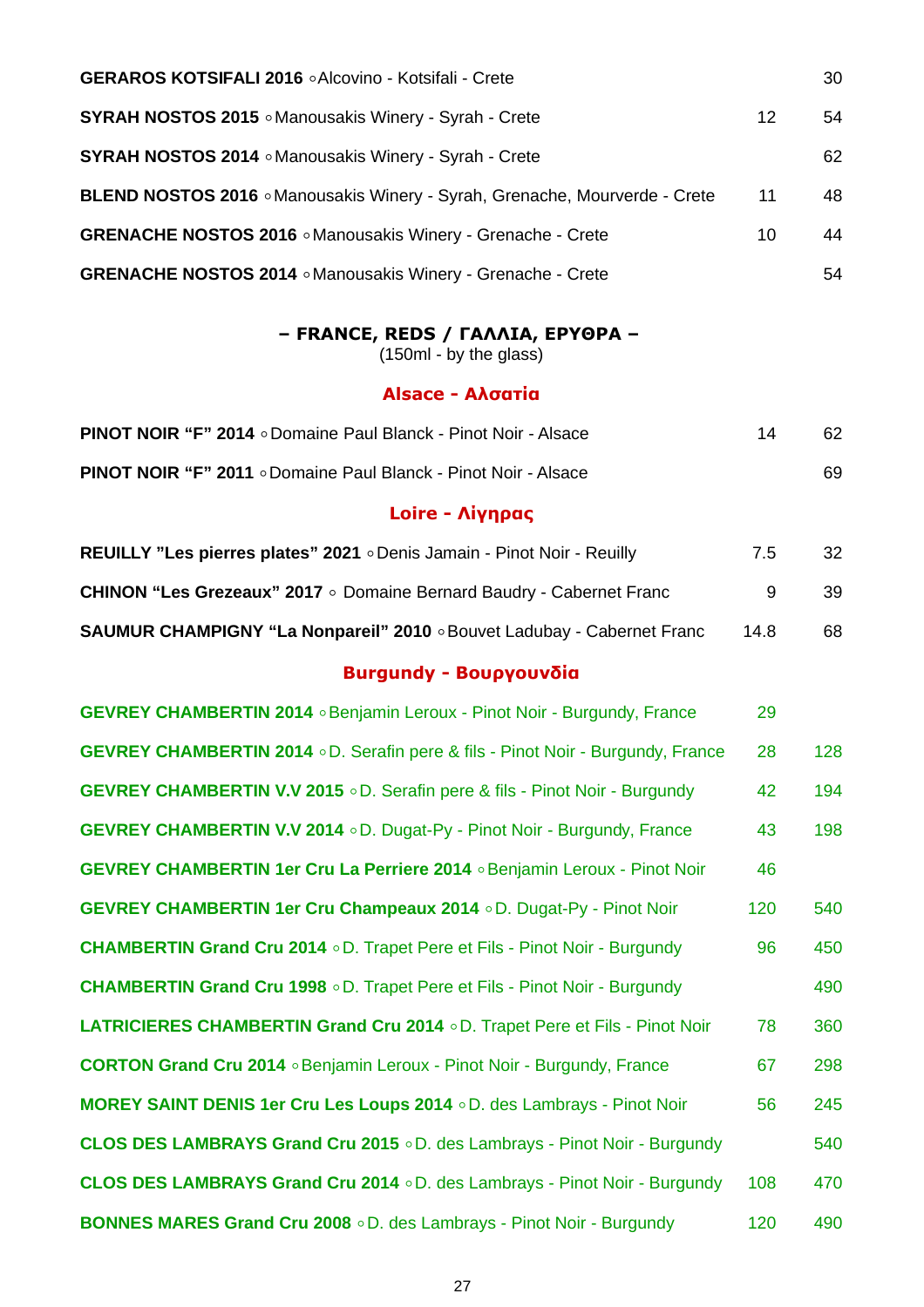| Wine | Glass | Bottle |
|---|---|---|
| **GERAROS KOTSIFALI 2016** ∘Alcovino - Kotsifali - Crete | | 30 |
| **SYRAH NOSTOS 2015** ∘Manousakis Winery - Syrah - Crete | 12 | 54 |
| **SYRAH NOSTOS 2014** ∘Manousakis Winery - Syrah - Crete | | 62 |
| **BLEND NOSTOS 2016** ∘Manousakis Winery - Syrah, Grenache, Mourverde - Crete | 11 | 48 |
| **GRENACHE NOSTOS 2016** ∘Manousakis Winery - Grenache - Crete | 10 | 44 |
| **GRENACHE NOSTOS 2014** ∘Manousakis Winery - Grenache - Crete | | 54 |

## – FRANCE, REDS / ΓΑΛΛΙΑ, ΕΡΥΘΡΑ –

(150ml - by the glass)

### Alsace - Αλσατία

| Wine | Glass | Bottle |
|---|---|---|
| **PINOT NOIR "F" 2014** ∘Domaine Paul Blanck - Pinot Noir - Alsace | 14 | 62 |
| **PINOT NOIR "F" 2011** ∘Domaine Paul Blanck - Pinot Noir - Alsace | | 69 |

### Loire - Λίγηρας

| Wine | Glass | Bottle |
|---|---|---|
| **REUILLY "Les pierres plates" 2021** ∘Denis Jamain - Pinot Noir - Reuilly | 7.5 | 32 |
| **CHINON "Les Grezeaux" 2017** ∘ Domaine Bernard Baudry - Cabernet Franc | 9 | 39 |
| **SAUMUR CHAMPIGNY "La Nonpareil" 2010** ∘Bouvet Ladubay - Cabernet Franc | 14.8 | 68 |

### Burgundy - Βουργουνδία

| Wine | Glass | Bottle |
|---|---|---|
| **GEVREY CHAMBERTIN 2014** ∘Benjamin Leroux - Pinot Noir - Burgundy, France | 29 | |
| **GEVREY CHAMBERTIN 2014** ∘D. Serafin pere & fils - Pinot Noir - Burgundy, France | 28 | 128 |
| **GEVREY CHAMBERTIN V.V 2015** ∘D. Serafin pere & fils - Pinot Noir - Burgundy | 42 | 194 |
| **GEVREY CHAMBERTIN V.V 2014** ∘D. Dugat-Py - Pinot Noir - Burgundy, France | 43 | 198 |
| **GEVREY CHAMBERTIN 1er Cru La Perriere 2014** ∘Benjamin Leroux - Pinot Noir | 46 | |
| **GEVREY CHAMBERTIN 1er Cru Champeaux 2014** ∘D. Dugat-Py - Pinot Noir | 120 | 540 |
| **CHAMBERTIN Grand Cru 2014** ∘D. Trapet Pere et Fils - Pinot Noir - Burgundy | 96 | 450 |
| **CHAMBERTIN Grand Cru 1998** ∘D. Trapet Pere et Fils - Pinot Noir - Burgundy | | 490 |
| **LATRICIERES CHAMBERTIN Grand Cru 2014** ∘D. Trapet Pere et Fils - Pinot Noir | 78 | 360 |
| **CORTON Grand Cru 2014** ∘Benjamin Leroux - Pinot Noir - Burgundy, France | 67 | 298 |
| **MOREY SAINT DENIS 1er Cru Les Loups 2014** ∘D. des Lambrays - Pinot Noir | 56 | 245 |
| **CLOS DES LAMBRAYS Grand Cru 2015** ∘D. des Lambrays - Pinot Noir - Burgundy | | 540 |
| **CLOS DES LAMBRAYS Grand Cru 2014** ∘D. des Lambrays - Pinot Noir - Burgundy | 108 | 470 |
| **BONNES MARES Grand Cru 2008** ∘D. des Lambrays - Pinot Noir - Burgundy | 120 | 490 |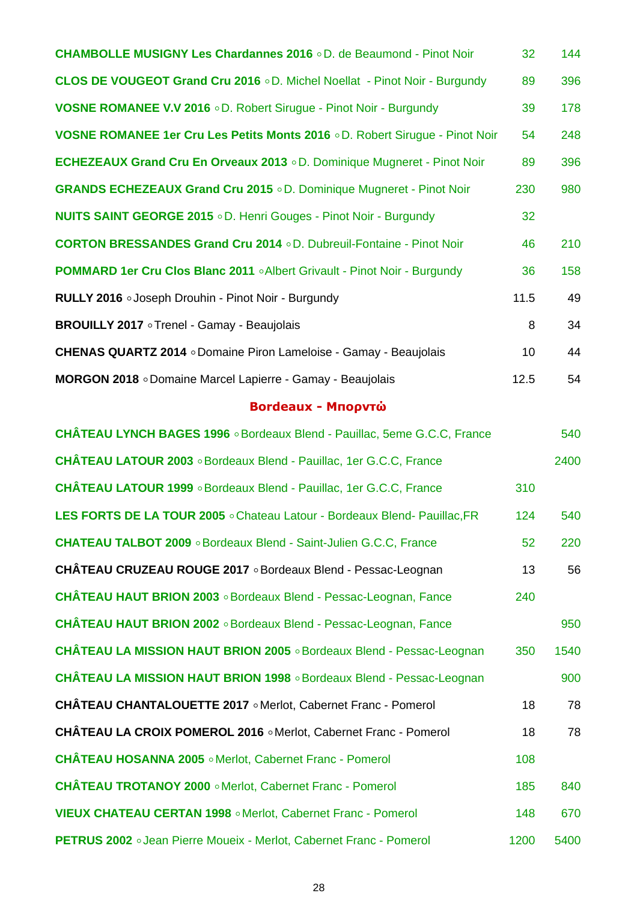| Wine | Glass | Bottle |
|---|---|---|
| **CHAMBOLLE MUSIGNY Les Chardannes 2016** ◦ D. de Beaumond - Pinot Noir | 32 | 144 |
| **CLOS DE VOUGEOT Grand Cru 2016** ◦ D. Michel Noellat - Pinot Noir - Burgundy | 89 | 396 |
| **VOSNE ROMANEE V.V 2016** ◦ D. Robert Sirugue - Pinot Noir - Burgundy | 39 | 178 |
| **VOSNE ROMANEE 1er Cru Les Petits Monts 2016** ◦ D. Robert Sirugue - Pinot Noir | 54 | 248 |
| **ECHEZEAUX Grand Cru En Orveaux 2013** ◦ D. Dominique Mugneret - Pinot Noir | 89 | 396 |
| **GRANDS ECHEZEAUX Grand Cru 2015** ◦ D. Dominique Mugneret - Pinot Noir | 230 | 980 |
| **NUITS SAINT GEORGE 2015** ◦ D. Henri Gouges - Pinot Noir - Burgundy | 32 | |
| **CORTON BRESSANDES Grand Cru 2014** ◦ D. Dubreuil-Fontaine - Pinot Noir | 46 | 210 |
| **POMMARD 1er Cru Clos Blanc 2011** ◦ Albert Grivault - Pinot Noir - Burgundy | 36 | 158 |
| **RULLY 2016** ◦ Joseph Drouhin - Pinot Noir - Burgundy | 11.5 | 49 |
| **BROUILLY 2017** ◦ Trenel - Gamay - Beaujolais | 8 | 34 |
| **CHENAS QUARTZ 2014** ◦ Domaine Piron Lameloise - Gamay - Beaujolais | 10 | 44 |
| **MORGON 2018** ◦ Domaine Marcel Lapierre - Gamay - Beaujolais | 12.5 | 54 |

## Bordeaux - Μπορντώ

| Wine | Glass | Bottle |
|---|---|---|
| **CHÂTEAU LYNCH BAGES 1996** ◦ Bordeaux Blend - Pauillac, 5eme G.C.C, France | | 540 |
| **CHÂTEAU LATOUR 2003** ◦ Bordeaux Blend - Pauillac, 1er G.C.C, France | | 2400 |
| **CHÂTEAU LATOUR 1999** ◦ Bordeaux Blend - Pauillac, 1er G.C.C, France | 310 | |
| **LES FORTS DE LA TOUR 2005** ◦ Chateau Latour - Bordeaux Blend- Pauillac,FR | 124 | 540 |
| **CHATEAU TALBOT 2009** ◦ Bordeaux Blend - Saint-Julien G.C.C, France | 52 | 220 |
| **CHÂTEAU CRUZEAU ROUGE 2017** ◦ Bordeaux Blend - Pessac-Leognan | 13 | 56 |
| **CHÂTEAU HAUT BRION 2003** ◦ Bordeaux Blend - Pessac-Leognan, Fance | 240 | |
| **CHÂTEAU HAUT BRION 2002** ◦ Bordeaux Blend - Pessac-Leognan, Fance | | 950 |
| **CHÂTEAU LA MISSION HAUT BRION 2005** ◦ Bordeaux Blend - Pessac-Leognan | 350 | 1540 |
| **CHÂTEAU LA MISSION HAUT BRION 1998** ◦ Bordeaux Blend - Pessac-Leognan | | 900 |
| **CHÂTEAU CHANTALOUETTE 2017** ◦ Merlot, Cabernet Franc - Pomerol | 18 | 78 |
| **CHÂTEAU LA CROIX POMEROL 2016** ◦ Merlot, Cabernet Franc - Pomerol | 18 | 78 |
| **CHÂTEAU HOSANNA 2005** ◦ Merlot, Cabernet Franc - Pomerol | 108 | |
| **CHÂTEAU TROTANOY 2000** ◦ Merlot, Cabernet Franc - Pomerol | 185 | 840 |
| **VIEUX CHATEAU CERTAN 1998** ◦ Merlot, Cabernet Franc - Pomerol | 148 | 670 |
| **PETRUS 2002** ◦ Jean Pierre Moueix - Merlot, Cabernet Franc - Pomerol | 1200 | 5400 |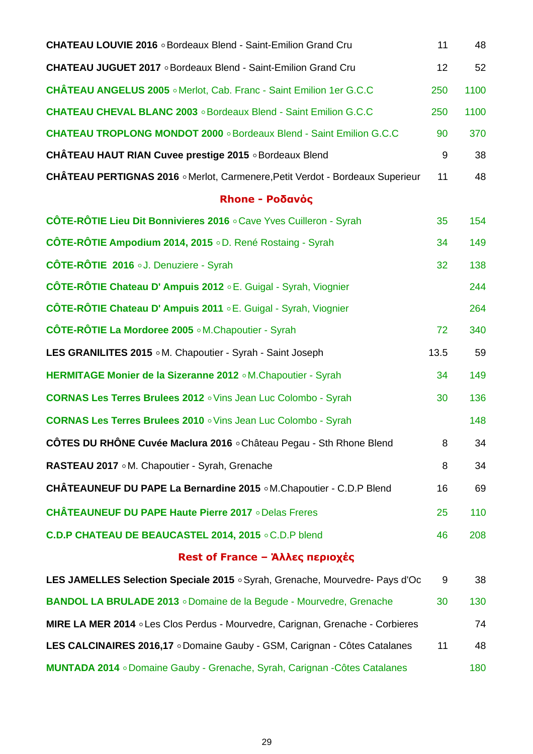| | | |
|---|---|---|
| **CHATEAU LOUVIE 2016** ◦ Bordeaux Blend - Saint-Emilion Grand Cru | 11 | 48 |
| **CHATEAU JUGUET 2017** ◦ Bordeaux Blend - Saint-Emilion Grand Cru | 12 | 52 |
| **CHÂTEAU ANGELUS 2005** ◦ Merlot, Cab. Franc - Saint Emilion 1er G.C.C | 250 | 1100 |
| **CHATEAU CHEVAL BLANC 2003** ◦ Bordeaux Blend - Saint Emilion G.C.C | 250 | 1100 |
| **CHATEAU TROPLONG MONDOT 2000** ◦ Bordeaux Blend - Saint Emilion G.C.C | 90 | 370 |
| **CHÂTEAU HAUT RIAN Cuvee prestige 2015** ◦ Bordeaux Blend | 9 | 38 |
| **CHÂTEAU PERTIGNAS 2016** ◦ Merlot, Carmenere,Petit Verdot - Bordeaux Superieur | 11 | 48 |

## Rhone - Ροδανὸς

| | | |
|---|---|---|
| **CÔTE-RÔTIE Lieu Dit Bonnivieres 2016** ◦ Cave Yves Cuilleron - Syrah | 35 | 154 |
| **CÔTE-RÔTIE Ampodium 2014, 2015** ◦ D. René Rostaing - Syrah | 34 | 149 |
| **CÔTE-RÔTIE 2016** ◦ J. Denuziere - Syrah | 32 | 138 |
| **CÔTE-RÔTIE Chateau D' Ampuis 2012** ◦ E. Guigal - Syrah, Viognier | | 244 |
| **CÔTE-RÔTIE Chateau D' Ampuis 2011** ◦ E. Guigal - Syrah, Viognier | | 264 |
| **CÔTE-RÔTIE La Mordoree 2005** ◦ M.Chapoutier - Syrah | 72 | 340 |
| **LES GRANILITES 2015** ◦ M. Chapoutier - Syrah - Saint Joseph | 13.5 | 59 |
| **HERMITAGE Monier de la Sizeranne 2012** ◦ M.Chapoutier - Syrah | 34 | 149 |
| **CORNAS Les Terres Brulees 2012** ◦ Vins Jean Luc Colombo - Syrah | 30 | 136 |
| **CORNAS Les Terres Brulees 2010** ◦ Vins Jean Luc Colombo - Syrah | | 148 |
| **CÔTES DU RHÔNE Cuvée Maclura 2016** ◦ Château Pegau - Sth Rhone Blend | 8 | 34 |
| **RASTEAU 2017** ◦ M. Chapoutier - Syrah, Grenache | 8 | 34 |
| **CHÂTEAUNEUF DU PAPE La Bernardine 2015** ◦ M.Chapoutier - C.D.P Blend | 16 | 69 |
| **CHÂTEAUNEUF DU PAPE Haute Pierre 2017** ◦ Delas Freres | 25 | 110 |
| **C.D.P CHATEAU DE BEAUCASTEL 2014, 2015** ◦ C.D.P blend | 46 | 208 |

## Rest of France – Ἀλλες περιοχὲς

| | | |
|---|---|---|
| **LES JAMELLES Selection Speciale 2015** ◦ Syrah, Grenache, Mourvedre- Pays d'Oc | 9 | 38 |
| **BANDOL LA BRULADE 2013** ◦ Domaine de la Begude - Mourvedre, Grenache | 30 | 130 |
| **MIRE LA MER 2014** ◦ Les Clos Perdus - Mourvedre, Carignan, Grenache - Corbieres | | 74 |
| **LES CALCINAIRES 2016,17** ◦ Domaine Gauby - GSM, Carignan - Côtes Catalanes | 11 | 48 |
| **MUNTADA 2014** ◦ Domaine Gauby - Grenache, Syrah, Carignan -Côtes Catalanes | | 180 |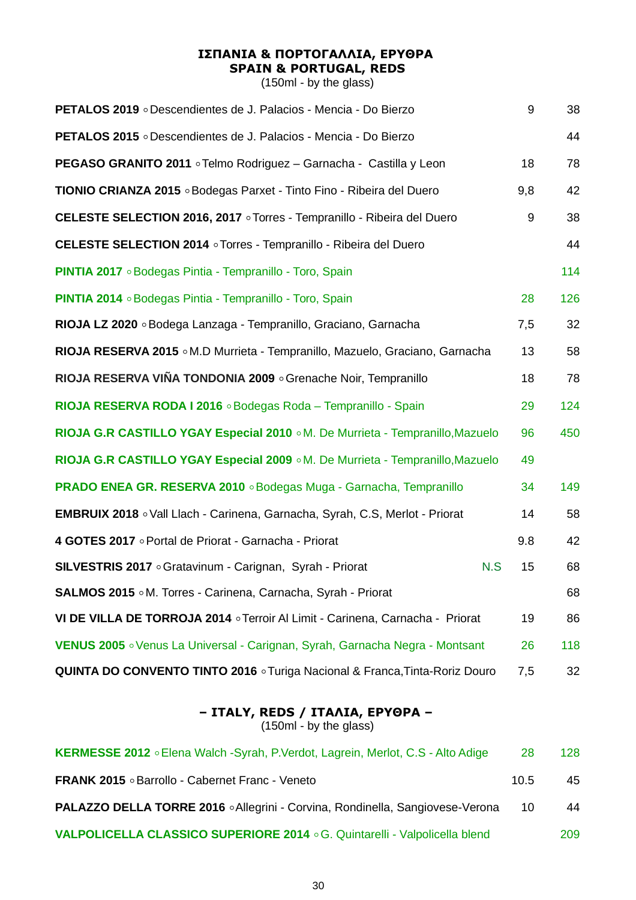## ΙΣΠΑΝΙΑ & ΠΟΡΤΟΓΑΛΛΙΑ, ΕΡΥΘΡΑ
## SPAIN & PORTUGAL, REDS

(150ml - by the glass)

| Wine | | Glass | Bottle |
|---|---|---|---|
| **PETALOS 2019** ◦ Descendientes de J. Palacios - Mencia - Do Bierzo | | 9 | 38 |
| **PETALOS 2015** ◦ Descendientes de J. Palacios - Mencia - Do Bierzo | | | 44 |
| **PEGASO GRANITO 2011** ◦ Telmo Rodriguez – Garnacha - Castilla y Leon | | 18 | 78 |
| **TIONIO CRIANZA 2015** ◦ Bodegas Parxet - Tinto Fino - Ribeira del Duero | | 9,8 | 42 |
| **CELESTE SELECTION 2016, 2017** ◦ Torres - Tempranillo - Ribeira del Duero | | 9 | 38 |
| **CELESTE SELECTION 2014** ◦ Torres - Tempranillo - Ribeira del Duero | | | 44 |
| **PINTIA 2017** ◦ Bodegas Pintia - Tempranillo - Toro, Spain | | | 114 |
| **PINTIA 2014** ◦ Bodegas Pintia - Tempranillo - Toro, Spain | | 28 | 126 |
| **RIOJA LZ 2020** ◦ Bodega Lanzaga - Tempranillo, Graciano, Garnacha | | 7,5 | 32 |
| **RIOJA RESERVA 2015** ◦ M.D Murrieta - Tempranillo, Mazuelo, Graciano, Garnacha | | 13 | 58 |
| **RIOJA RESERVA VIÑA TONDONIA 2009** ◦ Grenache Noir, Tempranillo | | 18 | 78 |
| **RIOJA RESERVA RODA I 2016** ◦ Bodegas Roda – Tempranillo - Spain | | 29 | 124 |
| **RIOJA G.R CASTILLO YGAY Especial 2010** ◦ M. De Murrieta - Tempranillo,Mazuelo | | 96 | 450 |
| **RIOJA G.R CASTILLO YGAY Especial 2009** ◦ M. De Murrieta - Tempranillo,Mazuelo | | 49 | |
| **PRADO ENEA GR. RESERVA 2010** ◦ Bodegas Muga - Garnacha, Tempranillo | | 34 | 149 |
| **EMBRUIX 2018** ◦ Vall Llach - Carinena, Garnacha, Syrah, C.S, Merlot - Priorat | | 14 | 58 |
| **4 GOTES 2017** ◦ Portal de Priorat - Garnacha - Priorat | | 9.8 | 42 |
| **SILVESTRIS 2017** ◦ Gratavinum - Carignan, Syrah - Priorat | N.S | 15 | 68 |
| **SALMOS 2015** ◦ M. Torres - Carinena, Carnacha, Syrah - Priorat | | | 68 |
| **VI DE VILLA DE TORROJA 2014** ◦ Terroir Al Limit - Carinena, Carnacha - Priorat | | 19 | 86 |
| **VENUS 2005** ◦ Venus La Universal - Carignan, Syrah, Garnacha Negra - Montsant | | 26 | 118 |
| **QUINTA DO CONVENTO TINTO 2016** ◦ Turiga Nacional & Franca,Tinta-Roriz Douro | | 7,5 | 32 |

## – ITALY, REDS / ΙΤΑΛΙΑ, ΕΡΥΘΡΑ –

(150ml - by the glass)

| Wine | Glass | Bottle |
|---|---|---|
| **KERMESSE 2012** ◦ Elena Walch -Syrah, P.Verdot, Lagrein, Merlot, C.S - Alto Adige | 28 | 128 |
| **FRANK 2015** ◦ Barrollo - Cabernet Franc - Veneto | 10.5 | 45 |
| **PALAZZO DELLA TORRE 2016** ◦ Allegrini - Corvina, Rondinella, Sangiovese-Verona | 10 | 44 |
| **VALPOLICELLA CLASSICO SUPERIORE 2014** ◦ G. Quintarelli - Valpolicella blend | | 209 |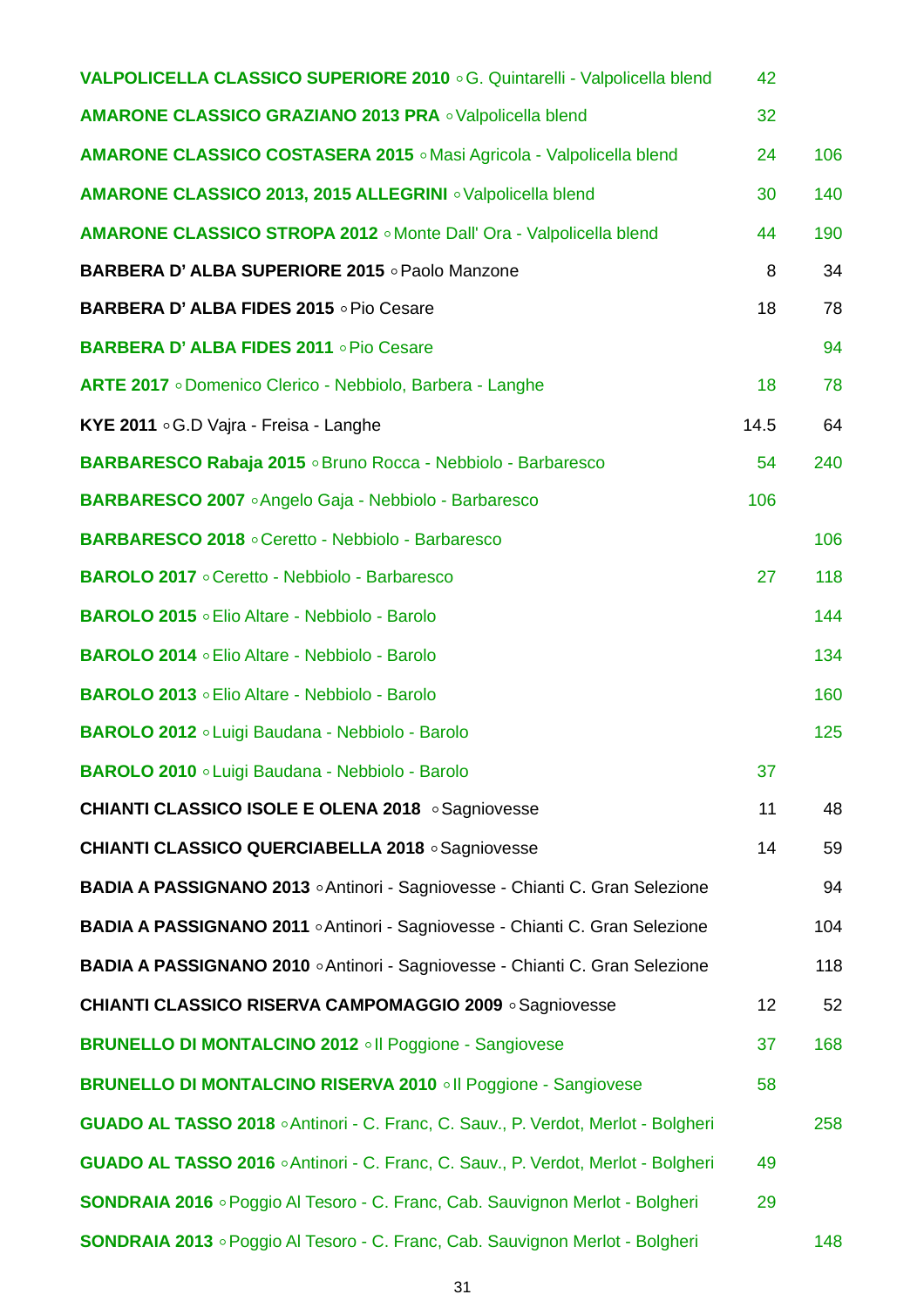| Wine | | |
|---|---|---|
| **VALPOLICELLA CLASSICO SUPERIORE 2010** ◦ G. Quintarelli - Valpolicella blend | 42 | |
| **AMARONE CLASSICO GRAZIANO 2013 PRA** ◦ Valpolicella blend | 32 | |
| **AMARONE CLASSICO COSTASERA 2015** ◦ Masi Agricola - Valpolicella blend | 24 | 106 |
| **AMARONE CLASSICO 2013, 2015 ALLEGRINI** ◦ Valpolicella blend | 30 | 140 |
| **AMARONE CLASSICO STROPA 2012** ◦ Monte Dall' Ora - Valpolicella blend | 44 | 190 |
| **BARBERA D' ALBA SUPERIORE 2015** ◦ Paolo Manzone | 8 | 34 |
| **BARBERA D' ALBA FIDES 2015** ◦ Pio Cesare | 18 | 78 |
| **BARBERA D' ALBA FIDES 2011** ◦ Pio Cesare | | 94 |
| **ARTE 2017** ◦ Domenico Clerico - Nebbiolo, Barbera - Langhe | 18 | 78 |
| **KYE 2011** ◦ G.D Vajra - Freisa - Langhe | 14.5 | 64 |
| **BARBARESCO Rabaja 2015** ◦ Bruno Rocca - Nebbiolo - Barbaresco | 54 | 240 |
| **BARBARESCO 2007** ◦ Angelo Gaja - Nebbiolo - Barbaresco | 106 | |
| **BARBARESCO 2018** ◦ Ceretto - Nebbiolo - Barbaresco | | 106 |
| **BAROLO 2017** ◦ Ceretto - Nebbiolo - Barbaresco | 27 | 118 |
| **BAROLO 2015** ◦ Elio Altare - Nebbiolo - Barolo | | 144 |
| **BAROLO 2014** ◦ Elio Altare - Nebbiolo - Barolo | | 134 |
| **BAROLO 2013** ◦ Elio Altare - Nebbiolo - Barolo | | 160 |
| **BAROLO 2012** ◦ Luigi Baudana - Nebbiolo - Barolo | | 125 |
| **BAROLO 2010** ◦ Luigi Baudana - Nebbiolo - Barolo | 37 | |
| **CHIANTI CLASSICO ISOLE E OLENA 2018** ◦ Sagniovesse | 11 | 48 |
| **CHIANTI CLASSICO QUERCIABELLA 2018** ◦ Sagniovesse | 14 | 59 |
| **BADIA A PASSIGNANO 2013** ◦ Antinori - Sagniovesse - Chianti C. Gran Selezione | | 94 |
| **BADIA A PASSIGNANO 2011** ◦ Antinori - Sagniovesse - Chianti C. Gran Selezione | | 104 |
| **BADIA A PASSIGNANO 2010** ◦ Antinori - Sagniovesse - Chianti C. Gran Selezione | | 118 |
| **CHIANTI CLASSICO RISERVA CAMPOMAGGIO 2009** ◦ Sagniovesse | 12 | 52 |
| **BRUNELLO DI MONTALCINO 2012** ◦ Il Poggione - Sangiovese | 37 | 168 |
| **BRUNELLO DI MONTALCINO RISERVA 2010** ◦ Il Poggione - Sangiovese | 58 | |
| **GUADO AL TASSO 2018** ◦ Antinori - C. Franc, C. Sauv., P. Verdot, Merlot - Bolgheri | | 258 |
| **GUADO AL TASSO 2016** ◦ Antinori - C. Franc, C. Sauv., P. Verdot, Merlot - Bolgheri | 49 | |
| **SONDRAIA 2016** ◦ Poggio Al Tesoro - C. Franc, Cab. Sauvignon Merlot - Bolgheri | 29 | |
| **SONDRAIA 2013** ◦ Poggio Al Tesoro - C. Franc, Cab. Sauvignon Merlot - Bolgheri | | 148 |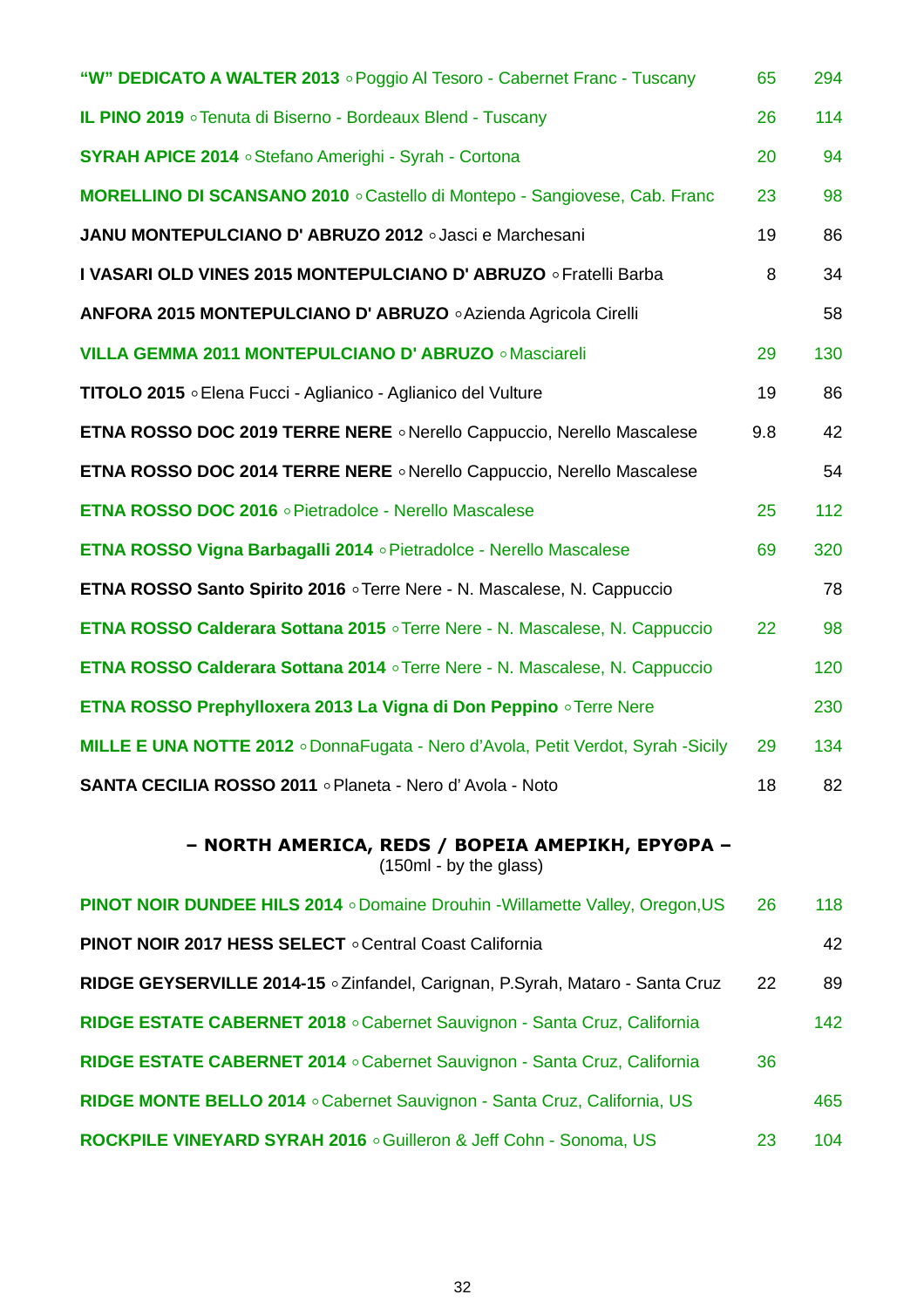| Wine | Glass | Bottle |
|---|---|---|
| **"W" DEDICATO A WALTER 2013** ◦ Poggio Al Tesoro - Cabernet Franc - Tuscany | 65 | 294 |
| **IL PINO 2019** ◦ Tenuta di Biserno - Bordeaux Blend - Tuscany | 26 | 114 |
| **SYRAH APICE 2014** ◦ Stefano Amerighi - Syrah - Cortona | 20 | 94 |
| **MORELLINO DI SCANSANO 2010** ◦ Castello di Montepo - Sangiovese, Cab. Franc | 23 | 98 |
| **JANU MONTEPULCIANO D' ABRUZO 2012** ◦ Jasci e Marchesani | 19 | 86 |
| **I VASARI OLD VINES 2015 MONTEPULCIANO D' ABRUZO** ◦ Fratelli Barba | 8 | 34 |
| **ANFORA 2015 MONTEPULCIANO D' ABRUZO** ◦ Azienda Agricola Cirelli | | 58 |
| **VILLA GEMMA 2011 MONTEPULCIANO D' ABRUZO** ◦ Masciareli | 29 | 130 |
| **TITOLO 2015** ◦ Elena Fucci - Aglianico - Aglianico del Vulture | 19 | 86 |
| **ETNA ROSSO DOC 2019 TERRE NERE** ◦ Nerello Cappuccio, Nerello Mascalese | 9.8 | 42 |
| **ETNA ROSSO DOC 2014 TERRE NERE** ◦ Nerello Cappuccio, Nerello Mascalese | | 54 |
| **ETNA ROSSO DOC 2016** ◦ Pietradolce - Nerello Mascalese | 25 | 112 |
| **ETNA ROSSO Vigna Barbagalli 2014** ◦ Pietradolce - Nerello Mascalese | 69 | 320 |
| **ETNA ROSSO Santo Spirito 2016** ◦ Terre Nere - N. Mascalese, N. Cappuccio | | 78 |
| **ETNA ROSSO Calderara Sottana 2015** ◦ Terre Nere - N. Mascalese, N. Cappuccio | 22 | 98 |
| **ETNA ROSSO Calderara Sottana 2014** ◦ Terre Nere - N. Mascalese, N. Cappuccio | | 120 |
| **ETNA ROSSO Prephylloxera 2013 La Vigna di Don Peppino** ◦ Terre Nere | | 230 |
| **MILLE E UNA NOTTE 2012** ◦ DonnaFugata - Nero d'Avola, Petit Verdot, Syrah -Sicily | 29 | 134 |
| **SANTA CECILIA ROSSO 2011** ◦ Planeta - Nero d' Avola - Noto | 18 | 82 |

## – NORTH AMERICA, REDS / ΒΟΡΕΙΑ ΑΜΕΡΙΚΗ, ΕΡΥΘΡΑ –

(150ml - by the glass)

| Wine | Glass | Bottle |
|---|---|---|
| **PINOT NOIR DUNDEE HILS 2014** ◦ Domaine Drouhin -Willamette Valley, Oregon,US | 26 | 118 |
| **PINOT NOIR 2017 HESS SELECT** ◦ Central Coast California | | 42 |
| **RIDGE GEYSERVILLE 2014-15** ◦ Zinfandel, Carignan, P.Syrah, Mataro - Santa Cruz | 22 | 89 |
| **RIDGE ESTATE CABERNET 2018** ◦ Cabernet Sauvignon - Santa Cruz, California | | 142 |
| **RIDGE ESTATE CABERNET 2014** ◦ Cabernet Sauvignon - Santa Cruz, California | 36 | |
| **RIDGE MONTE BELLO 2014** ◦ Cabernet Sauvignon - Santa Cruz, California, US | | 465 |
| **ROCKPILE VINEYARD SYRAH 2016** ◦ Guilleron & Jeff Cohn - Sonoma, US | 23 | 104 |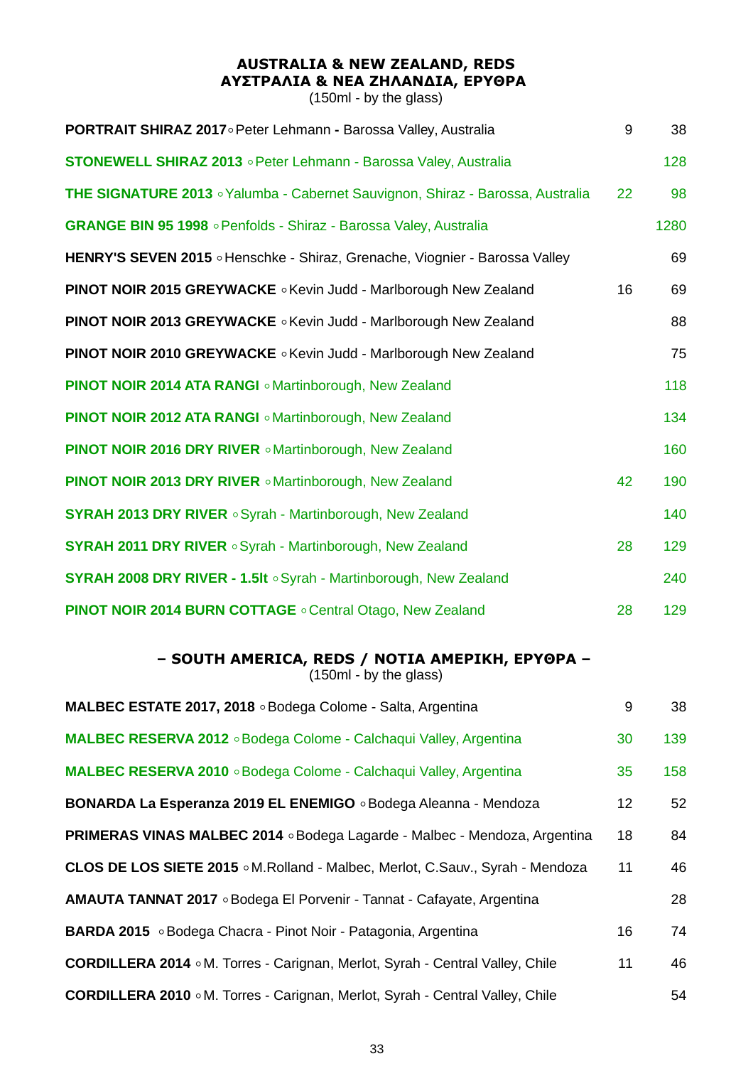## AUSTRALIA & NEW ZEALAND, REDS
## ΑΥΣΤΡΑΛΙΑ & ΝΕΑ ΖΗΛΑΝΔΙΑ, ΕΡΥΘΡΑ

(150ml - by the glass)

| Wine | Glass | Bottle |
|---|---|---|
| **PORTRAIT SHIRAZ 2017**◦Peter Lehmann **-** Barossa Valley, Australia | 9 | 38 |
| **STONEWELL SHIRAZ 2013** ◦Peter Lehmann - Barossa Valey, Australia | | 128 |
| **THE SIGNATURE 2013** ◦Yalumba - Cabernet Sauvignon, Shiraz - Barossa, Australia | 22 | 98 |
| **GRANGE BIN 95 1998** ◦Penfolds - Shiraz - Barossa Valey, Australia | | 1280 |
| **HENRY'S SEVEN 2015** ◦Henschke - Shiraz, Grenache, Viognier - Barossa Valley | | 69 |
| **PINOT NOIR 2015 GREYWACKE** ◦Kevin Judd - Marlborough New Zealand | 16 | 69 |
| **PINOT NOIR 2013 GREYWACKE** ◦Kevin Judd - Marlborough New Zealand | | 88 |
| **PINOT NOIR 2010 GREYWACKE** ◦Kevin Judd - Marlborough New Zealand | | 75 |
| **PINOT NOIR 2014 ATA RANGI** ◦Martinborough, New Zealand | | 118 |
| **PINOT NOIR 2012 ATA RANGI** ◦Martinborough, New Zealand | | 134 |
| **PINOT NOIR 2016 DRY RIVER** ◦Martinborough, New Zealand | | 160 |
| **PINOT NOIR 2013 DRY RIVER** ◦Martinborough, New Zealand | 42 | 190 |
| **SYRAH 2013 DRY RIVER** ◦Syrah - Martinborough, New Zealand | | 140 |
| **SYRAH 2011 DRY RIVER** ◦Syrah - Martinborough, New Zealand | 28 | 129 |
| **SYRAH 2008 DRY RIVER - 1.5lt** ◦Syrah - Martinborough, New Zealand | | 240 |
| **PINOT NOIR 2014 BURN COTTAGE** ◦Central Otago, New Zealand | 28 | 129 |

## – SOUTH AMERICA, REDS / ΝΟΤΙΑ ΑΜΕΡΙΚΗ, ΕΡΥΘΡΑ –

(150ml - by the glass)

| Wine | Glass | Bottle |
|---|---|---|
| **MALBEC ESTATE 2017, 2018** ◦Bodega Colome - Salta, Argentina | 9 | 38 |
| **MALBEC RESERVA 2012** ◦Bodega Colome - Calchaqui Valley, Argentina | 30 | 139 |
| **MALBEC RESERVA 2010** ◦Bodega Colome - Calchaqui Valley, Argentina | 35 | 158 |
| **BONARDA La Esperanza 2019 EL ENEMIGO** ◦Bodega Aleanna - Mendoza | 12 | 52 |
| **PRIMERAS VINAS MALBEC 2014** ◦Bodega Lagarde - Malbec - Mendoza, Argentina | 18 | 84 |
| **CLOS DE LOS SIETE 2015** ◦M.Rolland - Malbec, Merlot, C.Sauv., Syrah - Mendoza | 11 | 46 |
| **AMAUTA TANNAT 2017** ◦Bodega El Porvenir - Tannat - Cafayate, Argentina | | 28 |
| **BARDA 2015** ◦Bodega Chacra - Pinot Noir - Patagonia, Argentina | 16 | 74 |
| **CORDILLERA 2014** ◦M. Torres - Carignan, Merlot, Syrah - Central Valley, Chile | 11 | 46 |
| **CORDILLERA 2010** ◦M. Torres - Carignan, Merlot, Syrah - Central Valley, Chile | | 54 |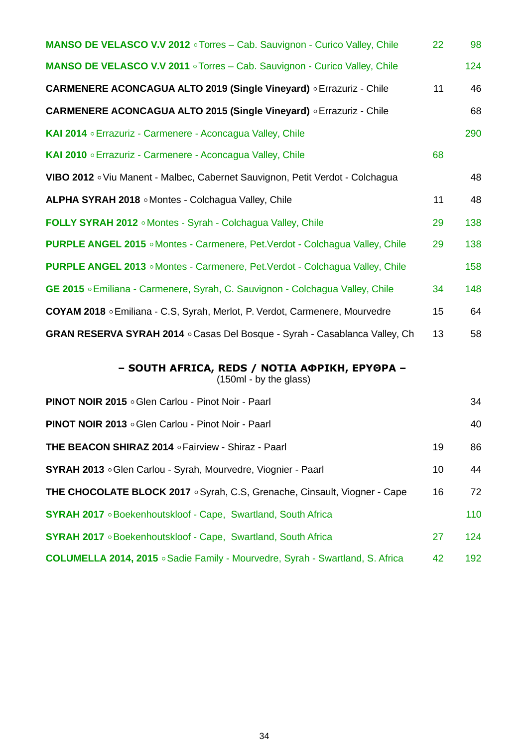| | | |
|---|---|---|
| **MANSO DE VELASCO V.V 2012** ◦ Torres – Cab. Sauvignon - Curico Valley, Chile | 22 | 98 |
| **MANSO DE VELASCO V.V 2011** ◦ Torres – Cab. Sauvignon - Curico Valley, Chile | | 124 |
| **CARMENERE ACONCAGUA ALTO 2019 (Single Vineyard)** ◦ Errazuriz - Chile | 11 | 46 |
| **CARMENERE ACONCAGUA ALTO 2015 (Single Vineyard)** ◦ Errazuriz - Chile | | 68 |
| **KAI 2014** ◦ Errazuriz - Carmenere - Aconcagua Valley, Chile | | 290 |
| **KAI 2010** ◦ Errazuriz - Carmenere - Aconcagua Valley, Chile | 68 | |
| **VIBO 2012** ◦ Viu Manent - Malbec, Cabernet Sauvignon, Petit Verdot - Colchagua | | 48 |
| **ALPHA SYRAH 2018** ◦ Montes - Colchagua Valley, Chile | 11 | 48 |
| **FOLLY SYRAH 2012** ◦ Montes - Syrah - Colchagua Valley, Chile | 29 | 138 |
| **PURPLE ANGEL 2015** ◦ Montes - Carmenere, Pet.Verdot - Colchagua Valley, Chile | 29 | 138 |
| **PURPLE ANGEL 2013** ◦ Montes - Carmenere, Pet.Verdot - Colchagua Valley, Chile | | 158 |
| **GE 2015** ◦ Emiliana - Carmenere, Syrah, C. Sauvignon - Colchagua Valley, Chile | 34 | 148 |
| **COYAM 2018** ◦ Emiliana - C.S, Syrah, Merlot, P. Verdot, Carmenere, Mourvedre | 15 | 64 |
| **GRAN RESERVA SYRAH 2014** ◦ Casas Del Bosque - Syrah - Casablanca Valley, Ch | 13 | 58 |

## – SOUTH AFRICA, REDS / ΝΟΤΙΑ ΑΦΡΙΚΗ, ΕΡΥΘΡΑ –

(150ml - by the glass)

| | | |
|---|---|---|
| **PINOT NOIR 2015** ◦ Glen Carlou - Pinot Noir - Paarl | | 34 |
| **PINOT NOIR 2013** ◦ Glen Carlou - Pinot Noir - Paarl | | 40 |
| **THE BEACON SHIRAZ 2014** ◦ Fairview - Shiraz - Paarl | 19 | 86 |
| **SYRAH 2013** ◦ Glen Carlou - Syrah, Mourvedre, Viognier - Paarl | 10 | 44 |
| **THE CHOCOLATE BLOCK 2017** ◦ Syrah, C.S, Grenache, Cinsault, Viogner - Cape | 16 | 72 |
| **SYRAH 2017** ◦ Boekenhoutskloof - Cape, Swartland, South Africa | | 110 |
| **SYRAH 2017** ◦ Boekenhoutskloof - Cape, Swartland, South Africa | 27 | 124 |
| **COLUMELLA 2014, 2015** ◦ Sadie Family - Mourvedre, Syrah - Swartland, S. Africa | 42 | 192 |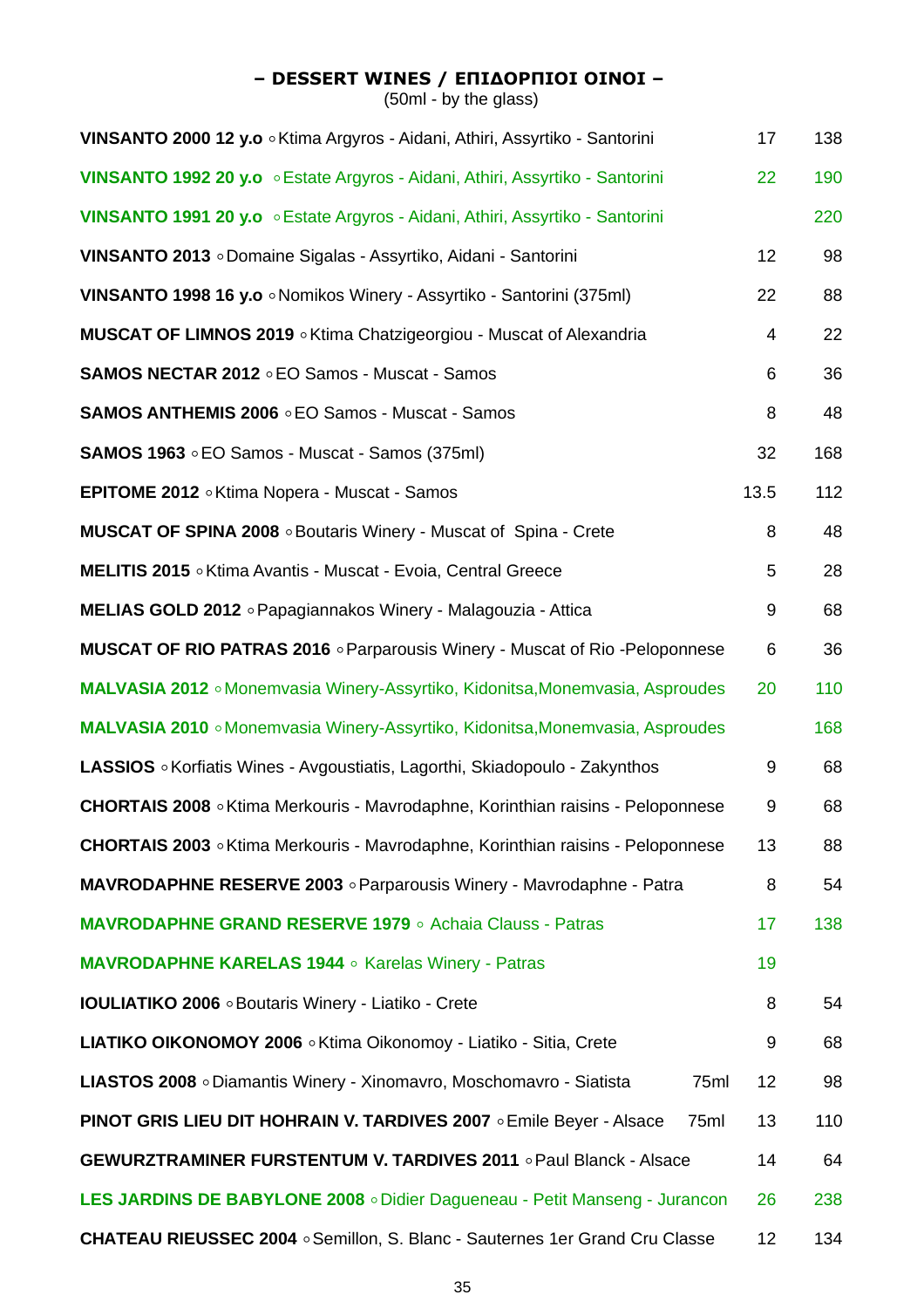## – DESSERT WINES / ΕΠΙΔΟΡΠΙΟΙ ΟΙΝΟΙ –

(50ml - by the glass)

| Wine | | Glass | Bottle |
|---|---|---|---|
| **VINSANTO 2000 12 y.o** ◦ Ktima Argyros - Aidani, Athiri, Assyrtiko - Santorini | | 17 | 138 |
| **VINSANTO 1992 20 y.o** ◦ Estate Argyros - Aidani, Athiri, Assyrtiko - Santorini | | 22 | 190 |
| **VINSANTO 1991 20 y.o** ◦ Estate Argyros - Aidani, Athiri, Assyrtiko - Santorini | | | 220 |
| **VINSANTO 2013** ◦ Domaine Sigalas - Assyrtiko, Aidani - Santorini | | 12 | 98 |
| **VINSANTO 1998 16 y.o** ◦ Nomikos Winery - Assyrtiko - Santorini (375ml) | | 22 | 88 |
| **MUSCAT OF LIMNOS 2019** ◦ Ktima Chatzigeorgiou - Muscat of Alexandria | | 4 | 22 |
| **SAMOS NECTAR 2012** ◦ EO Samos - Muscat - Samos | | 6 | 36 |
| **SAMOS ANTHEMIS 2006** ◦ EO Samos - Muscat - Samos | | 8 | 48 |
| **SAMOS 1963** ◦ EO Samos - Muscat - Samos (375ml) | | 32 | 168 |
| **EPITOME 2012** ◦ Ktima Nopera - Muscat - Samos | | 13.5 | 112 |
| **MUSCAT OF SPINA 2008** ◦ Boutaris Winery - Muscat of Spina - Crete | | 8 | 48 |
| **MELITIS 2015** ◦ Ktima Avantis - Muscat - Evoia, Central Greece | | 5 | 28 |
| **MELIAS GOLD 2012** ◦ Papagiannakos Winery - Malagouzia - Attica | | 9 | 68 |
| **MUSCAT OF RIO PATRAS 2016** ◦ Parparousis Winery - Muscat of Rio -Peloponnese | | 6 | 36 |
| **MALVASIA 2012** ◦ Monemvasia Winery-Assyrtiko, Kidonitsa,Monemvasia, Asproudes | | 20 | 110 |
| **MALVASIA 2010** ◦ Monemvasia Winery-Assyrtiko, Kidonitsa,Monemvasia, Asproudes | | | 168 |
| **LASSIOS** ◦ Korfiatis Wines - Avgoustiatis, Lagorthi, Skiadopoulo - Zakynthos | | 9 | 68 |
| **CHORTAIS 2008** ◦ Ktima Merkouris - Mavrodaphne, Korinthian raisins - Peloponnese | | 9 | 68 |
| **CHORTAIS 2003** ◦ Ktima Merkouris - Mavrodaphne, Korinthian raisins - Peloponnese | | 13 | 88 |
| **MAVRODAPHNE RESERVE 2003** ◦ Parparousis Winery - Mavrodaphne - Patra | | 8 | 54 |
| **MAVRODAPHNE GRAND RESERVE 1979** ◦ Achaia Clauss - Patras | | 17 | 138 |
| **MAVRODAPHNE KARELAS 1944** ◦ Karelas Winery - Patras | | 19 | |
| **IOULIATIKO 2006** ◦ Boutaris Winery - Liatiko - Crete | | 8 | 54 |
| **LIATIKO OIKONOMOY 2006** ◦ Ktima Oikonomoy - Liatiko - Sitia, Crete | | 9 | 68 |
| **LIASTOS 2008** ◦ Diamantis Winery - Xinomavro, Moschomavro - Siatista | 75ml | 12 | 98 |
| **PINOT GRIS LIEU DIT HOHRAIN V. TARDIVES 2007** ◦ Emile Beyer - Alsace | 75ml | 13 | 110 |
| **GEWURZTRAMINER FURSTENTUM V. TARDIVES 2011** ◦ Paul Blanck - Alsace | | 14 | 64 |
| **LES JARDINS DE BABYLONE 2008** ◦ Didier Dagueneau - Petit Manseng - Jurancon | | 26 | 238 |
| **CHATEAU RIEUSSEC 2004** ◦ Semillon, S. Blanc - Sauternes 1er Grand Cru Classe | | 12 | 134 |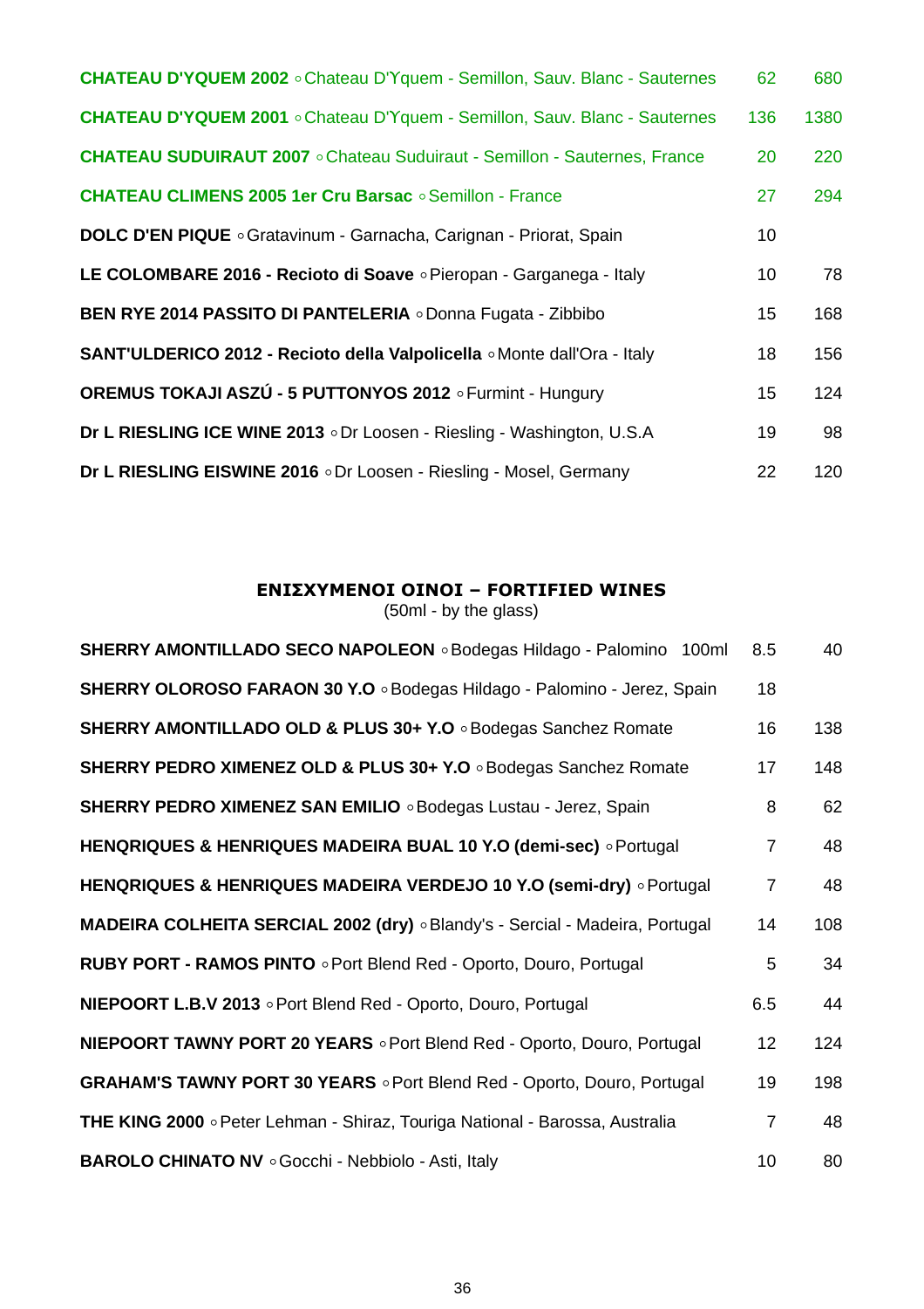| | | |
|---|---|---|
| **CHATEAU D'YQUEM 2002** ◦ Chateau D'Yquem - Semillon, Sauv. Blanc - Sauternes | 62 | 680 |
| **CHATEAU D'YQUEM 2001** ◦ Chateau D'Yquem - Semillon, Sauv. Blanc - Sauternes | 136 | 1380 |
| **CHATEAU SUDUIRAUT 2007** ◦ Chateau Suduiraut - Semillon - Sauternes, France | 20 | 220 |
| **CHATEAU CLIMENS 2005 1er Cru Barsac** ◦ Semillon - France | 27 | 294 |
| **DOLC D'EN PIQUE** ◦ Gratavinum - Garnacha, Carignan - Priorat, Spain | 10 | |
| **LE COLOMBARE 2016 - Recioto di Soave** ◦ Pieropan - Garganega - Italy | 10 | 78 |
| **BEN RYE 2014 PASSITO DI PANTELERIA** ◦ Donna Fugata - Zibbibo | 15 | 168 |
| **SANT'ULDERICO 2012 - Recioto della Valpolicella** ◦ Monte dall'Ora - Italy | 18 | 156 |
| **OREMUS TOKAJI ASZÚ - 5 PUTTONYOS 2012** ◦ Furmint - Hungury | 15 | 124 |
| **Dr L RIESLING ICE WINE 2013** ◦ Dr Loosen - Riesling - Washington, U.S.A | 19 | 98 |
| **Dr L RIESLING EISWINE 2016** ◦ Dr Loosen - Riesling - Mosel, Germany | 22 | 120 |

## ΕΝΙΣΧΥΜΕΝΟΙ ΟΙΝΟΙ – FORTIFIED WINES

(50ml - by the glass)

| | | |
|---|---|---|
| **SHERRY AMONTILLADO SECO NAPOLEON** ◦ Bodegas Hildago - Palomino 100ml | 8.5 | 40 |
| **SHERRY OLOROSO FARAON 30 Y.O** ◦ Bodegas Hildago - Palomino - Jerez, Spain | 18 | |
| **SHERRY AMONTILLADO OLD & PLUS 30+ Y.O** ◦ Bodegas Sanchez Romate | 16 | 138 |
| **SHERRY PEDRO XIMENEZ OLD & PLUS 30+ Y.O** ◦ Bodegas Sanchez Romate | 17 | 148 |
| **SHERRY PEDRO XIMENEZ SAN EMILIO** ◦ Bodegas Lustau - Jerez, Spain | 8 | 62 |
| **HENQRIQUES & HENRIQUES MADEIRA BUAL 10 Y.O (demi-sec)** ◦ Portugal | 7 | 48 |
| **HENQRIQUES & HENRIQUES MADEIRA VERDEJO 10 Y.O (semi-dry)** ◦ Portugal | 7 | 48 |
| **MADEIRA COLHEITA SERCIAL 2002 (dry)** ◦ Blandy's - Sercial - Madeira, Portugal | 14 | 108 |
| **RUBY PORT - RAMOS PINTO** ◦ Port Blend Red - Oporto, Douro, Portugal | 5 | 34 |
| **NIEPOORT L.B.V 2013** ◦ Port Blend Red - Oporto, Douro, Portugal | 6.5 | 44 |
| **NIEPOORT TAWNY PORT 20 YEARS** ◦ Port Blend Red - Oporto, Douro, Portugal | 12 | 124 |
| **GRAHAM'S TAWNY PORT 30 YEARS** ◦ Port Blend Red - Oporto, Douro, Portugal | 19 | 198 |
| **THE KING 2000** ◦ Peter Lehman - Shiraz, Touriga National - Barossa, Australia | 7 | 48 |
| **BAROLO CHINATO NV** ◦ Gocchi - Nebbiolo - Asti, Italy | 10 | 80 |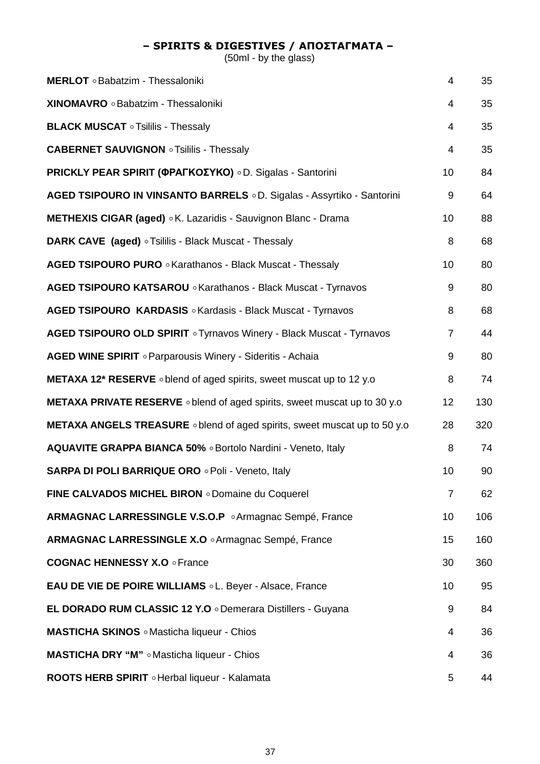### – SPIRITS & DIGESTIVES / ΑΠΟΣΤΑΓΜΑΤΑ –

(50ml - by the glass)

| | | |
|---|---|---|
| **MERLOT** ◦ Babatzim - Thessaloniki | 4 | 35 |
| **XINOMAVRO** ◦ Babatzim - Thessaloniki | 4 | 35 |
| **BLACK MUSCAT** ◦ Tsililis - Thessaly | 4 | 35 |
| **CABERNET SAUVIGNON** ◦ Tsililis - Thessaly | 4 | 35 |
| **PRICKLY PEAR SPIRIT (ΦΡΑΓΚΟΣΥΚΟ)** ◦ D. Sigalas - Santorini | 10 | 84 |
| **AGED TSIPOURO IN VINSANTO BARRELS** ◦ D. Sigalas - Assyrtiko - Santorini | 9 | 64 |
| **METHEXIS CIGAR (aged)** ◦ K. Lazaridis - Sauvignon Blanc - Drama | 10 | 88 |
| **DARK CAVE (aged)** ◦ Tsililis - Black Muscat - Thessaly | 8 | 68 |
| **AGED TSIPOURO PURO** ◦ Karathanos - Black Muscat - Thessaly | 10 | 80 |
| **AGED TSIPOURO KATSAROU** ◦ Karathanos - Black Muscat - Tyrnavos | 9 | 80 |
| **AGED TSIPOURO KARDASIS** ◦ Kardasis - Black Muscat - Tyrnavos | 8 | 68 |
| **AGED TSIPOURO OLD SPIRIT** ◦ Tyrnavos Winery - Black Muscat - Tyrnavos | 7 | 44 |
| **AGED WINE SPIRIT** ◦ Parparousis Winery - Sideritis - Achaia | 9 | 80 |
| **METAXA 12* RESERVE** ◦ blend of aged spirits, sweet muscat up to 12 y.o | 8 | 74 |
| **METAXA PRIVATE RESERVE** ◦ blend of aged spirits, sweet muscat up to 30 y.o | 12 | 130 |
| **METAXA ANGELS TREASURE** ◦ blend of aged spirits, sweet muscat up to 50 y.o | 28 | 320 |
| **AQUAVITE GRAPPA BIANCA 50%** ◦ Bortolo Nardini - Veneto, Italy | 8 | 74 |
| **SARPA DI POLI BARRIQUE ORO** ◦ Poli - Veneto, Italy | 10 | 90 |
| **FINE CALVADOS MICHEL BIRON** ◦ Domaine du Coquerel | 7 | 62 |
| **ARMAGNAC LARRESSINGLE V.S.O.P** ◦ Armagnac Sempé, France | 10 | 106 |
| **ARMAGNAC LARRESSINGLE X.O** ◦ Armagnac Sempé, France | 15 | 160 |
| **COGNAC HENNESSY X.O** ◦ France | 30 | 360 |
| **EAU DE VIE DE POIRE WILLIAMS** ◦ L. Beyer - Alsace, France | 10 | 95 |
| **EL DORADO RUM CLASSIC 12 Y.O** ◦ Demerara Distillers - Guyana | 9 | 84 |
| **MASTICHA SKINOS** ◦ Masticha liqueur - Chios | 4 | 36 |
| **MASTICHA DRY "M"** ◦ Masticha liqueur - Chios | 4 | 36 |
| **ROOTS HERB SPIRIT** ◦ Herbal liqueur - Kalamata | 5 | 44 |